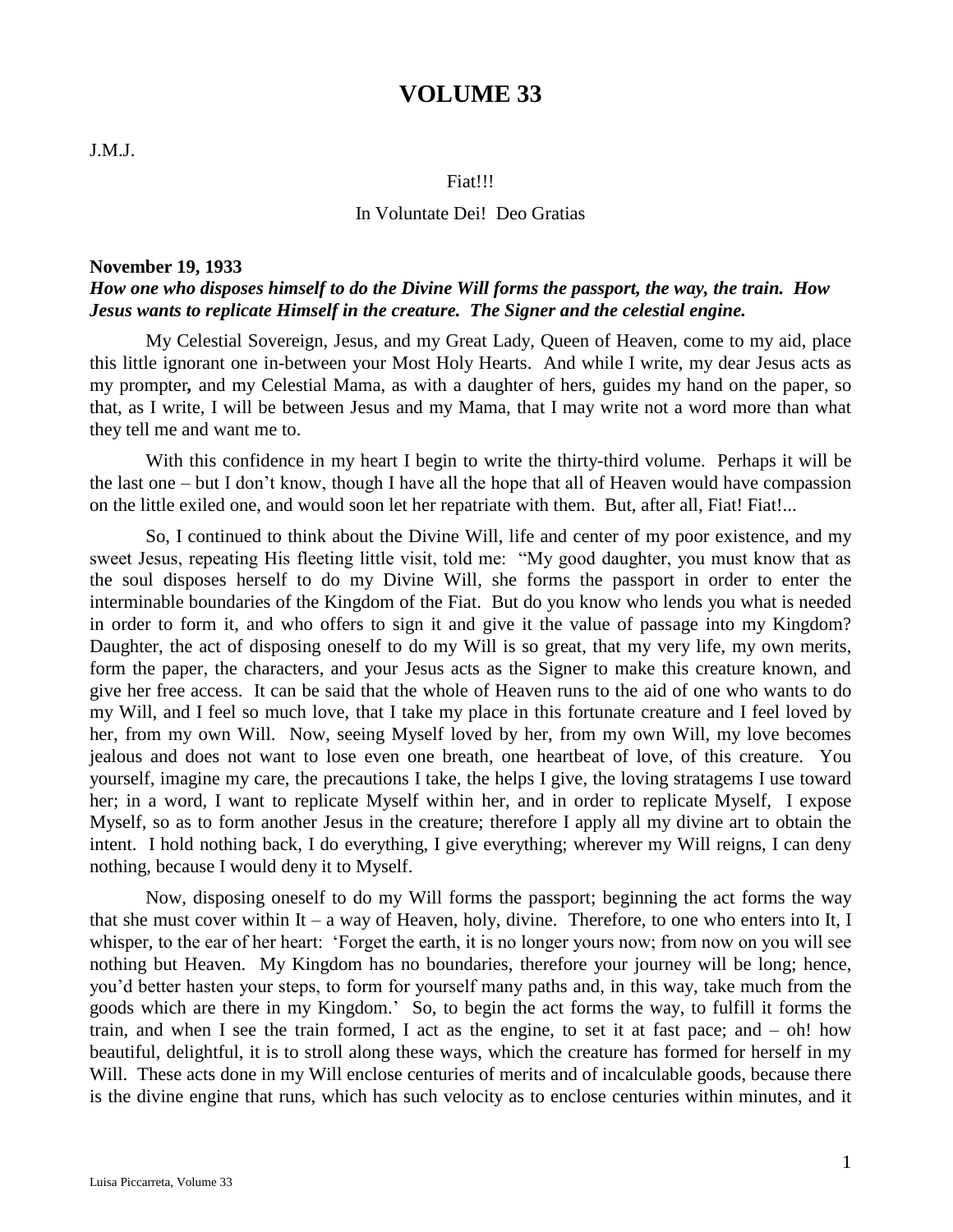# VOLUME 33

J.M.J.

Fiat!!!

In Voluntate Dei! Deo Gratias

**November 19, 1933**

***How one who disposes himself to do the Divine Will forms the passport, the way, the train. How Jesus wants to replicate Himself in the creature. The Signer and the celestial engine.***

My Celestial Sovereign, Jesus, and my Great Lady, Queen of Heaven, come to my aid, place this little ignorant one in-between your Most Holy Hearts. And while I write, my dear Jesus acts as my prompter**,** and my Celestial Mama, as with a daughter of hers, guides my hand on the paper, so that, as I write, I will be between Jesus and my Mama, that I may write not a word more than what they tell me and want me to.

With this confidence in my heart I begin to write the thirty-third volume. Perhaps it will be the last one – but I don't know, though I have all the hope that all of Heaven would have compassion on the little exiled one, and would soon let her repatriate with them. But, after all, Fiat! Fiat!...

So, I continued to think about the Divine Will, life and center of my poor existence, and my sweet Jesus, repeating His fleeting little visit, told me: "My good daughter, you must know that as the soul disposes herself to do my Divine Will, she forms the passport in order to enter the interminable boundaries of the Kingdom of the Fiat. But do you know who lends you what is needed in order to form it, and who offers to sign it and give it the value of passage into my Kingdom? Daughter, the act of disposing oneself to do my Will is so great, that my very life, my own merits, form the paper, the characters, and your Jesus acts as the Signer to make this creature known, and give her free access. It can be said that the whole of Heaven runs to the aid of one who wants to do my Will, and I feel so much love, that I take my place in this fortunate creature and I feel loved by her, from my own Will. Now, seeing Myself loved by her, from my own Will, my love becomes jealous and does not want to lose even one breath, one heartbeat of love, of this creature. You yourself, imagine my care, the precautions I take, the helps I give, the loving stratagems I use toward her; in a word, I want to replicate Myself within her, and in order to replicate Myself, I expose Myself, so as to form another Jesus in the creature; therefore I apply all my divine art to obtain the intent. I hold nothing back, I do everything, I give everything; wherever my Will reigns, I can deny nothing, because I would deny it to Myself.

Now, disposing oneself to do my Will forms the passport; beginning the act forms the way that she must cover within It – a way of Heaven, holy, divine. Therefore, to one who enters into It, I whisper, to the ear of her heart: 'Forget the earth, it is no longer yours now; from now on you will see nothing but Heaven. My Kingdom has no boundaries, therefore your journey will be long; hence, you'd better hasten your steps, to form for yourself many paths and, in this way, take much from the goods which are there in my Kingdom.' So, to begin the act forms the way, to fulfill it forms the train, and when I see the train formed, I act as the engine, to set it at fast pace; and – oh! how beautiful, delightful, it is to stroll along these ways, which the creature has formed for herself in my Will. These acts done in my Will enclose centuries of merits and of incalculable goods, because there is the divine engine that runs, which has such velocity as to enclose centuries within minutes, and it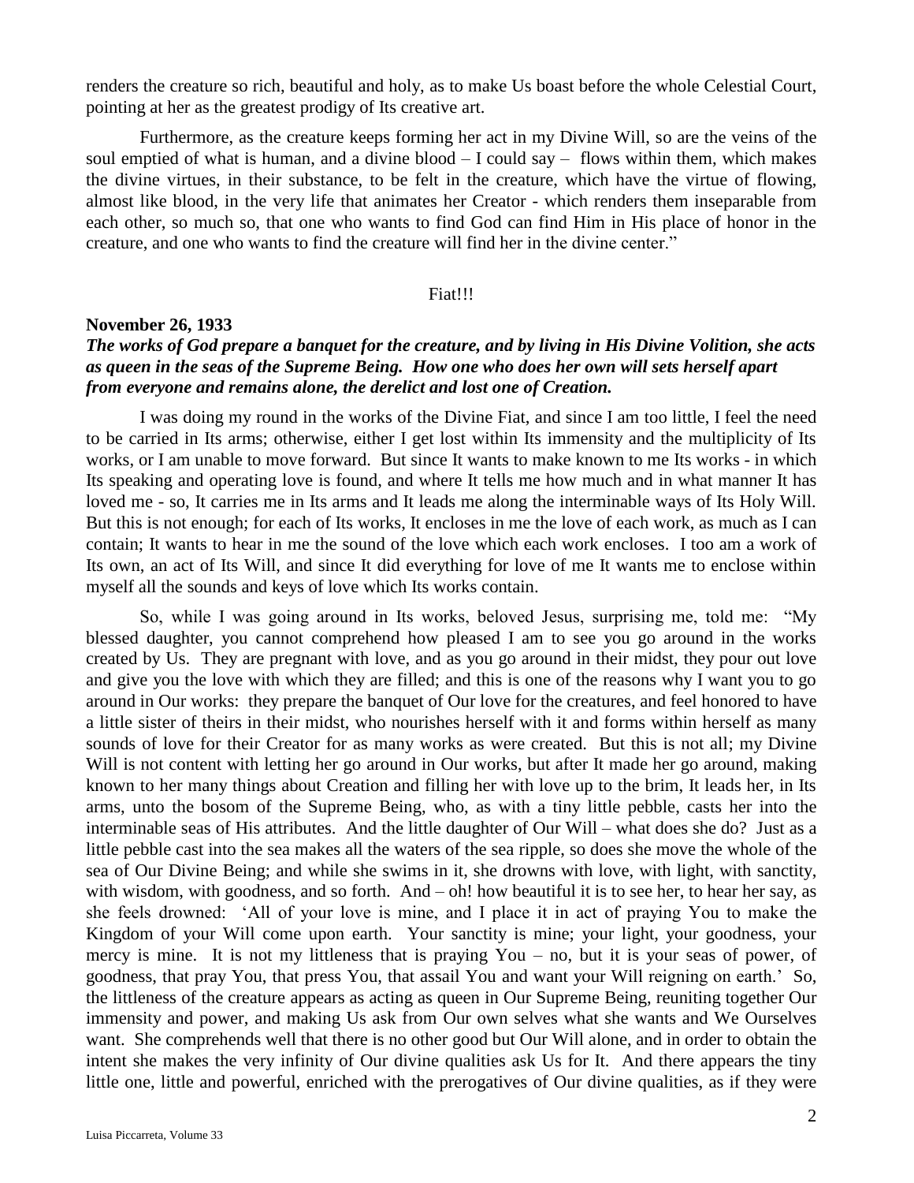renders the creature so rich, beautiful and holy, as to make Us boast before the whole Celestial Court, pointing at her as the greatest prodigy of Its creative art.

Furthermore, as the creature keeps forming her act in my Divine Will, so are the veins of the soul emptied of what is human, and a divine blood – I could say – flows within them, which makes the divine virtues, in their substance, to be felt in the creature, which have the virtue of flowing, almost like blood, in the very life that animates her Creator - which renders them inseparable from each other, so much so, that one who wants to find God can find Him in His place of honor in the creature, and one who wants to find the creature will find her in the divine center."

Fiat!!!

**November 26, 1933**

***The works of God prepare a banquet for the creature, and by living in His Divine Volition, she acts as queen in the seas of the Supreme Being. How one who does her own will sets herself apart from everyone and remains alone, the derelict and lost one of Creation.***

I was doing my round in the works of the Divine Fiat, and since I am too little, I feel the need to be carried in Its arms; otherwise, either I get lost within Its immensity and the multiplicity of Its works, or I am unable to move forward. But since It wants to make known to me Its works - in which Its speaking and operating love is found, and where It tells me how much and in what manner It has loved me - so, It carries me in Its arms and It leads me along the interminable ways of Its Holy Will. But this is not enough; for each of Its works, It encloses in me the love of each work, as much as I can contain; It wants to hear in me the sound of the love which each work encloses. I too am a work of Its own, an act of Its Will, and since It did everything for love of me It wants me to enclose within myself all the sounds and keys of love which Its works contain.

So, while I was going around in Its works, beloved Jesus, surprising me, told me: "My blessed daughter, you cannot comprehend how pleased I am to see you go around in the works created by Us. They are pregnant with love, and as you go around in their midst, they pour out love and give you the love with which they are filled; and this is one of the reasons why I want you to go around in Our works: they prepare the banquet of Our love for the creatures, and feel honored to have a little sister of theirs in their midst, who nourishes herself with it and forms within herself as many sounds of love for their Creator for as many works as were created. But this is not all; my Divine Will is not content with letting her go around in Our works, but after It made her go around, making known to her many things about Creation and filling her with love up to the brim, It leads her, in Its arms, unto the bosom of the Supreme Being, who, as with a tiny little pebble, casts her into the interminable seas of His attributes. And the little daughter of Our Will – what does she do? Just as a little pebble cast into the sea makes all the waters of the sea ripple, so does she move the whole of the sea of Our Divine Being; and while she swims in it, she drowns with love, with light, with sanctity, with wisdom, with goodness, and so forth. And – oh! how beautiful it is to see her, to hear her say, as she feels drowned: 'All of your love is mine, and I place it in act of praying You to make the Kingdom of your Will come upon earth. Your sanctity is mine; your light, your goodness, your mercy is mine. It is not my littleness that is praying You – no, but it is your seas of power, of goodness, that pray You, that press You, that assail You and want your Will reigning on earth.' So, the littleness of the creature appears as acting as queen in Our Supreme Being, reuniting together Our immensity and power, and making Us ask from Our own selves what she wants and We Ourselves want. She comprehends well that there is no other good but Our Will alone, and in order to obtain the intent she makes the very infinity of Our divine qualities ask Us for It. And there appears the tiny little one, little and powerful, enriched with the prerogatives of Our divine qualities, as if they were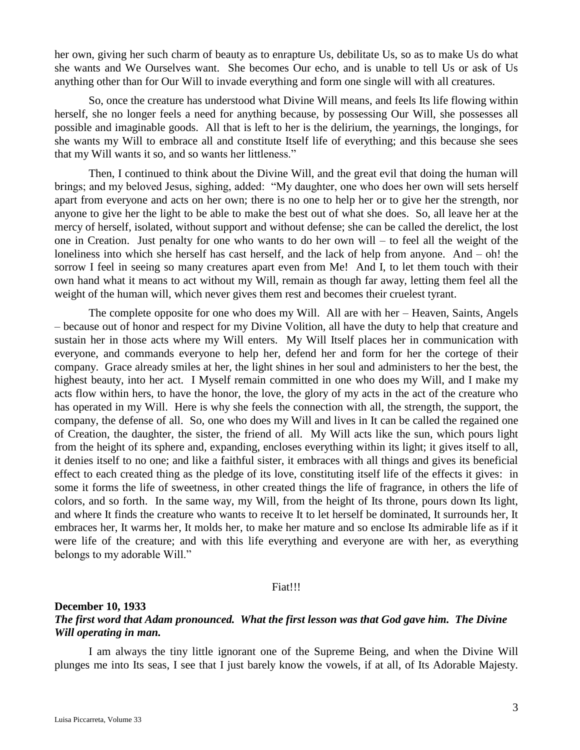her own, giving her such charm of beauty as to enrapture Us, debilitate Us, so as to make Us do what she wants and We Ourselves want. She becomes Our echo, and is unable to tell Us or ask of Us anything other than for Our Will to invade everything and form one single will with all creatures.

So, once the creature has understood what Divine Will means, and feels Its life flowing within herself, she no longer feels a need for anything because, by possessing Our Will, she possesses all possible and imaginable goods. All that is left to her is the delirium, the yearnings, the longings, for she wants my Will to embrace all and constitute Itself life of everything; and this because she sees that my Will wants it so, and so wants her littleness."

Then, I continued to think about the Divine Will, and the great evil that doing the human will brings; and my beloved Jesus, sighing, added: "My daughter, one who does her own will sets herself apart from everyone and acts on her own; there is no one to help her or to give her the strength, nor anyone to give her the light to be able to make the best out of what she does. So, all leave her at the mercy of herself, isolated, without support and without defense; she can be called the derelict, the lost one in Creation. Just penalty for one who wants to do her own will – to feel all the weight of the loneliness into which she herself has cast herself, and the lack of help from anyone. And – oh! the sorrow I feel in seeing so many creatures apart even from Me! And I, to let them touch with their own hand what it means to act without my Will, remain as though far away, letting them feel all the weight of the human will, which never gives them rest and becomes their cruelest tyrant.

The complete opposite for one who does my Will. All are with her – Heaven, Saints, Angels – because out of honor and respect for my Divine Volition, all have the duty to help that creature and sustain her in those acts where my Will enters. My Will Itself places her in communication with everyone, and commands everyone to help her, defend her and form for her the cortege of their company. Grace already smiles at her, the light shines in her soul and administers to her the best, the highest beauty, into her act. I Myself remain committed in one who does my Will, and I make my acts flow within hers, to have the honor, the love, the glory of my acts in the act of the creature who has operated in my Will. Here is why she feels the connection with all, the strength, the support, the company, the defense of all. So, one who does my Will and lives in It can be called the regained one of Creation, the daughter, the sister, the friend of all. My Will acts like the sun, which pours light from the height of its sphere and, expanding, encloses everything within its light; it gives itself to all, it denies itself to no one; and like a faithful sister, it embraces with all things and gives its beneficial effect to each created thing as the pledge of its love, constituting itself life of the effects it gives: in some it forms the life of sweetness, in other created things the life of fragrance, in others the life of colors, and so forth. In the same way, my Will, from the height of Its throne, pours down Its light, and where It finds the creature who wants to receive It to let herself be dominated, It surrounds her, It embraces her, It warms her, It molds her, to make her mature and so enclose Its admirable life as if it were life of the creature; and with this life everything and everyone are with her, as everything belongs to my adorable Will."

Fiat!!!

**December 10, 1933**
***The first word that Adam pronounced. What the first lesson was that God gave him. The Divine Will operating in man.***

I am always the tiny little ignorant one of the Supreme Being, and when the Divine Will plunges me into Its seas, I see that I just barely know the vowels, if at all, of Its Adorable Majesty.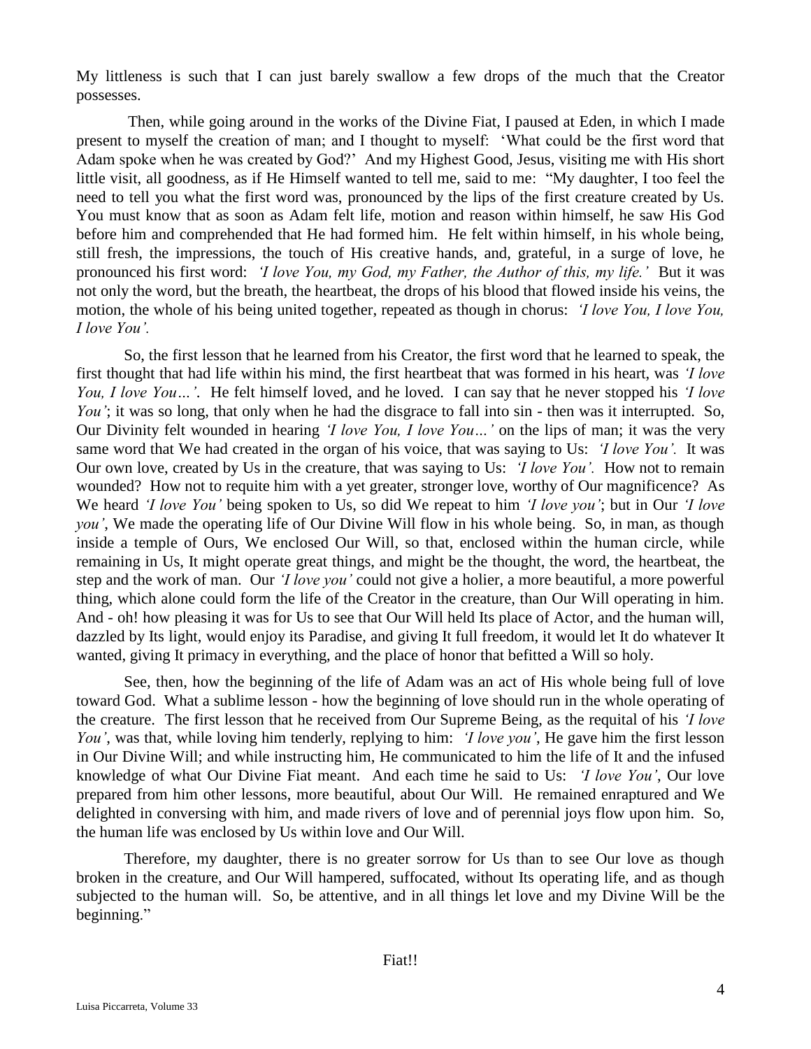My littleness is such that I can just barely swallow a few drops of the much that the Creator possesses.

Then, while going around in the works of the Divine Fiat, I paused at Eden, in which I made present to myself the creation of man; and I thought to myself: 'What could be the first word that Adam spoke when he was created by God?' And my Highest Good, Jesus, visiting me with His short little visit, all goodness, as if He Himself wanted to tell me, said to me: "My daughter, I too feel the need to tell you what the first word was, pronounced by the lips of the first creature created by Us. You must know that as soon as Adam felt life, motion and reason within himself, he saw His God before him and comprehended that He had formed him. He felt within himself, in his whole being, still fresh, the impressions, the touch of His creative hands, and, grateful, in a surge of love, he pronounced his first word: *'I love You, my God, my Father, the Author of this, my life.'* But it was not only the word, but the breath, the heartbeat, the drops of his blood that flowed inside his veins, the motion, the whole of his being united together, repeated as though in chorus: *'I love You, I love You, I love You'.*

So, the first lesson that he learned from his Creator, the first word that he learned to speak, the first thought that had life within his mind, the first heartbeat that was formed in his heart, was *'I love You, I love You…'*. He felt himself loved, and he loved. I can say that he never stopped his *'I love You'*; it was so long, that only when he had the disgrace to fall into sin - then was it interrupted. So, Our Divinity felt wounded in hearing *'I love You, I love You…'* on the lips of man; it was the very same word that We had created in the organ of his voice, that was saying to Us: *'I love You'.* It was Our own love, created by Us in the creature, that was saying to Us: *'I love You'.* How not to remain wounded? How not to requite him with a yet greater, stronger love, worthy of Our magnificence? As We heard *'I love You'* being spoken to Us, so did We repeat to him *'I love you'*; but in Our *'I love you'*, We made the operating life of Our Divine Will flow in his whole being. So, in man, as though inside a temple of Ours, We enclosed Our Will, so that, enclosed within the human circle, while remaining in Us, It might operate great things, and might be the thought, the word, the heartbeat, the step and the work of man. Our *'I love you'* could not give a holier, a more beautiful, a more powerful thing, which alone could form the life of the Creator in the creature, than Our Will operating in him. And - oh! how pleasing it was for Us to see that Our Will held Its place of Actor, and the human will, dazzled by Its light, would enjoy its Paradise, and giving It full freedom, it would let It do whatever It wanted, giving It primacy in everything, and the place of honor that befitted a Will so holy.

See, then, how the beginning of the life of Adam was an act of His whole being full of love toward God. What a sublime lesson - how the beginning of love should run in the whole operating of the creature. The first lesson that he received from Our Supreme Being, as the requital of his *'I love You'*, was that, while loving him tenderly, replying to him: *'I love you'*, He gave him the first lesson in Our Divine Will; and while instructing him, He communicated to him the life of It and the infused knowledge of what Our Divine Fiat meant. And each time he said to Us: *'I love You'*, Our love prepared from him other lessons, more beautiful, about Our Will. He remained enraptured and We delighted in conversing with him, and made rivers of love and of perennial joys flow upon him. So, the human life was enclosed by Us within love and Our Will.

Therefore, my daughter, there is no greater sorrow for Us than to see Our love as though broken in the creature, and Our Will hampered, suffocated, without Its operating life, and as though subjected to the human will. So, be attentive, and in all things let love and my Divine Will be the beginning."

Fiat!!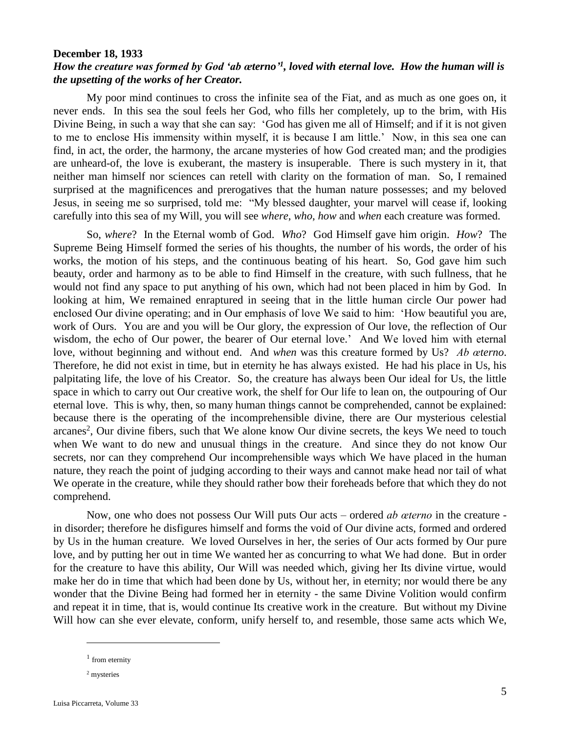**December 18, 1933**

***How the creature was formed by God 'ab æterno'[1], loved with eternal love. How the human will is the upsetting of the works of her Creator.***

My poor mind continues to cross the infinite sea of the Fiat, and as much as one goes on, it never ends. In this sea the soul feels her God, who fills her completely, up to the brim, with His Divine Being, in such a way that she can say: 'God has given me all of Himself; and if it is not given to me to enclose His immensity within myself, it is because I am little.' Now, in this sea one can find, in act, the order, the harmony, the arcane mysteries of how God created man; and the prodigies are unheard-of, the love is exuberant, the mastery is insuperable. There is such mystery in it, that neither man himself nor sciences can retell with clarity on the formation of man. So, I remained surprised at the magnificences and prerogatives that the human nature possesses; and my beloved Jesus, in seeing me so surprised, told me: "My blessed daughter, your marvel will cease if, looking carefully into this sea of my Will, you will see *where*, *who*, *how* and *when* each creature was formed.

So, *where*? In the Eternal womb of God. *Who*? God Himself gave him origin. *How*? The Supreme Being Himself formed the series of his thoughts, the number of his words, the order of his works, the motion of his steps, and the continuous beating of his heart. So, God gave him such beauty, order and harmony as to be able to find Himself in the creature, with such fullness, that he would not find any space to put anything of his own, which had not been placed in him by God. In looking at him, We remained enraptured in seeing that in the little human circle Our power had enclosed Our divine operating; and in Our emphasis of love We said to him: 'How beautiful you are, work of Ours. You are and you will be Our glory, the expression of Our love, the reflection of Our wisdom, the echo of Our power, the bearer of Our eternal love.' And We loved him with eternal love, without beginning and without end. And *when* was this creature formed by Us? *Ab æterno*. Therefore, he did not exist in time, but in eternity he has always existed. He had his place in Us, his palpitating life, the love of his Creator. So, the creature has always been Our ideal for Us, the little space in which to carry out Our creative work, the shelf for Our life to lean on, the outpouring of Our eternal love. This is why, then, so many human things cannot be comprehended, cannot be explained: because there is the operating of the incomprehensible divine, there are Our mysterious celestial arcanes[2], Our divine fibers, such that We alone know Our divine secrets, the keys We need to touch when We want to do new and unusual things in the creature. And since they do not know Our secrets, nor can they comprehend Our incomprehensible ways which We have placed in the human nature, they reach the point of judging according to their ways and cannot make head nor tail of what We operate in the creature, while they should rather bow their foreheads before that which they do not comprehend.

Now, one who does not possess Our Will puts Our acts – ordered *ab æterno* in the creature - in disorder; therefore he disfigures himself and forms the void of Our divine acts, formed and ordered by Us in the human creature. We loved Ourselves in her, the series of Our acts formed by Our pure love, and by putting her out in time We wanted her as concurring to what We had done. But in order for the creature to have this ability, Our Will was needed which, giving her Its divine virtue, would make her do in time that which had been done by Us, without her, in eternity; nor would there be any wonder that the Divine Being had formed her in eternity - the same Divine Volition would confirm and repeat it in time, that is, would continue Its creative work in the creature. But without my Divine Will how can she ever elevate, conform, unify herself to, and resemble, those same acts which We,

---

[1] from eternity

[2] mysteries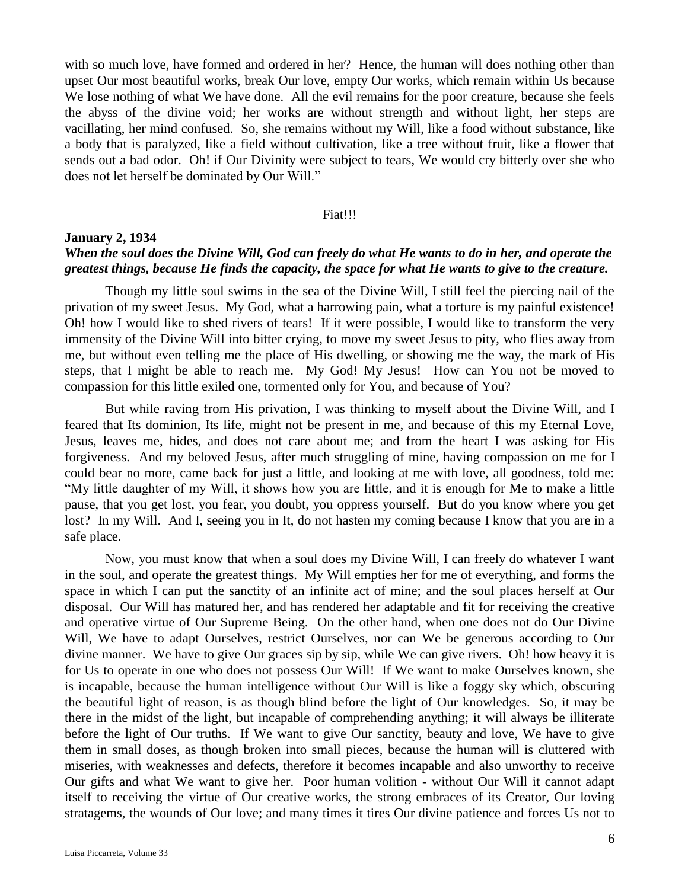with so much love, have formed and ordered in her? Hence, the human will does nothing other than upset Our most beautiful works, break Our love, empty Our works, which remain within Us because We lose nothing of what We have done. All the evil remains for the poor creature, because she feels the abyss of the divine void; her works are without strength and without light, her steps are vacillating, her mind confused. So, she remains without my Will, like a food without substance, like a body that is paralyzed, like a field without cultivation, like a tree without fruit, like a flower that sends out a bad odor. Oh! if Our Divinity were subject to tears, We would cry bitterly over she who does not let herself be dominated by Our Will."

Fiat!!!

**January 2, 1934**

***When the soul does the Divine Will, God can freely do what He wants to do in her, and operate the greatest things, because He finds the capacity, the space for what He wants to give to the creature.***

Though my little soul swims in the sea of the Divine Will, I still feel the piercing nail of the privation of my sweet Jesus. My God, what a harrowing pain, what a torture is my painful existence! Oh! how I would like to shed rivers of tears! If it were possible, I would like to transform the very immensity of the Divine Will into bitter crying, to move my sweet Jesus to pity, who flies away from me, but without even telling me the place of His dwelling, or showing me the way, the mark of His steps, that I might be able to reach me. My God! My Jesus! How can You not be moved to compassion for this little exiled one, tormented only for You, and because of You?

But while raving from His privation, I was thinking to myself about the Divine Will, and I feared that Its dominion, Its life, might not be present in me, and because of this my Eternal Love, Jesus, leaves me, hides, and does not care about me; and from the heart I was asking for His forgiveness. And my beloved Jesus, after much struggling of mine, having compassion on me for I could bear no more, came back for just a little, and looking at me with love, all goodness, told me: "My little daughter of my Will, it shows how you are little, and it is enough for Me to make a little pause, that you get lost, you fear, you doubt, you oppress yourself. But do you know where you get lost? In my Will. And I, seeing you in It, do not hasten my coming because I know that you are in a safe place.

Now, you must know that when a soul does my Divine Will, I can freely do whatever I want in the soul, and operate the greatest things. My Will empties her for me of everything, and forms the space in which I can put the sanctity of an infinite act of mine; and the soul places herself at Our disposal. Our Will has matured her, and has rendered her adaptable and fit for receiving the creative and operative virtue of Our Supreme Being. On the other hand, when one does not do Our Divine Will, We have to adapt Ourselves, restrict Ourselves, nor can We be generous according to Our divine manner. We have to give Our graces sip by sip, while We can give rivers. Oh! how heavy it is for Us to operate in one who does not possess Our Will! If We want to make Ourselves known, she is incapable, because the human intelligence without Our Will is like a foggy sky which, obscuring the beautiful light of reason, is as though blind before the light of Our knowledges. So, it may be there in the midst of the light, but incapable of comprehending anything; it will always be illiterate before the light of Our truths. If We want to give Our sanctity, beauty and love, We have to give them in small doses, as though broken into small pieces, because the human will is cluttered with miseries, with weaknesses and defects, therefore it becomes incapable and also unworthy to receive Our gifts and what We want to give her. Poor human volition - without Our Will it cannot adapt itself to receiving the virtue of Our creative works, the strong embraces of its Creator, Our loving stratagems, the wounds of Our love; and many times it tires Our divine patience and forces Us not to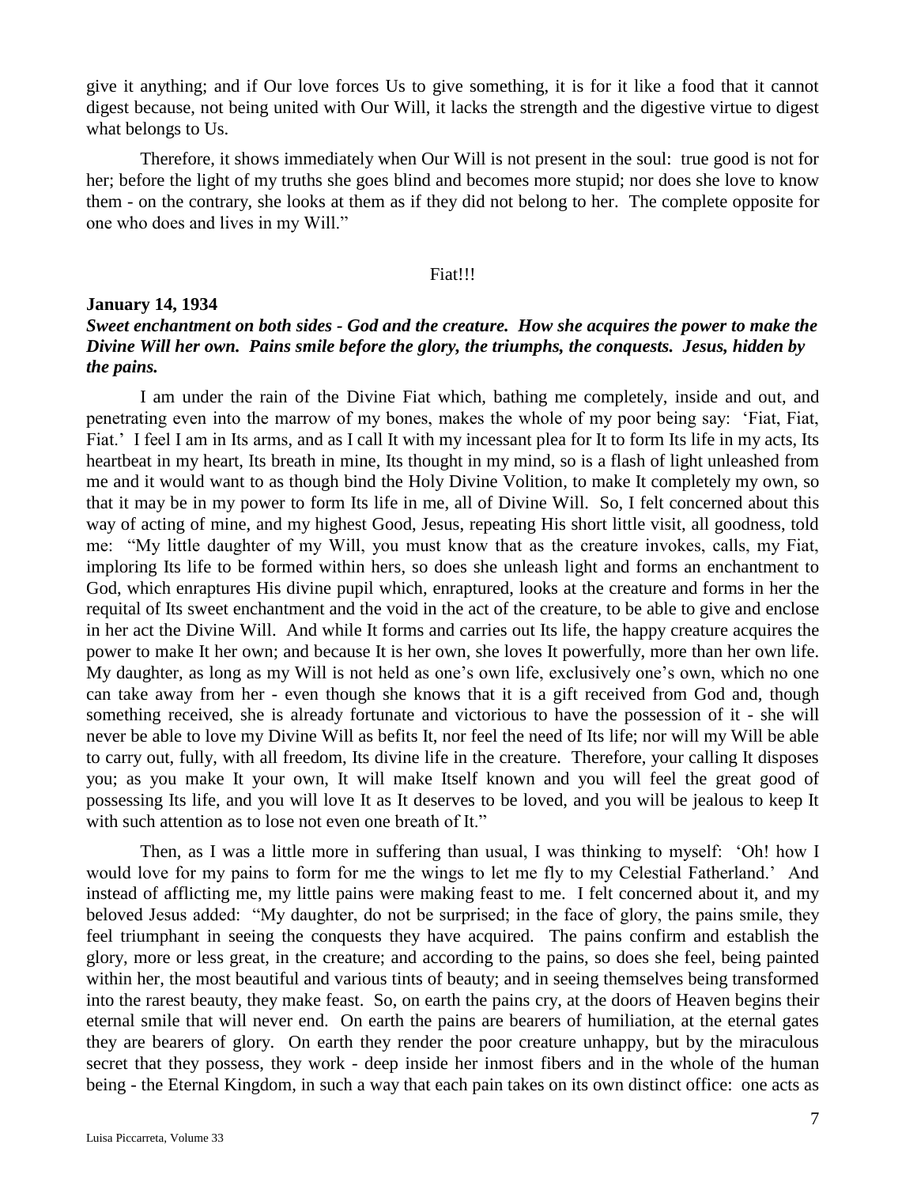give it anything; and if Our love forces Us to give something, it is for it like a food that it cannot digest because, not being united with Our Will, it lacks the strength and the digestive virtue to digest what belongs to Us.

Therefore, it shows immediately when Our Will is not present in the soul: true good is not for her; before the light of my truths she goes blind and becomes more stupid; nor does she love to know them - on the contrary, she looks at them as if they did not belong to her. The complete opposite for one who does and lives in my Will."

Fiat!!!

**January 14, 1934**

***Sweet enchantment on both sides - God and the creature. How she acquires the power to make the Divine Will her own. Pains smile before the glory, the triumphs, the conquests. Jesus, hidden by the pains.***

I am under the rain of the Divine Fiat which, bathing me completely, inside and out, and penetrating even into the marrow of my bones, makes the whole of my poor being say: 'Fiat, Fiat, Fiat.' I feel I am in Its arms, and as I call It with my incessant plea for It to form Its life in my acts, Its heartbeat in my heart, Its breath in mine, Its thought in my mind, so is a flash of light unleashed from me and it would want to as though bind the Holy Divine Volition, to make It completely my own, so that it may be in my power to form Its life in me, all of Divine Will. So, I felt concerned about this way of acting of mine, and my highest Good, Jesus, repeating His short little visit, all goodness, told me: "My little daughter of my Will, you must know that as the creature invokes, calls, my Fiat, imploring Its life to be formed within hers, so does she unleash light and forms an enchantment to God, which enraptures His divine pupil which, enraptured, looks at the creature and forms in her the requital of Its sweet enchantment and the void in the act of the creature, to be able to give and enclose in her act the Divine Will. And while It forms and carries out Its life, the happy creature acquires the power to make It her own; and because It is her own, she loves It powerfully, more than her own life. My daughter, as long as my Will is not held as one's own life, exclusively one's own, which no one can take away from her - even though she knows that it is a gift received from God and, though something received, she is already fortunate and victorious to have the possession of it - she will never be able to love my Divine Will as befits It, nor feel the need of Its life; nor will my Will be able to carry out, fully, with all freedom, Its divine life in the creature. Therefore, your calling It disposes you; as you make It your own, It will make Itself known and you will feel the great good of possessing Its life, and you will love It as It deserves to be loved, and you will be jealous to keep It with such attention as to lose not even one breath of It."

Then, as I was a little more in suffering than usual, I was thinking to myself: 'Oh! how I would love for my pains to form for me the wings to let me fly to my Celestial Fatherland.' And instead of afflicting me, my little pains were making feast to me. I felt concerned about it, and my beloved Jesus added: "My daughter, do not be surprised; in the face of glory, the pains smile, they feel triumphant in seeing the conquests they have acquired. The pains confirm and establish the glory, more or less great, in the creature; and according to the pains, so does she feel, being painted within her, the most beautiful and various tints of beauty; and in seeing themselves being transformed into the rarest beauty, they make feast. So, on earth the pains cry, at the doors of Heaven begins their eternal smile that will never end. On earth the pains are bearers of humiliation, at the eternal gates they are bearers of glory. On earth they render the poor creature unhappy, but by the miraculous secret that they possess, they work - deep inside her inmost fibers and in the whole of the human being - the Eternal Kingdom, in such a way that each pain takes on its own distinct office: one acts as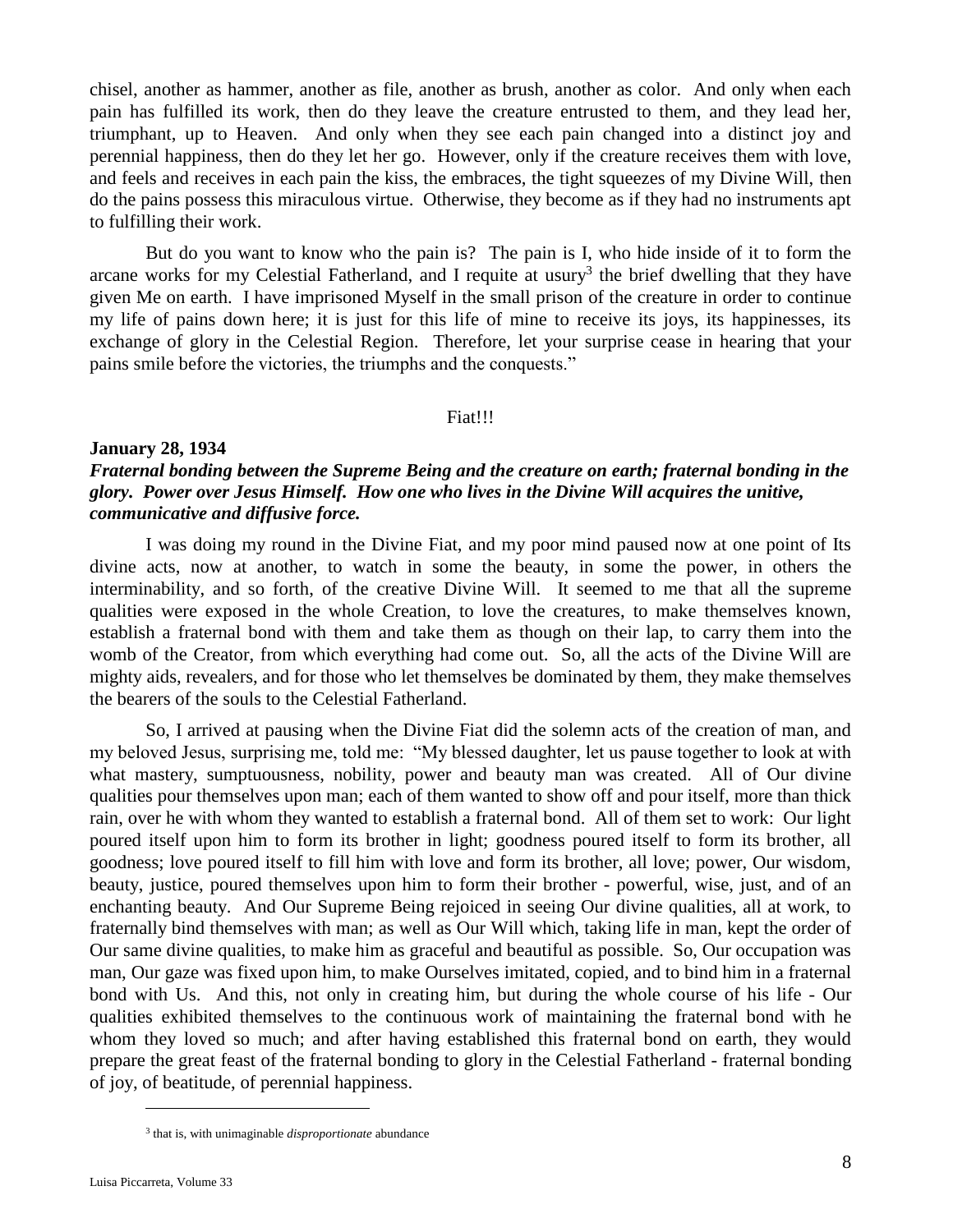chisel, another as hammer, another as file, another as brush, another as color. And only when each pain has fulfilled its work, then do they leave the creature entrusted to them, and they lead her, triumphant, up to Heaven. And only when they see each pain changed into a distinct joy and perennial happiness, then do they let her go. However, only if the creature receives them with love, and feels and receives in each pain the kiss, the embraces, the tight squeezes of my Divine Will, then do the pains possess this miraculous virtue. Otherwise, they become as if they had no instruments apt to fulfilling their work.

But do you want to know who the pain is? The pain is I, who hide inside of it to form the arcane works for my Celestial Fatherland, and I requite at usury[3] the brief dwelling that they have given Me on earth. I have imprisoned Myself in the small prison of the creature in order to continue my life of pains down here; it is just for this life of mine to receive its joys, its happinesses, its exchange of glory in the Celestial Region. Therefore, let your surprise cease in hearing that your pains smile before the victories, the triumphs and the conquests."

Fiat!!!

**January 28, 1934**

***Fraternal bonding between the Supreme Being and the creature on earth; fraternal bonding in the glory. Power over Jesus Himself. How one who lives in the Divine Will acquires the unitive, communicative and diffusive force.***

I was doing my round in the Divine Fiat, and my poor mind paused now at one point of Its divine acts, now at another, to watch in some the beauty, in some the power, in others the interminability, and so forth, of the creative Divine Will. It seemed to me that all the supreme qualities were exposed in the whole Creation, to love the creatures, to make themselves known, establish a fraternal bond with them and take them as though on their lap, to carry them into the womb of the Creator, from which everything had come out. So, all the acts of the Divine Will are mighty aids, revealers, and for those who let themselves be dominated by them, they make themselves the bearers of the souls to the Celestial Fatherland.

So, I arrived at pausing when the Divine Fiat did the solemn acts of the creation of man, and my beloved Jesus, surprising me, told me: "My blessed daughter, let us pause together to look at with what mastery, sumptuousness, nobility, power and beauty man was created. All of Our divine qualities pour themselves upon man; each of them wanted to show off and pour itself, more than thick rain, over he with whom they wanted to establish a fraternal bond. All of them set to work: Our light poured itself upon him to form its brother in light; goodness poured itself to form its brother, all goodness; love poured itself to fill him with love and form its brother, all love; power, Our wisdom, beauty, justice, poured themselves upon him to form their brother - powerful, wise, just, and of an enchanting beauty. And Our Supreme Being rejoiced in seeing Our divine qualities, all at work, to fraternally bind themselves with man; as well as Our Will which, taking life in man, kept the order of Our same divine qualities, to make him as graceful and beautiful as possible. So, Our occupation was man, Our gaze was fixed upon him, to make Ourselves imitated, copied, and to bind him in a fraternal bond with Us. And this, not only in creating him, but during the whole course of his life - Our qualities exhibited themselves to the continuous work of maintaining the fraternal bond with he whom they loved so much; and after having established this fraternal bond on earth, they would prepare the great feast of the fraternal bonding to glory in the Celestial Fatherland - fraternal bonding of joy, of beatitude, of perennial happiness.

[3] that is, with unimaginable *disproportionate* abundance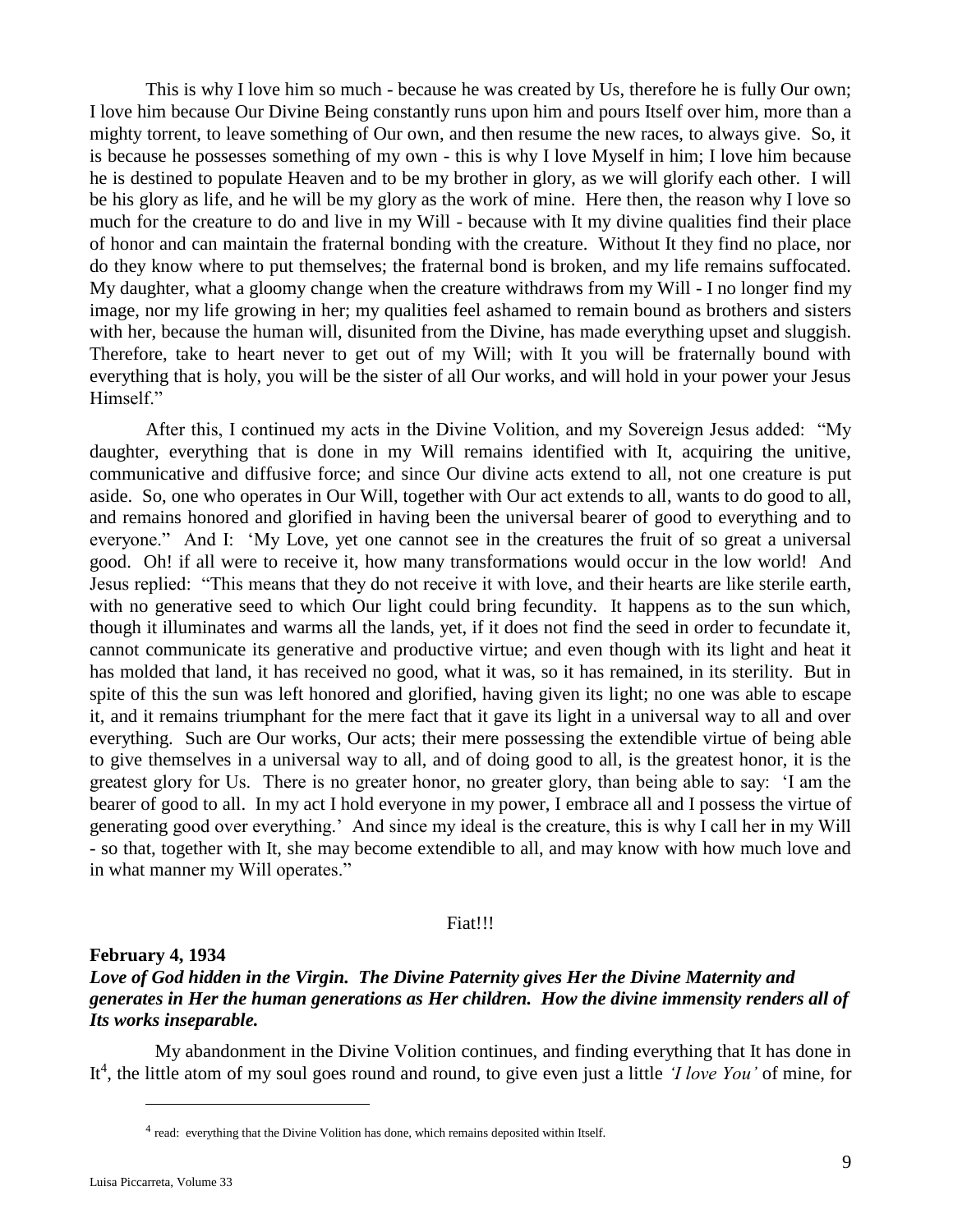This is why I love him so much - because he was created by Us, therefore he is fully Our own; I love him because Our Divine Being constantly runs upon him and pours Itself over him, more than a mighty torrent, to leave something of Our own, and then resume the new races, to always give. So, it is because he possesses something of my own - this is why I love Myself in him; I love him because he is destined to populate Heaven and to be my brother in glory, as we will glorify each other. I will be his glory as life, and he will be my glory as the work of mine. Here then, the reason why I love so much for the creature to do and live in my Will - because with It my divine qualities find their place of honor and can maintain the fraternal bonding with the creature. Without It they find no place, nor do they know where to put themselves; the fraternal bond is broken, and my life remains suffocated. My daughter, what a gloomy change when the creature withdraws from my Will - I no longer find my image, nor my life growing in her; my qualities feel ashamed to remain bound as brothers and sisters with her, because the human will, disunited from the Divine, has made everything upset and sluggish. Therefore, take to heart never to get out of my Will; with It you will be fraternally bound with everything that is holy, you will be the sister of all Our works, and will hold in your power your Jesus Himself."

After this, I continued my acts in the Divine Volition, and my Sovereign Jesus added: "My daughter, everything that is done in my Will remains identified with It, acquiring the unitive, communicative and diffusive force; and since Our divine acts extend to all, not one creature is put aside. So, one who operates in Our Will, together with Our act extends to all, wants to do good to all, and remains honored and glorified in having been the universal bearer of good to everything and to everyone." And I: 'My Love, yet one cannot see in the creatures the fruit of so great a universal good. Oh! if all were to receive it, how many transformations would occur in the low world! And Jesus replied: "This means that they do not receive it with love, and their hearts are like sterile earth, with no generative seed to which Our light could bring fecundity. It happens as to the sun which, though it illuminates and warms all the lands, yet, if it does not find the seed in order to fecundate it, cannot communicate its generative and productive virtue; and even though with its light and heat it has molded that land, it has received no good, what it was, so it has remained, in its sterility. But in spite of this the sun was left honored and glorified, having given its light; no one was able to escape it, and it remains triumphant for the mere fact that it gave its light in a universal way to all and over everything. Such are Our works, Our acts; their mere possessing the extendible virtue of being able to give themselves in a universal way to all, and of doing good to all, is the greatest honor, it is the greatest glory for Us. There is no greater honor, no greater glory, than being able to say: 'I am the bearer of good to all. In my act I hold everyone in my power, I embrace all and I possess the virtue of generating good over everything.' And since my ideal is the creature, this is why I call her in my Will - so that, together with It, she may become extendible to all, and may know with how much love and in what manner my Will operates."

Fiat!!!

**February 4, 1934**

***Love of God hidden in the Virgin. The Divine Paternity gives Her the Divine Maternity and generates in Her the human generations as Her children. How the divine immensity renders all of Its works inseparable.***

My abandonment in the Divine Volition continues, and finding everything that It has done in It[4], the little atom of my soul goes round and round, to give even just a little *'I love You'* of mine, for

[4] read: everything that the Divine Volition has done, which remains deposited within Itself.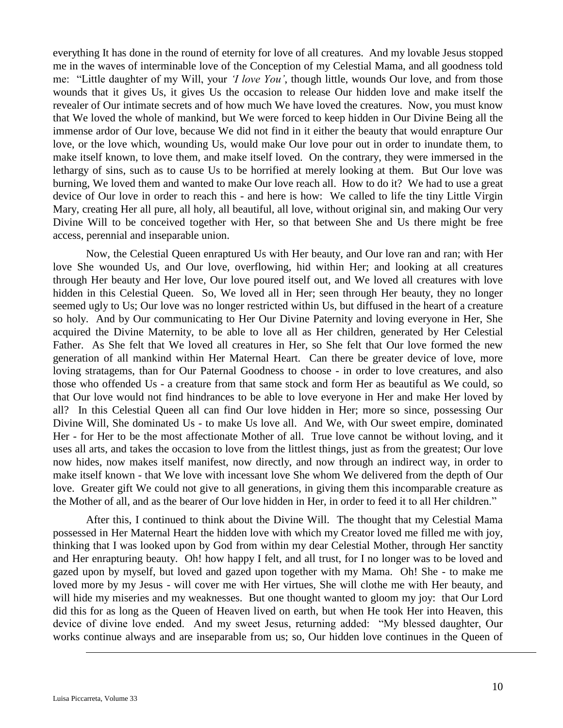everything It has done in the round of eternity for love of all creatures. And my lovable Jesus stopped me in the waves of interminable love of the Conception of my Celestial Mama, and all goodness told me: "Little daughter of my Will, your *'I love You'*, though little, wounds Our love, and from those wounds that it gives Us, it gives Us the occasion to release Our hidden love and make itself the revealer of Our intimate secrets and of how much We have loved the creatures. Now, you must know that We loved the whole of mankind, but We were forced to keep hidden in Our Divine Being all the immense ardor of Our love, because We did not find in it either the beauty that would enrapture Our love, or the love which, wounding Us, would make Our love pour out in order to inundate them, to make itself known, to love them, and make itself loved. On the contrary, they were immersed in the lethargy of sins, such as to cause Us to be horrified at merely looking at them. But Our love was burning, We loved them and wanted to make Our love reach all. How to do it? We had to use a great device of Our love in order to reach this - and here is how: We called to life the tiny Little Virgin Mary, creating Her all pure, all holy, all beautiful, all love, without original sin, and making Our very Divine Will to be conceived together with Her, so that between She and Us there might be free access, perennial and inseparable union.

Now, the Celestial Queen enraptured Us with Her beauty, and Our love ran and ran; with Her love She wounded Us, and Our love, overflowing, hid within Her; and looking at all creatures through Her beauty and Her love, Our love poured itself out, and We loved all creatures with love hidden in this Celestial Queen. So, We loved all in Her; seen through Her beauty, they no longer seemed ugly to Us; Our love was no longer restricted within Us, but diffused in the heart of a creature so holy. And by Our communicating to Her Our Divine Paternity and loving everyone in Her, She acquired the Divine Maternity, to be able to love all as Her children, generated by Her Celestial Father. As She felt that We loved all creatures in Her, so She felt that Our love formed the new generation of all mankind within Her Maternal Heart. Can there be greater device of love, more loving stratagems, than for Our Paternal Goodness to choose - in order to love creatures, and also those who offended Us - a creature from that same stock and form Her as beautiful as We could, so that Our love would not find hindrances to be able to love everyone in Her and make Her loved by all? In this Celestial Queen all can find Our love hidden in Her; more so since, possessing Our Divine Will, She dominated Us - to make Us love all. And We, with Our sweet empire, dominated Her - for Her to be the most affectionate Mother of all. True love cannot be without loving, and it uses all arts, and takes the occasion to love from the littlest things, just as from the greatest; Our love now hides, now makes itself manifest, now directly, and now through an indirect way, in order to make itself known - that We love with incessant love She whom We delivered from the depth of Our love. Greater gift We could not give to all generations, in giving them this incomparable creature as the Mother of all, and as the bearer of Our love hidden in Her, in order to feed it to all Her children."

After this, I continued to think about the Divine Will. The thought that my Celestial Mama possessed in Her Maternal Heart the hidden love with which my Creator loved me filled me with joy, thinking that I was looked upon by God from within my dear Celestial Mother, through Her sanctity and Her enrapturing beauty. Oh! how happy I felt, and all trust, for I no longer was to be loved and gazed upon by myself, but loved and gazed upon together with my Mama. Oh! She - to make me loved more by my Jesus - will cover me with Her virtues, She will clothe me with Her beauty, and will hide my miseries and my weaknesses. But one thought wanted to gloom my joy: that Our Lord did this for as long as the Queen of Heaven lived on earth, but when He took Her into Heaven, this device of divine love ended. And my sweet Jesus, returning added: "My blessed daughter, Our works continue always and are inseparable from us; so, Our hidden love continues in the Queen of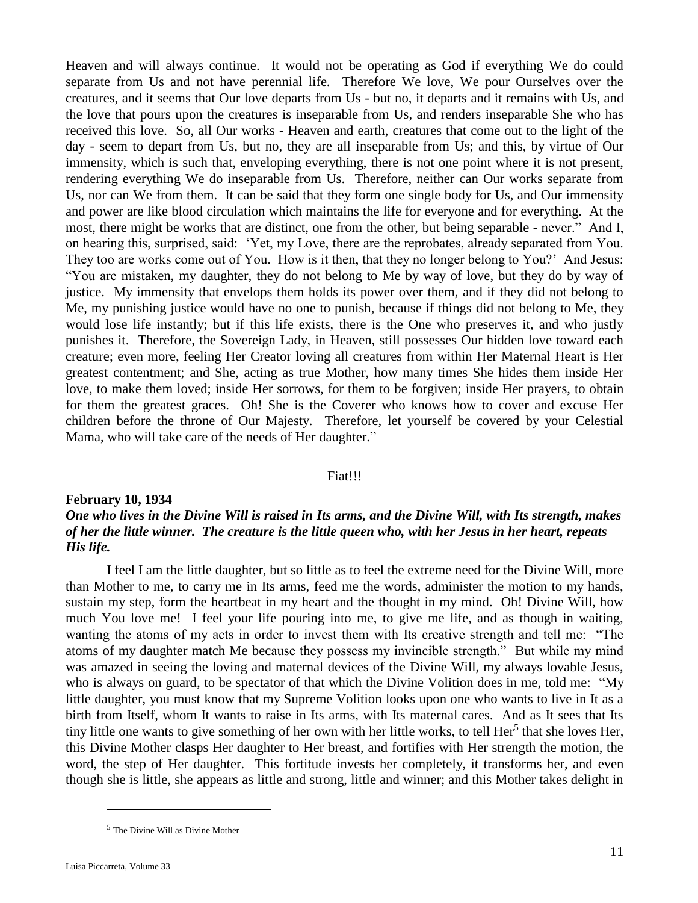Heaven and will always continue. It would not be operating as God if everything We do could separate from Us and not have perennial life. Therefore We love, We pour Ourselves over the creatures, and it seems that Our love departs from Us - but no, it departs and it remains with Us, and the love that pours upon the creatures is inseparable from Us, and renders inseparable She who has received this love. So, all Our works - Heaven and earth, creatures that come out to the light of the day - seem to depart from Us, but no, they are all inseparable from Us; and this, by virtue of Our immensity, which is such that, enveloping everything, there is not one point where it is not present, rendering everything We do inseparable from Us. Therefore, neither can Our works separate from Us, nor can We from them. It can be said that they form one single body for Us, and Our immensity and power are like blood circulation which maintains the life for everyone and for everything. At the most, there might be works that are distinct, one from the other, but being separable - never." And I, on hearing this, surprised, said: 'Yet, my Love, there are the reprobates, already separated from You. They too are works come out of You. How is it then, that they no longer belong to You?' And Jesus: "You are mistaken, my daughter, they do not belong to Me by way of love, but they do by way of justice. My immensity that envelops them holds its power over them, and if they did not belong to Me, my punishing justice would have no one to punish, because if things did not belong to Me, they would lose life instantly; but if this life exists, there is the One who preserves it, and who justly punishes it. Therefore, the Sovereign Lady, in Heaven, still possesses Our hidden love toward each creature; even more, feeling Her Creator loving all creatures from within Her Maternal Heart is Her greatest contentment; and She, acting as true Mother, how many times She hides them inside Her love, to make them loved; inside Her sorrows, for them to be forgiven; inside Her prayers, to obtain for them the greatest graces. Oh! She is the Coverer who knows how to cover and excuse Her children before the throne of Our Majesty. Therefore, let yourself be covered by your Celestial Mama, who will take care of the needs of Her daughter."

Fiat!!!

**February 10, 1934**

***One who lives in the Divine Will is raised in Its arms, and the Divine Will, with Its strength, makes of her the little winner. The creature is the little queen who, with her Jesus in her heart, repeats His life.***

I feel I am the little daughter, but so little as to feel the extreme need for the Divine Will, more than Mother to me, to carry me in Its arms, feed me the words, administer the motion to my hands, sustain my step, form the heartbeat in my heart and the thought in my mind. Oh! Divine Will, how much You love me! I feel your life pouring into me, to give me life, and as though in waiting, wanting the atoms of my acts in order to invest them with Its creative strength and tell me: "The atoms of my daughter match Me because they possess my invincible strength." But while my mind was amazed in seeing the loving and maternal devices of the Divine Will, my always lovable Jesus, who is always on guard, to be spectator of that which the Divine Volition does in me, told me: "My little daughter, you must know that my Supreme Volition looks upon one who wants to live in It as a birth from Itself, whom It wants to raise in Its arms, with Its maternal cares. And as It sees that Its tiny little one wants to give something of her own with her little works, to tell Her[5] that she loves Her, this Divine Mother clasps Her daughter to Her breast, and fortifies with Her strength the motion, the word, the step of Her daughter. This fortitude invests her completely, it transforms her, and even though she is little, she appears as little and strong, little and winner; and this Mother takes delight in

[5] The Divine Will as Divine Mother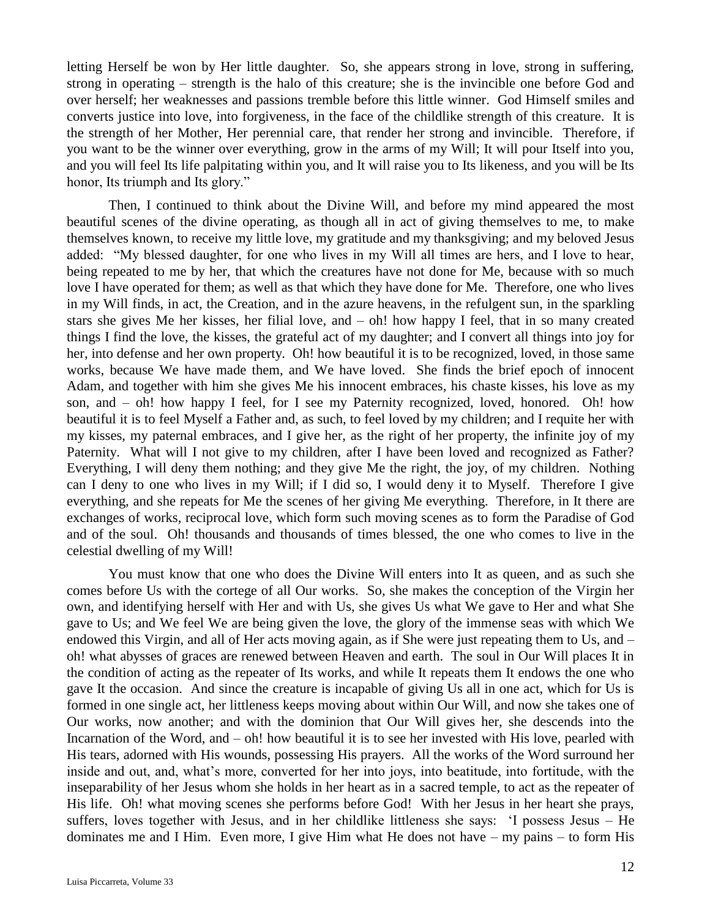letting Herself be won by Her little daughter. So, she appears strong in love, strong in suffering, strong in operating – strength is the halo of this creature; she is the invincible one before God and over herself; her weaknesses and passions tremble before this little winner. God Himself smiles and converts justice into love, into forgiveness, in the face of the childlike strength of this creature. It is the strength of her Mother, Her perennial care, that render her strong and invincible. Therefore, if you want to be the winner over everything, grow in the arms of my Will; It will pour Itself into you, and you will feel Its life palpitating within you, and It will raise you to Its likeness, and you will be Its honor, Its triumph and Its glory."

Then, I continued to think about the Divine Will, and before my mind appeared the most beautiful scenes of the divine operating, as though all in act of giving themselves to me, to make themselves known, to receive my little love, my gratitude and my thanksgiving; and my beloved Jesus added: "My blessed daughter, for one who lives in my Will all times are hers, and I love to hear, being repeated to me by her, that which the creatures have not done for Me, because with so much love I have operated for them; as well as that which they have done for Me. Therefore, one who lives in my Will finds, in act, the Creation, and in the azure heavens, in the refulgent sun, in the sparkling stars she gives Me her kisses, her filial love, and – oh! how happy I feel, that in so many created things I find the love, the kisses, the grateful act of my daughter; and I convert all things into joy for her, into defense and her own property. Oh! how beautiful it is to be recognized, loved, in those same works, because We have made them, and We have loved. She finds the brief epoch of innocent Adam, and together with him she gives Me his innocent embraces, his chaste kisses, his love as my son, and – oh! how happy I feel, for I see my Paternity recognized, loved, honored. Oh! how beautiful it is to feel Myself a Father and, as such, to feel loved by my children; and I requite her with my kisses, my paternal embraces, and I give her, as the right of her property, the infinite joy of my Paternity. What will I not give to my children, after I have been loved and recognized as Father? Everything, I will deny them nothing; and they give Me the right, the joy, of my children. Nothing can I deny to one who lives in my Will; if I did so, I would deny it to Myself. Therefore I give everything, and she repeats for Me the scenes of her giving Me everything. Therefore, in It there are exchanges of works, reciprocal love, which form such moving scenes as to form the Paradise of God and of the soul. Oh! thousands and thousands of times blessed, the one who comes to live in the celestial dwelling of my Will!

You must know that one who does the Divine Will enters into It as queen, and as such she comes before Us with the cortege of all Our works. So, she makes the conception of the Virgin her own, and identifying herself with Her and with Us, she gives Us what We gave to Her and what She gave to Us; and We feel We are being given the love, the glory of the immense seas with which We endowed this Virgin, and all of Her acts moving again, as if She were just repeating them to Us, and – oh! what abysses of graces are renewed between Heaven and earth. The soul in Our Will places It in the condition of acting as the repeater of Its works, and while It repeats them It endows the one who gave It the occasion. And since the creature is incapable of giving Us all in one act, which for Us is formed in one single act, her littleness keeps moving about within Our Will, and now she takes one of Our works, now another; and with the dominion that Our Will gives her, she descends into the Incarnation of the Word, and – oh! how beautiful it is to see her invested with His love, pearled with His tears, adorned with His wounds, possessing His prayers. All the works of the Word surround her inside and out, and, what's more, converted for her into joys, into beatitude, into fortitude, with the inseparability of her Jesus whom she holds in her heart as in a sacred temple, to act as the repeater of His life. Oh! what moving scenes she performs before God! With her Jesus in her heart she prays, suffers, loves together with Jesus, and in her childlike littleness she says: 'I possess Jesus – He dominates me and I Him. Even more, I give Him what He does not have – my pains – to form His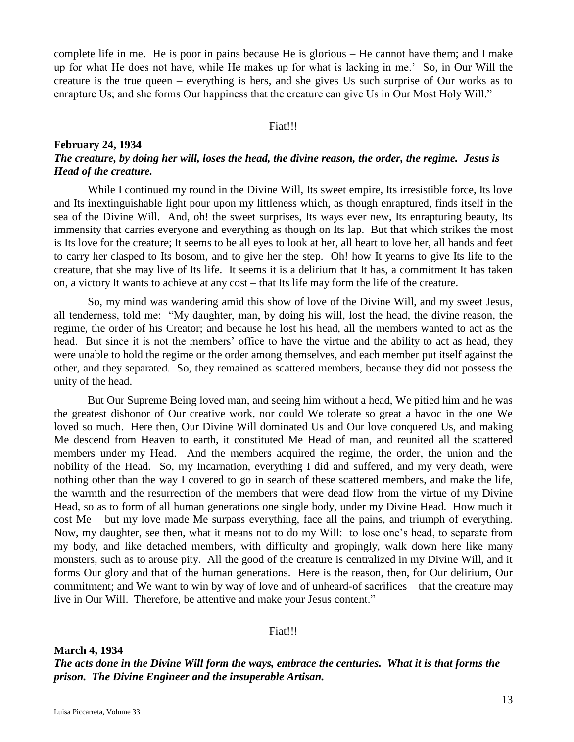complete life in me. He is poor in pains because He is glorious – He cannot have them; and I make up for what He does not have, while He makes up for what is lacking in me.' So, in Our Will the creature is the true queen – everything is hers, and she gives Us such surprise of Our works as to enrapture Us; and she forms Our happiness that the creature can give Us in Our Most Holy Will."

Fiat!!!

**February 24, 1934**
***The creature, by doing her will, loses the head, the divine reason, the order, the regime. Jesus is Head of the creature.***

While I continued my round in the Divine Will, Its sweet empire, Its irresistible force, Its love and Its inextinguishable light pour upon my littleness which, as though enraptured, finds itself in the sea of the Divine Will. And, oh! the sweet surprises, Its ways ever new, Its enrapturing beauty, Its immensity that carries everyone and everything as though on Its lap. But that which strikes the most is Its love for the creature; It seems to be all eyes to look at her, all heart to love her, all hands and feet to carry her clasped to Its bosom, and to give her the step. Oh! how It yearns to give Its life to the creature, that she may live of Its life. It seems it is a delirium that It has, a commitment It has taken on, a victory It wants to achieve at any cost – that Its life may form the life of the creature.

So, my mind was wandering amid this show of love of the Divine Will, and my sweet Jesus, all tenderness, told me: "My daughter, man, by doing his will, lost the head, the divine reason, the regime, the order of his Creator; and because he lost his head, all the members wanted to act as the head. But since it is not the members' office to have the virtue and the ability to act as head, they were unable to hold the regime or the order among themselves, and each member put itself against the other, and they separated. So, they remained as scattered members, because they did not possess the unity of the head.

But Our Supreme Being loved man, and seeing him without a head, We pitied him and he was the greatest dishonor of Our creative work, nor could We tolerate so great a havoc in the one We loved so much. Here then, Our Divine Will dominated Us and Our love conquered Us, and making Me descend from Heaven to earth, it constituted Me Head of man, and reunited all the scattered members under my Head. And the members acquired the regime, the order, the union and the nobility of the Head. So, my Incarnation, everything I did and suffered, and my very death, were nothing other than the way I covered to go in search of these scattered members, and make the life, the warmth and the resurrection of the members that were dead flow from the virtue of my Divine Head, so as to form of all human generations one single body, under my Divine Head. How much it cost Me – but my love made Me surpass everything, face all the pains, and triumph of everything. Now, my daughter, see then, what it means not to do my Will: to lose one's head, to separate from my body, and like detached members, with difficulty and gropingly, walk down here like many monsters, such as to arouse pity. All the good of the creature is centralized in my Divine Will, and it forms Our glory and that of the human generations. Here is the reason, then, for Our delirium, Our commitment; and We want to win by way of love and of unheard-of sacrifices – that the creature may live in Our Will. Therefore, be attentive and make your Jesus content."

Fiat!!!

**March 4, 1934**
***The acts done in the Divine Will form the ways, embrace the centuries. What it is that forms the prison. The Divine Engineer and the insuperable Artisan.***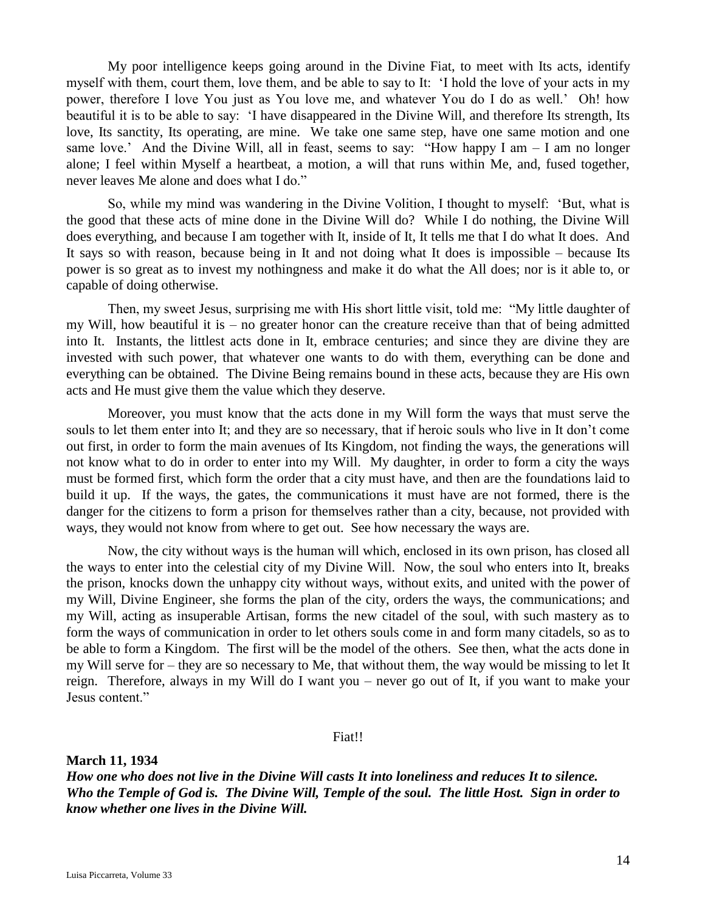My poor intelligence keeps going around in the Divine Fiat, to meet with Its acts, identify myself with them, court them, love them, and be able to say to It: 'I hold the love of your acts in my power, therefore I love You just as You love me, and whatever You do I do as well.' Oh! how beautiful it is to be able to say: 'I have disappeared in the Divine Will, and therefore Its strength, Its love, Its sanctity, Its operating, are mine. We take one same step, have one same motion and one same love.' And the Divine Will, all in feast, seems to say: "How happy I am – I am no longer alone; I feel within Myself a heartbeat, a motion, a will that runs within Me, and, fused together, never leaves Me alone and does what I do."

So, while my mind was wandering in the Divine Volition, I thought to myself: 'But, what is the good that these acts of mine done in the Divine Will do? While I do nothing, the Divine Will does everything, and because I am together with It, inside of It, It tells me that I do what It does. And It says so with reason, because being in It and not doing what It does is impossible – because Its power is so great as to invest my nothingness and make it do what the All does; nor is it able to, or capable of doing otherwise.

Then, my sweet Jesus, surprising me with His short little visit, told me: "My little daughter of my Will, how beautiful it is – no greater honor can the creature receive than that of being admitted into It. Instants, the littlest acts done in It, embrace centuries; and since they are divine they are invested with such power, that whatever one wants to do with them, everything can be done and everything can be obtained. The Divine Being remains bound in these acts, because they are His own acts and He must give them the value which they deserve.

Moreover, you must know that the acts done in my Will form the ways that must serve the souls to let them enter into It; and they are so necessary, that if heroic souls who live in It don't come out first, in order to form the main avenues of Its Kingdom, not finding the ways, the generations will not know what to do in order to enter into my Will. My daughter, in order to form a city the ways must be formed first, which form the order that a city must have, and then are the foundations laid to build it up. If the ways, the gates, the communications it must have are not formed, there is the danger for the citizens to form a prison for themselves rather than a city, because, not provided with ways, they would not know from where to get out. See how necessary the ways are.

Now, the city without ways is the human will which, enclosed in its own prison, has closed all the ways to enter into the celestial city of my Divine Will. Now, the soul who enters into It, breaks the prison, knocks down the unhappy city without ways, without exits, and united with the power of my Will, Divine Engineer, she forms the plan of the city, orders the ways, the communications; and my Will, acting as insuperable Artisan, forms the new citadel of the soul, with such mastery as to form the ways of communication in order to let others souls come in and form many citadels, so as to be able to form a Kingdom. The first will be the model of the others. See then, what the acts done in my Will serve for – they are so necessary to Me, that without them, the way would be missing to let It reign. Therefore, always in my Will do I want you – never go out of It, if you want to make your Jesus content."

Fiat!!

**March 11, 1934**

***How one who does not live in the Divine Will casts It into loneliness and reduces It to silence. Who the Temple of God is. The Divine Will, Temple of the soul. The little Host. Sign in order to know whether one lives in the Divine Will.***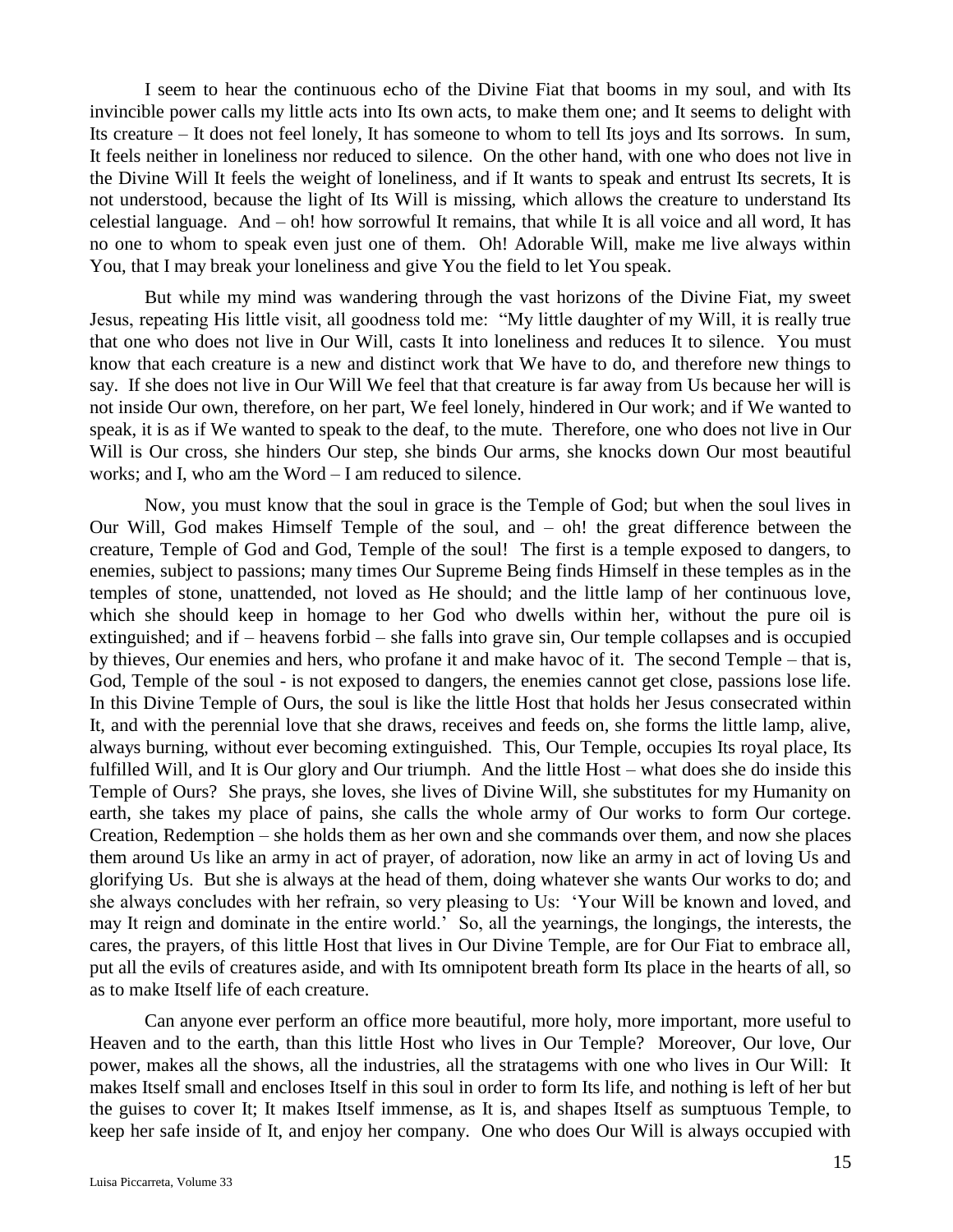I seem to hear the continuous echo of the Divine Fiat that booms in my soul, and with Its invincible power calls my little acts into Its own acts, to make them one; and It seems to delight with Its creature – It does not feel lonely, It has someone to whom to tell Its joys and Its sorrows. In sum, It feels neither in loneliness nor reduced to silence. On the other hand, with one who does not live in the Divine Will It feels the weight of loneliness, and if It wants to speak and entrust Its secrets, It is not understood, because the light of Its Will is missing, which allows the creature to understand Its celestial language. And – oh! how sorrowful It remains, that while It is all voice and all word, It has no one to whom to speak even just one of them. Oh! Adorable Will, make me live always within You, that I may break your loneliness and give You the field to let You speak.

But while my mind was wandering through the vast horizons of the Divine Fiat, my sweet Jesus, repeating His little visit, all goodness told me: "My little daughter of my Will, it is really true that one who does not live in Our Will, casts It into loneliness and reduces It to silence. You must know that each creature is a new and distinct work that We have to do, and therefore new things to say. If she does not live in Our Will We feel that that creature is far away from Us because her will is not inside Our own, therefore, on her part, We feel lonely, hindered in Our work; and if We wanted to speak, it is as if We wanted to speak to the deaf, to the mute. Therefore, one who does not live in Our Will is Our cross, she hinders Our step, she binds Our arms, she knocks down Our most beautiful works; and I, who am the Word – I am reduced to silence.

Now, you must know that the soul in grace is the Temple of God; but when the soul lives in Our Will, God makes Himself Temple of the soul, and – oh! the great difference between the creature, Temple of God and God, Temple of the soul! The first is a temple exposed to dangers, to enemies, subject to passions; many times Our Supreme Being finds Himself in these temples as in the temples of stone, unattended, not loved as He should; and the little lamp of her continuous love, which she should keep in homage to her God who dwells within her, without the pure oil is extinguished; and if – heavens forbid – she falls into grave sin, Our temple collapses and is occupied by thieves, Our enemies and hers, who profane it and make havoc of it. The second Temple – that is, God, Temple of the soul - is not exposed to dangers, the enemies cannot get close, passions lose life. In this Divine Temple of Ours, the soul is like the little Host that holds her Jesus consecrated within It, and with the perennial love that she draws, receives and feeds on, she forms the little lamp, alive, always burning, without ever becoming extinguished. This, Our Temple, occupies Its royal place, Its fulfilled Will, and It is Our glory and Our triumph. And the little Host – what does she do inside this Temple of Ours? She prays, she loves, she lives of Divine Will, she substitutes for my Humanity on earth, she takes my place of pains, she calls the whole army of Our works to form Our cortege. Creation, Redemption – she holds them as her own and she commands over them, and now she places them around Us like an army in act of prayer, of adoration, now like an army in act of loving Us and glorifying Us. But she is always at the head of them, doing whatever she wants Our works to do; and she always concludes with her refrain, so very pleasing to Us: 'Your Will be known and loved, and may It reign and dominate in the entire world.' So, all the yearnings, the longings, the interests, the cares, the prayers, of this little Host that lives in Our Divine Temple, are for Our Fiat to embrace all, put all the evils of creatures aside, and with Its omnipotent breath form Its place in the hearts of all, so as to make Itself life of each creature.

Can anyone ever perform an office more beautiful, more holy, more important, more useful to Heaven and to the earth, than this little Host who lives in Our Temple? Moreover, Our love, Our power, makes all the shows, all the industries, all the stratagems with one who lives in Our Will: It makes Itself small and encloses Itself in this soul in order to form Its life, and nothing is left of her but the guises to cover It; It makes Itself immense, as It is, and shapes Itself as sumptuous Temple, to keep her safe inside of It, and enjoy her company. One who does Our Will is always occupied with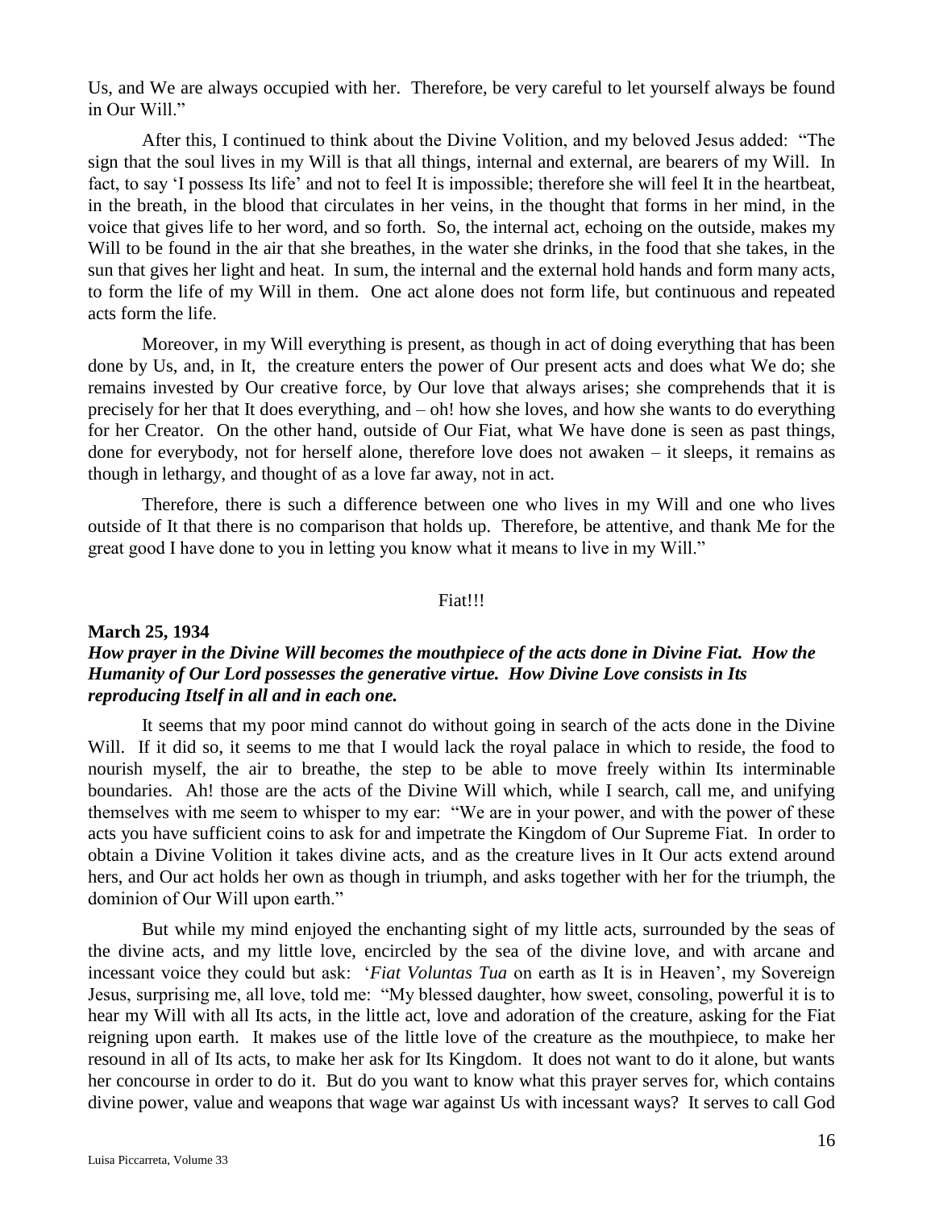Us, and We are always occupied with her. Therefore, be very careful to let yourself always be found in Our Will."

After this, I continued to think about the Divine Volition, and my beloved Jesus added: "The sign that the soul lives in my Will is that all things, internal and external, are bearers of my Will. In fact, to say 'I possess Its life' and not to feel It is impossible; therefore she will feel It in the heartbeat, in the breath, in the blood that circulates in her veins, in the thought that forms in her mind, in the voice that gives life to her word, and so forth. So, the internal act, echoing on the outside, makes my Will to be found in the air that she breathes, in the water she drinks, in the food that she takes, in the sun that gives her light and heat. In sum, the internal and the external hold hands and form many acts, to form the life of my Will in them. One act alone does not form life, but continuous and repeated acts form the life.

Moreover, in my Will everything is present, as though in act of doing everything that has been done by Us, and, in It, the creature enters the power of Our present acts and does what We do; she remains invested by Our creative force, by Our love that always arises; she comprehends that it is precisely for her that It does everything, and – oh! how she loves, and how she wants to do everything for her Creator. On the other hand, outside of Our Fiat, what We have done is seen as past things, done for everybody, not for herself alone, therefore love does not awaken – it sleeps, it remains as though in lethargy, and thought of as a love far away, not in act.

Therefore, there is such a difference between one who lives in my Will and one who lives outside of It that there is no comparison that holds up. Therefore, be attentive, and thank Me for the great good I have done to you in letting you know what it means to live in my Will."

Fiat!!!

**March 25, 1934**

***How prayer in the Divine Will becomes the mouthpiece of the acts done in Divine Fiat. How the Humanity of Our Lord possesses the generative virtue. How Divine Love consists in Its reproducing Itself in all and in each one.***

It seems that my poor mind cannot do without going in search of the acts done in the Divine Will. If it did so, it seems to me that I would lack the royal palace in which to reside, the food to nourish myself, the air to breathe, the step to be able to move freely within Its interminable boundaries. Ah! those are the acts of the Divine Will which, while I search, call me, and unifying themselves with me seem to whisper to my ear: "We are in your power, and with the power of these acts you have sufficient coins to ask for and impetrate the Kingdom of Our Supreme Fiat. In order to obtain a Divine Volition it takes divine acts, and as the creature lives in It Our acts extend around hers, and Our act holds her own as though in triumph, and asks together with her for the triumph, the dominion of Our Will upon earth."

But while my mind enjoyed the enchanting sight of my little acts, surrounded by the seas of the divine acts, and my little love, encircled by the sea of the divine love, and with arcane and incessant voice they could but ask: '*Fiat Voluntas Tua* on earth as It is in Heaven', my Sovereign Jesus, surprising me, all love, told me: "My blessed daughter, how sweet, consoling, powerful it is to hear my Will with all Its acts, in the little act, love and adoration of the creature, asking for the Fiat reigning upon earth. It makes use of the little love of the creature as the mouthpiece, to make her resound in all of Its acts, to make her ask for Its Kingdom. It does not want to do it alone, but wants her concourse in order to do it. But do you want to know what this prayer serves for, which contains divine power, value and weapons that wage war against Us with incessant ways? It serves to call God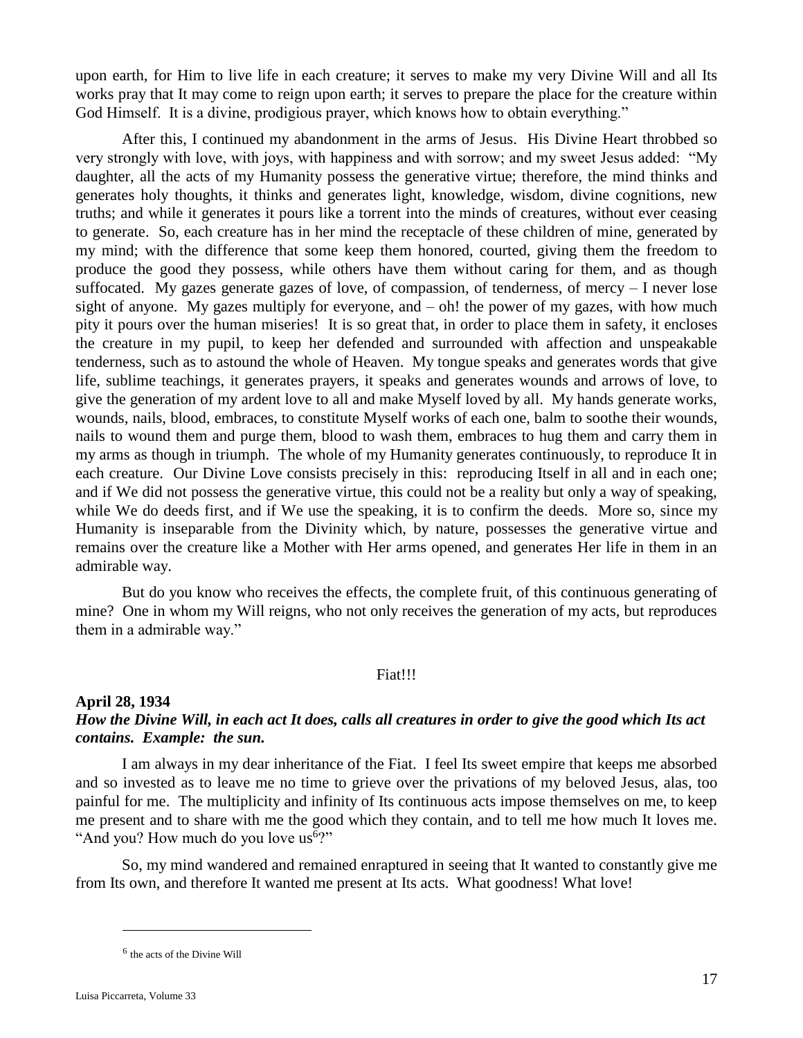upon earth, for Him to live life in each creature; it serves to make my very Divine Will and all Its works pray that It may come to reign upon earth; it serves to prepare the place for the creature within God Himself. It is a divine, prodigious prayer, which knows how to obtain everything."

After this, I continued my abandonment in the arms of Jesus. His Divine Heart throbbed so very strongly with love, with joys, with happiness and with sorrow; and my sweet Jesus added: "My daughter, all the acts of my Humanity possess the generative virtue; therefore, the mind thinks and generates holy thoughts, it thinks and generates light, knowledge, wisdom, divine cognitions, new truths; and while it generates it pours like a torrent into the minds of creatures, without ever ceasing to generate. So, each creature has in her mind the receptacle of these children of mine, generated by my mind; with the difference that some keep them honored, courted, giving them the freedom to produce the good they possess, while others have them without caring for them, and as though suffocated. My gazes generate gazes of love, of compassion, of tenderness, of mercy – I never lose sight of anyone. My gazes multiply for everyone, and – oh! the power of my gazes, with how much pity it pours over the human miseries! It is so great that, in order to place them in safety, it encloses the creature in my pupil, to keep her defended and surrounded with affection and unspeakable tenderness, such as to astound the whole of Heaven. My tongue speaks and generates words that give life, sublime teachings, it generates prayers, it speaks and generates wounds and arrows of love, to give the generation of my ardent love to all and make Myself loved by all. My hands generate works, wounds, nails, blood, embraces, to constitute Myself works of each one, balm to soothe their wounds, nails to wound them and purge them, blood to wash them, embraces to hug them and carry them in my arms as though in triumph. The whole of my Humanity generates continuously, to reproduce It in each creature. Our Divine Love consists precisely in this: reproducing Itself in all and in each one; and if We did not possess the generative virtue, this could not be a reality but only a way of speaking, while We do deeds first, and if We use the speaking, it is to confirm the deeds. More so, since my Humanity is inseparable from the Divinity which, by nature, possesses the generative virtue and remains over the creature like a Mother with Her arms opened, and generates Her life in them in an admirable way.

But do you know who receives the effects, the complete fruit, of this continuous generating of mine? One in whom my Will reigns, who not only receives the generation of my acts, but reproduces them in a admirable way."

Fiat!!!

**April 28, 1934**

***How the Divine Will, in each act It does, calls all creatures in order to give the good which Its act contains. Example: the sun.***

I am always in my dear inheritance of the Fiat. I feel Its sweet empire that keeps me absorbed and so invested as to leave me no time to grieve over the privations of my beloved Jesus, alas, too painful for me. The multiplicity and infinity of Its continuous acts impose themselves on me, to keep me present and to share with me the good which they contain, and to tell me how much It loves me. "And you? How much do you love us[6]?"

So, my mind wandered and remained enraptured in seeing that It wanted to constantly give me from Its own, and therefore It wanted me present at Its acts. What goodness! What love!

[6] the acts of the Divine Will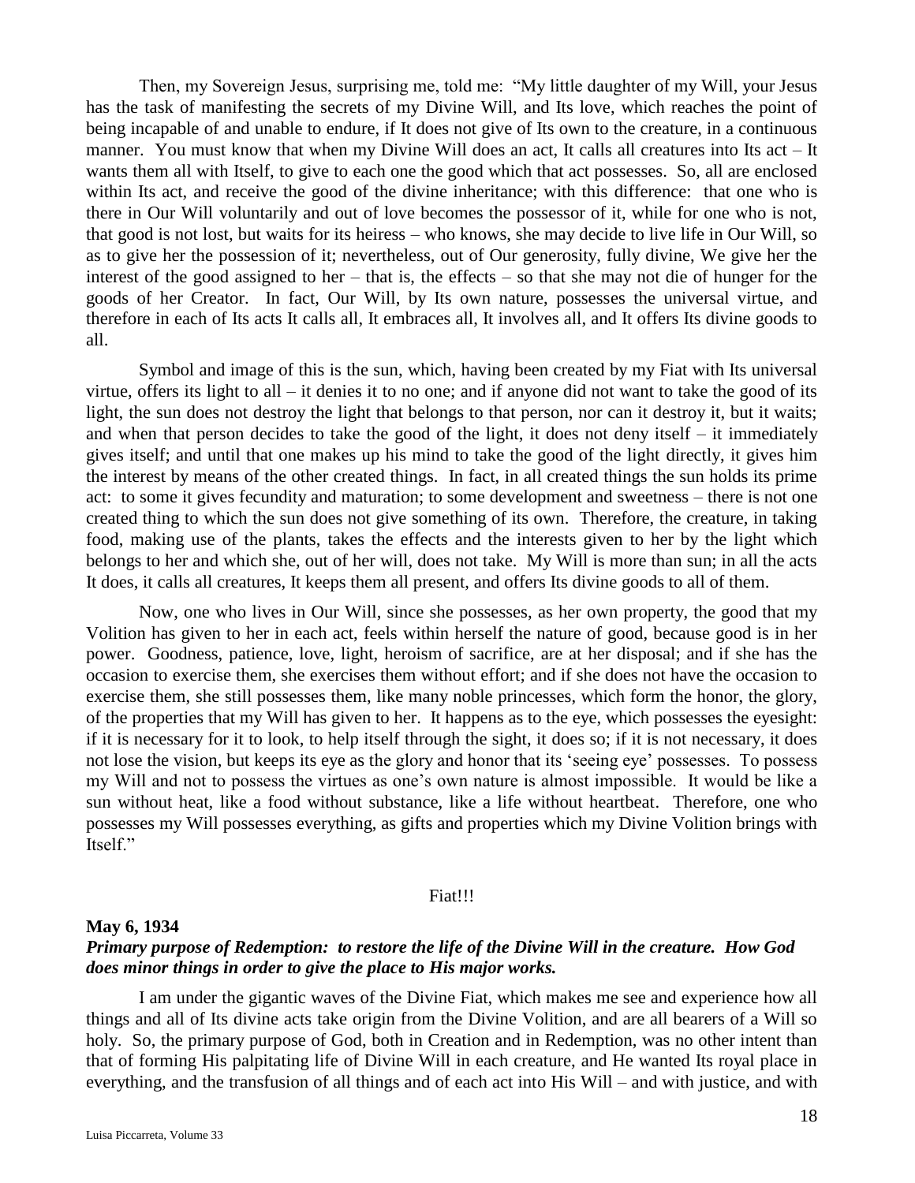Then, my Sovereign Jesus, surprising me, told me: "My little daughter of my Will, your Jesus has the task of manifesting the secrets of my Divine Will, and Its love, which reaches the point of being incapable of and unable to endure, if It does not give of Its own to the creature, in a continuous manner. You must know that when my Divine Will does an act, It calls all creatures into Its act – It wants them all with Itself, to give to each one the good which that act possesses. So, all are enclosed within Its act, and receive the good of the divine inheritance; with this difference: that one who is there in Our Will voluntarily and out of love becomes the possessor of it, while for one who is not, that good is not lost, but waits for its heiress – who knows, she may decide to live life in Our Will, so as to give her the possession of it; nevertheless, out of Our generosity, fully divine, We give her the interest of the good assigned to her – that is, the effects – so that she may not die of hunger for the goods of her Creator. In fact, Our Will, by Its own nature, possesses the universal virtue, and therefore in each of Its acts It calls all, It embraces all, It involves all, and It offers Its divine goods to all.

Symbol and image of this is the sun, which, having been created by my Fiat with Its universal virtue, offers its light to all – it denies it to no one; and if anyone did not want to take the good of its light, the sun does not destroy the light that belongs to that person, nor can it destroy it, but it waits; and when that person decides to take the good of the light, it does not deny itself – it immediately gives itself; and until that one makes up his mind to take the good of the light directly, it gives him the interest by means of the other created things. In fact, in all created things the sun holds its prime act: to some it gives fecundity and maturation; to some development and sweetness – there is not one created thing to which the sun does not give something of its own. Therefore, the creature, in taking food, making use of the plants, takes the effects and the interests given to her by the light which belongs to her and which she, out of her will, does not take. My Will is more than sun; in all the acts It does, it calls all creatures, It keeps them all present, and offers Its divine goods to all of them.

Now, one who lives in Our Will, since she possesses, as her own property, the good that my Volition has given to her in each act, feels within herself the nature of good, because good is in her power. Goodness, patience, love, light, heroism of sacrifice, are at her disposal; and if she has the occasion to exercise them, she exercises them without effort; and if she does not have the occasion to exercise them, she still possesses them, like many noble princesses, which form the honor, the glory, of the properties that my Will has given to her. It happens as to the eye, which possesses the eyesight: if it is necessary for it to look, to help itself through the sight, it does so; if it is not necessary, it does not lose the vision, but keeps its eye as the glory and honor that its 'seeing eye' possesses. To possess my Will and not to possess the virtues as one's own nature is almost impossible. It would be like a sun without heat, like a food without substance, like a life without heartbeat. Therefore, one who possesses my Will possesses everything, as gifts and properties which my Divine Volition brings with Itself."

Fiat!!!

**May 6, 1934**

***Primary purpose of Redemption: to restore the life of the Divine Will in the creature. How God does minor things in order to give the place to His major works.***

I am under the gigantic waves of the Divine Fiat, which makes me see and experience how all things and all of Its divine acts take origin from the Divine Volition, and are all bearers of a Will so holy. So, the primary purpose of God, both in Creation and in Redemption, was no other intent than that of forming His palpitating life of Divine Will in each creature, and He wanted Its royal place in everything, and the transfusion of all things and of each act into His Will – and with justice, and with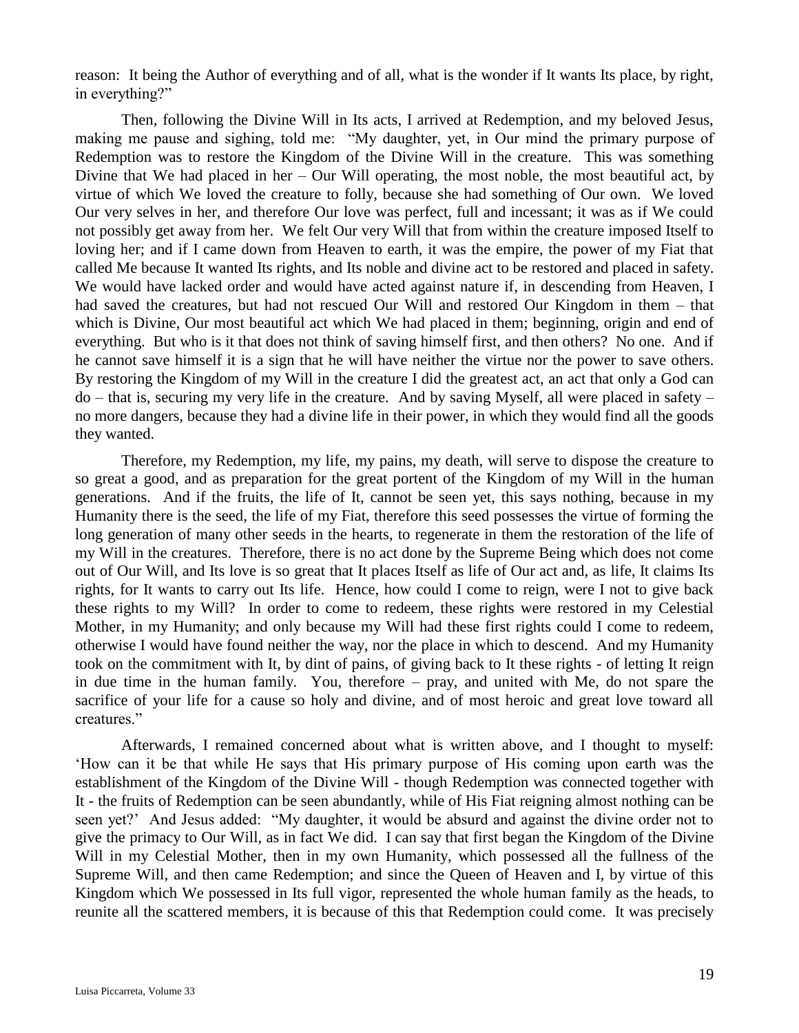reason: It being the Author of everything and of all, what is the wonder if It wants Its place, by right, in everything?"

Then, following the Divine Will in Its acts, I arrived at Redemption, and my beloved Jesus, making me pause and sighing, told me: "My daughter, yet, in Our mind the primary purpose of Redemption was to restore the Kingdom of the Divine Will in the creature. This was something Divine that We had placed in her – Our Will operating, the most noble, the most beautiful act, by virtue of which We loved the creature to folly, because she had something of Our own. We loved Our very selves in her, and therefore Our love was perfect, full and incessant; it was as if We could not possibly get away from her. We felt Our very Will that from within the creature imposed Itself to loving her; and if I came down from Heaven to earth, it was the empire, the power of my Fiat that called Me because It wanted Its rights, and Its noble and divine act to be restored and placed in safety. We would have lacked order and would have acted against nature if, in descending from Heaven, I had saved the creatures, but had not rescued Our Will and restored Our Kingdom in them – that which is Divine, Our most beautiful act which We had placed in them; beginning, origin and end of everything. But who is it that does not think of saving himself first, and then others? No one. And if he cannot save himself it is a sign that he will have neither the virtue nor the power to save others. By restoring the Kingdom of my Will in the creature I did the greatest act, an act that only a God can do – that is, securing my very life in the creature. And by saving Myself, all were placed in safety – no more dangers, because they had a divine life in their power, in which they would find all the goods they wanted.

Therefore, my Redemption, my life, my pains, my death, will serve to dispose the creature to so great a good, and as preparation for the great portent of the Kingdom of my Will in the human generations. And if the fruits, the life of It, cannot be seen yet, this says nothing, because in my Humanity there is the seed, the life of my Fiat, therefore this seed possesses the virtue of forming the long generation of many other seeds in the hearts, to regenerate in them the restoration of the life of my Will in the creatures. Therefore, there is no act done by the Supreme Being which does not come out of Our Will, and Its love is so great that It places Itself as life of Our act and, as life, It claims Its rights, for It wants to carry out Its life. Hence, how could I come to reign, were I not to give back these rights to my Will? In order to come to redeem, these rights were restored in my Celestial Mother, in my Humanity; and only because my Will had these first rights could I come to redeem, otherwise I would have found neither the way, nor the place in which to descend. And my Humanity took on the commitment with It, by dint of pains, of giving back to It these rights - of letting It reign in due time in the human family. You, therefore – pray, and united with Me, do not spare the sacrifice of your life for a cause so holy and divine, and of most heroic and great love toward all creatures."

Afterwards, I remained concerned about what is written above, and I thought to myself: 'How can it be that while He says that His primary purpose of His coming upon earth was the establishment of the Kingdom of the Divine Will - though Redemption was connected together with It - the fruits of Redemption can be seen abundantly, while of His Fiat reigning almost nothing can be seen yet?' And Jesus added: "My daughter, it would be absurd and against the divine order not to give the primacy to Our Will, as in fact We did. I can say that first began the Kingdom of the Divine Will in my Celestial Mother, then in my own Humanity, which possessed all the fullness of the Supreme Will, and then came Redemption; and since the Queen of Heaven and I, by virtue of this Kingdom which We possessed in Its full vigor, represented the whole human family as the heads, to reunite all the scattered members, it is because of this that Redemption could come. It was precisely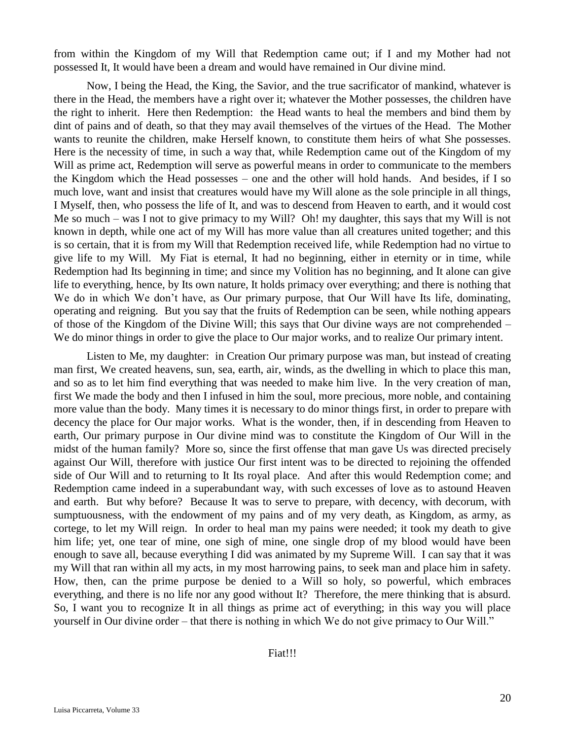from within the Kingdom of my Will that Redemption came out; if I and my Mother had not possessed It, It would have been a dream and would have remained in Our divine mind.

Now, I being the Head, the King, the Savior, and the true sacrificator of mankind, whatever is there in the Head, the members have a right over it; whatever the Mother possesses, the children have the right to inherit. Here then Redemption: the Head wants to heal the members and bind them by dint of pains and of death, so that they may avail themselves of the virtues of the Head. The Mother wants to reunite the children, make Herself known, to constitute them heirs of what She possesses. Here is the necessity of time, in such a way that, while Redemption came out of the Kingdom of my Will as prime act, Redemption will serve as powerful means in order to communicate to the members the Kingdom which the Head possesses – one and the other will hold hands. And besides, if I so much love, want and insist that creatures would have my Will alone as the sole principle in all things, I Myself, then, who possess the life of It, and was to descend from Heaven to earth, and it would cost Me so much – was I not to give primacy to my Will? Oh! my daughter, this says that my Will is not known in depth, while one act of my Will has more value than all creatures united together; and this is so certain, that it is from my Will that Redemption received life, while Redemption had no virtue to give life to my Will. My Fiat is eternal, It had no beginning, either in eternity or in time, while Redemption had Its beginning in time; and since my Volition has no beginning, and It alone can give life to everything, hence, by Its own nature, It holds primacy over everything; and there is nothing that We do in which We don't have, as Our primary purpose, that Our Will have Its life, dominating, operating and reigning. But you say that the fruits of Redemption can be seen, while nothing appears of those of the Kingdom of the Divine Will; this says that Our divine ways are not comprehended – We do minor things in order to give the place to Our major works, and to realize Our primary intent.

Listen to Me, my daughter: in Creation Our primary purpose was man, but instead of creating man first, We created heavens, sun, sea, earth, air, winds, as the dwelling in which to place this man, and so as to let him find everything that was needed to make him live. In the very creation of man, first We made the body and then I infused in him the soul, more precious, more noble, and containing more value than the body. Many times it is necessary to do minor things first, in order to prepare with decency the place for Our major works. What is the wonder, then, if in descending from Heaven to earth, Our primary purpose in Our divine mind was to constitute the Kingdom of Our Will in the midst of the human family? More so, since the first offense that man gave Us was directed precisely against Our Will, therefore with justice Our first intent was to be directed to rejoining the offended side of Our Will and to returning to It Its royal place. And after this would Redemption come; and Redemption came indeed in a superabundant way, with such excesses of love as to astound Heaven and earth. But why before? Because It was to serve to prepare, with decency, with decorum, with sumptuousness, with the endowment of my pains and of my very death, as Kingdom, as army, as cortege, to let my Will reign. In order to heal man my pains were needed; it took my death to give him life; yet, one tear of mine, one sigh of mine, one single drop of my blood would have been enough to save all, because everything I did was animated by my Supreme Will. I can say that it was my Will that ran within all my acts, in my most harrowing pains, to seek man and place him in safety. How, then, can the prime purpose be denied to a Will so holy, so powerful, which embraces everything, and there is no life nor any good without It? Therefore, the mere thinking that is absurd. So, I want you to recognize It in all things as prime act of everything; in this way you will place yourself in Our divine order – that there is nothing in which We do not give primacy to Our Will."

Fiat!!!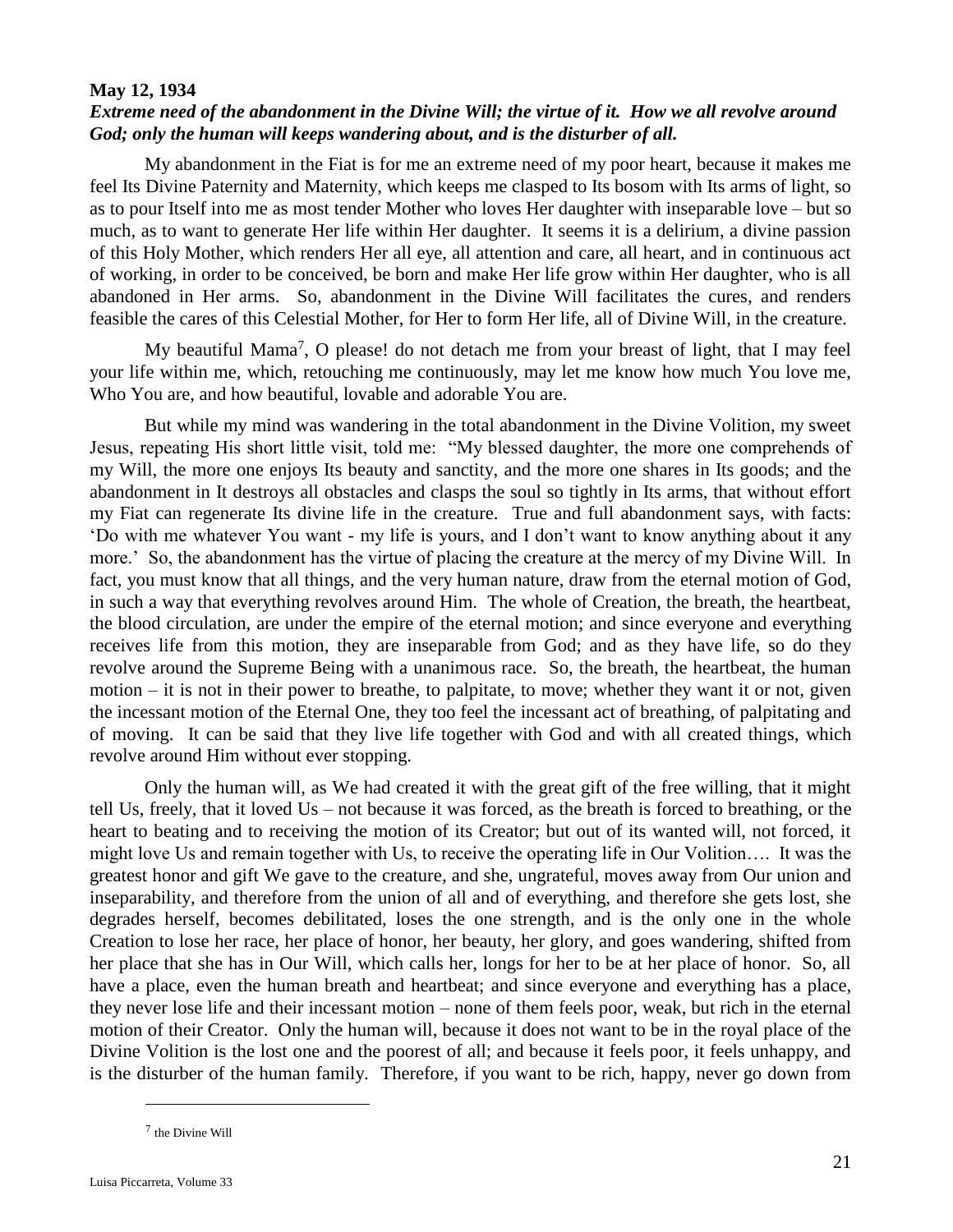**May 12, 1934**

***Extreme need of the abandonment in the Divine Will; the virtue of it. How we all revolve around God; only the human will keeps wandering about, and is the disturber of all.***

My abandonment in the Fiat is for me an extreme need of my poor heart, because it makes me feel Its Divine Paternity and Maternity, which keeps me clasped to Its bosom with Its arms of light, so as to pour Itself into me as most tender Mother who loves Her daughter with inseparable love – but so much, as to want to generate Her life within Her daughter. It seems it is a delirium, a divine passion of this Holy Mother, which renders Her all eye, all attention and care, all heart, and in continuous act of working, in order to be conceived, be born and make Her life grow within Her daughter, who is all abandoned in Her arms. So, abandonment in the Divine Will facilitates the cures, and renders feasible the cares of this Celestial Mother, for Her to form Her life, all of Divine Will, in the creature.

My beautiful Mama[7], O please! do not detach me from your breast of light, that I may feel your life within me, which, retouching me continuously, may let me know how much You love me, Who You are, and how beautiful, lovable and adorable You are.

But while my mind was wandering in the total abandonment in the Divine Volition, my sweet Jesus, repeating His short little visit, told me: "My blessed daughter, the more one comprehends of my Will, the more one enjoys Its beauty and sanctity, and the more one shares in Its goods; and the abandonment in It destroys all obstacles and clasps the soul so tightly in Its arms, that without effort my Fiat can regenerate Its divine life in the creature. True and full abandonment says, with facts: 'Do with me whatever You want - my life is yours, and I don't want to know anything about it any more.' So, the abandonment has the virtue of placing the creature at the mercy of my Divine Will. In fact, you must know that all things, and the very human nature, draw from the eternal motion of God, in such a way that everything revolves around Him. The whole of Creation, the breath, the heartbeat, the blood circulation, are under the empire of the eternal motion; and since everyone and everything receives life from this motion, they are inseparable from God; and as they have life, so do they revolve around the Supreme Being with a unanimous race. So, the breath, the heartbeat, the human motion – it is not in their power to breathe, to palpitate, to move; whether they want it or not, given the incessant motion of the Eternal One, they too feel the incessant act of breathing, of palpitating and of moving. It can be said that they live life together with God and with all created things, which revolve around Him without ever stopping.

Only the human will, as We had created it with the great gift of the free willing, that it might tell Us, freely, that it loved Us – not because it was forced, as the breath is forced to breathing, or the heart to beating and to receiving the motion of its Creator; but out of its wanted will, not forced, it might love Us and remain together with Us, to receive the operating life in Our Volition…. It was the greatest honor and gift We gave to the creature, and she, ungrateful, moves away from Our union and inseparability, and therefore from the union of all and of everything, and therefore she gets lost, she degrades herself, becomes debilitated, loses the one strength, and is the only one in the whole Creation to lose her race, her place of honor, her beauty, her glory, and goes wandering, shifted from her place that she has in Our Will, which calls her, longs for her to be at her place of honor. So, all have a place, even the human breath and heartbeat; and since everyone and everything has a place, they never lose life and their incessant motion – none of them feels poor, weak, but rich in the eternal motion of their Creator. Only the human will, because it does not want to be in the royal place of the Divine Volition is the lost one and the poorest of all; and because it feels poor, it feels unhappy, and is the disturber of the human family. Therefore, if you want to be rich, happy, never go down from

[7] the Divine Will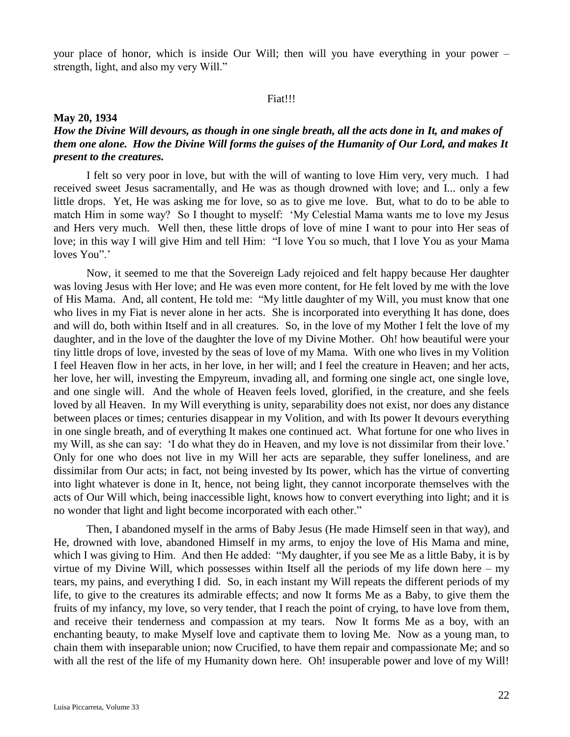your place of honor, which is inside Our Will; then will you have everything in your power – strength, light, and also my very Will."

Fiat!!!

**May 20, 1934**

***How the Divine Will devours, as though in one single breath, all the acts done in It, and makes of them one alone. How the Divine Will forms the guises of the Humanity of Our Lord, and makes It present to the creatures.***

I felt so very poor in love, but with the will of wanting to love Him very, very much. I had received sweet Jesus sacramentally, and He was as though drowned with love; and I... only a few little drops. Yet, He was asking me for love, so as to give me love. But, what to do to be able to match Him in some way? So I thought to myself: 'My Celestial Mama wants me to love my Jesus and Hers very much. Well then, these little drops of love of mine I want to pour into Her seas of love; in this way I will give Him and tell Him: "I love You so much, that I love You as your Mama loves You".'

Now, it seemed to me that the Sovereign Lady rejoiced and felt happy because Her daughter was loving Jesus with Her love; and He was even more content, for He felt loved by me with the love of His Mama. And, all content, He told me: "My little daughter of my Will, you must know that one who lives in my Fiat is never alone in her acts. She is incorporated into everything It has done, does and will do, both within Itself and in all creatures. So, in the love of my Mother I felt the love of my daughter, and in the love of the daughter the love of my Divine Mother. Oh! how beautiful were your tiny little drops of love, invested by the seas of love of my Mama. With one who lives in my Volition I feel Heaven flow in her acts, in her love, in her will; and I feel the creature in Heaven; and her acts, her love, her will, investing the Empyreum, invading all, and forming one single act, one single love, and one single will. And the whole of Heaven feels loved, glorified, in the creature, and she feels loved by all Heaven. In my Will everything is unity, separability does not exist, nor does any distance between places or times; centuries disappear in my Volition, and with Its power It devours everything in one single breath, and of everything It makes one continued act. What fortune for one who lives in my Will, as she can say: 'I do what they do in Heaven, and my love is not dissimilar from their love.' Only for one who does not live in my Will her acts are separable, they suffer loneliness, and are dissimilar from Our acts; in fact, not being invested by Its power, which has the virtue of converting into light whatever is done in It, hence, not being light, they cannot incorporate themselves with the acts of Our Will which, being inaccessible light, knows how to convert everything into light; and it is no wonder that light and light become incorporated with each other."

Then, I abandoned myself in the arms of Baby Jesus (He made Himself seen in that way), and He, drowned with love, abandoned Himself in my arms, to enjoy the love of His Mama and mine, which I was giving to Him. And then He added: "My daughter, if you see Me as a little Baby, it is by virtue of my Divine Will, which possesses within Itself all the periods of my life down here – my tears, my pains, and everything I did. So, in each instant my Will repeats the different periods of my life, to give to the creatures its admirable effects; and now It forms Me as a Baby, to give them the fruits of my infancy, my love, so very tender, that I reach the point of crying, to have love from them, and receive their tenderness and compassion at my tears. Now It forms Me as a boy, with an enchanting beauty, to make Myself love and captivate them to loving Me. Now as a young man, to chain them with inseparable union; now Crucified, to have them repair and compassionate Me; and so with all the rest of the life of my Humanity down here. Oh! insuperable power and love of my Will!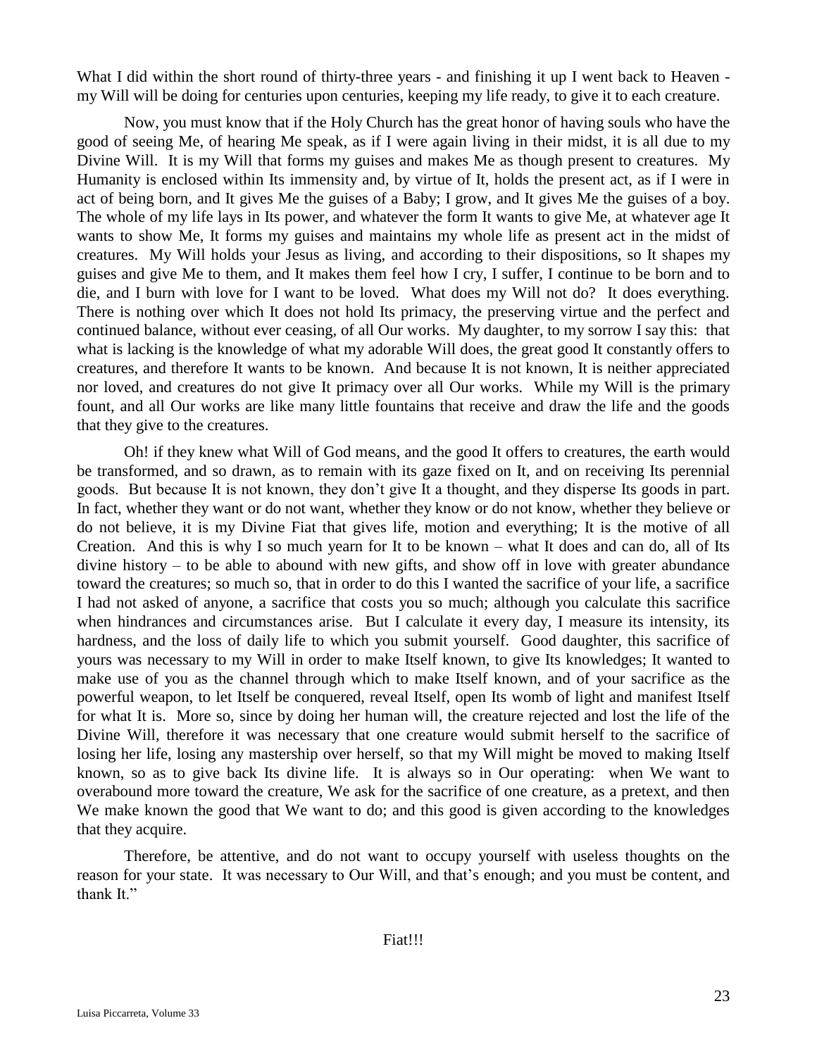What I did within the short round of thirty-three years - and finishing it up I went back to Heaven - my Will will be doing for centuries upon centuries, keeping my life ready, to give it to each creature.

Now, you must know that if the Holy Church has the great honor of having souls who have the good of seeing Me, of hearing Me speak, as if I were again living in their midst, it is all due to my Divine Will. It is my Will that forms my guises and makes Me as though present to creatures. My Humanity is enclosed within Its immensity and, by virtue of It, holds the present act, as if I were in act of being born, and It gives Me the guises of a Baby; I grow, and It gives Me the guises of a boy. The whole of my life lays in Its power, and whatever the form It wants to give Me, at whatever age It wants to show Me, It forms my guises and maintains my whole life as present act in the midst of creatures. My Will holds your Jesus as living, and according to their dispositions, so It shapes my guises and give Me to them, and It makes them feel how I cry, I suffer, I continue to be born and to die, and I burn with love for I want to be loved. What does my Will not do? It does everything. There is nothing over which It does not hold Its primacy, the preserving virtue and the perfect and continued balance, without ever ceasing, of all Our works. My daughter, to my sorrow I say this: that what is lacking is the knowledge of what my adorable Will does, the great good It constantly offers to creatures, and therefore It wants to be known. And because It is not known, It is neither appreciated nor loved, and creatures do not give It primacy over all Our works. While my Will is the primary fount, and all Our works are like many little fountains that receive and draw the life and the goods that they give to the creatures.

Oh! if they knew what Will of God means, and the good It offers to creatures, the earth would be transformed, and so drawn, as to remain with its gaze fixed on It, and on receiving Its perennial goods. But because It is not known, they don't give It a thought, and they disperse Its goods in part. In fact, whether they want or do not want, whether they know or do not know, whether they believe or do not believe, it is my Divine Fiat that gives life, motion and everything; It is the motive of all Creation. And this is why I so much yearn for It to be known – what It does and can do, all of Its divine history – to be able to abound with new gifts, and show off in love with greater abundance toward the creatures; so much so, that in order to do this I wanted the sacrifice of your life, a sacrifice I had not asked of anyone, a sacrifice that costs you so much; although you calculate this sacrifice when hindrances and circumstances arise. But I calculate it every day, I measure its intensity, its hardness, and the loss of daily life to which you submit yourself. Good daughter, this sacrifice of yours was necessary to my Will in order to make Itself known, to give Its knowledges; It wanted to make use of you as the channel through which to make Itself known, and of your sacrifice as the powerful weapon, to let Itself be conquered, reveal Itself, open Its womb of light and manifest Itself for what It is. More so, since by doing her human will, the creature rejected and lost the life of the Divine Will, therefore it was necessary that one creature would submit herself to the sacrifice of losing her life, losing any mastership over herself, so that my Will might be moved to making Itself known, so as to give back Its divine life. It is always so in Our operating: when We want to overabound more toward the creature, We ask for the sacrifice of one creature, as a pretext, and then We make known the good that We want to do; and this good is given according to the knowledges that they acquire.

Therefore, be attentive, and do not want to occupy yourself with useless thoughts on the reason for your state. It was necessary to Our Will, and that's enough; and you must be content, and thank It."

Fiat!!!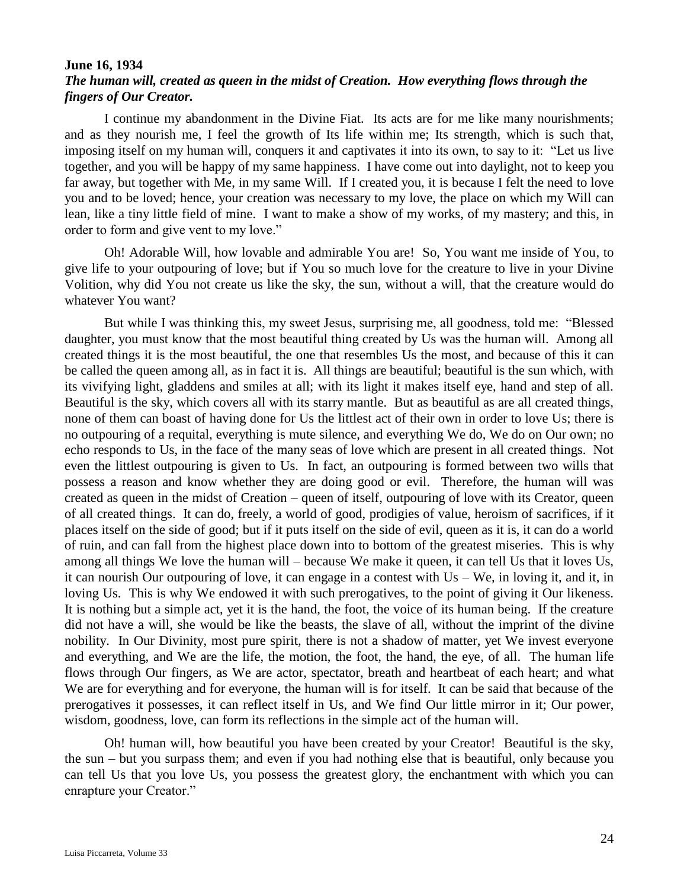**June 16, 1934**

***The human will, created as queen in the midst of Creation. How everything flows through the fingers of Our Creator.***

I continue my abandonment in the Divine Fiat. Its acts are for me like many nourishments; and as they nourish me, I feel the growth of Its life within me; Its strength, which is such that, imposing itself on my human will, conquers it and captivates it into its own, to say to it: "Let us live together, and you will be happy of my same happiness. I have come out into daylight, not to keep you far away, but together with Me, in my same Will. If I created you, it is because I felt the need to love you and to be loved; hence, your creation was necessary to my love, the place on which my Will can lean, like a tiny little field of mine. I want to make a show of my works, of my mastery; and this, in order to form and give vent to my love."

Oh! Adorable Will, how lovable and admirable You are! So, You want me inside of You, to give life to your outpouring of love; but if You so much love for the creature to live in your Divine Volition, why did You not create us like the sky, the sun, without a will, that the creature would do whatever You want?

But while I was thinking this, my sweet Jesus, surprising me, all goodness, told me: "Blessed daughter, you must know that the most beautiful thing created by Us was the human will. Among all created things it is the most beautiful, the one that resembles Us the most, and because of this it can be called the queen among all, as in fact it is. All things are beautiful; beautiful is the sun which, with its vivifying light, gladdens and smiles at all; with its light it makes itself eye, hand and step of all. Beautiful is the sky, which covers all with its starry mantle. But as beautiful as are all created things, none of them can boast of having done for Us the littlest act of their own in order to love Us; there is no outpouring of a requital, everything is mute silence, and everything We do, We do on Our own; no echo responds to Us, in the face of the many seas of love which are present in all created things. Not even the littlest outpouring is given to Us. In fact, an outpouring is formed between two wills that possess a reason and know whether they are doing good or evil. Therefore, the human will was created as queen in the midst of Creation – queen of itself, outpouring of love with its Creator, queen of all created things. It can do, freely, a world of good, prodigies of value, heroism of sacrifices, if it places itself on the side of good; but if it puts itself on the side of evil, queen as it is, it can do a world of ruin, and can fall from the highest place down into to bottom of the greatest miseries. This is why among all things We love the human will – because We make it queen, it can tell Us that it loves Us, it can nourish Our outpouring of love, it can engage in a contest with Us – We, in loving it, and it, in loving Us. This is why We endowed it with such prerogatives, to the point of giving it Our likeness. It is nothing but a simple act, yet it is the hand, the foot, the voice of its human being. If the creature did not have a will, she would be like the beasts, the slave of all, without the imprint of the divine nobility. In Our Divinity, most pure spirit, there is not a shadow of matter, yet We invest everyone and everything, and We are the life, the motion, the foot, the hand, the eye, of all. The human life flows through Our fingers, as We are actor, spectator, breath and heartbeat of each heart; and what We are for everything and for everyone, the human will is for itself. It can be said that because of the prerogatives it possesses, it can reflect itself in Us, and We find Our little mirror in it; Our power, wisdom, goodness, love, can form its reflections in the simple act of the human will.

Oh! human will, how beautiful you have been created by your Creator! Beautiful is the sky, the sun – but you surpass them; and even if you had nothing else that is beautiful, only because you can tell Us that you love Us, you possess the greatest glory, the enchantment with which you can enrapture your Creator."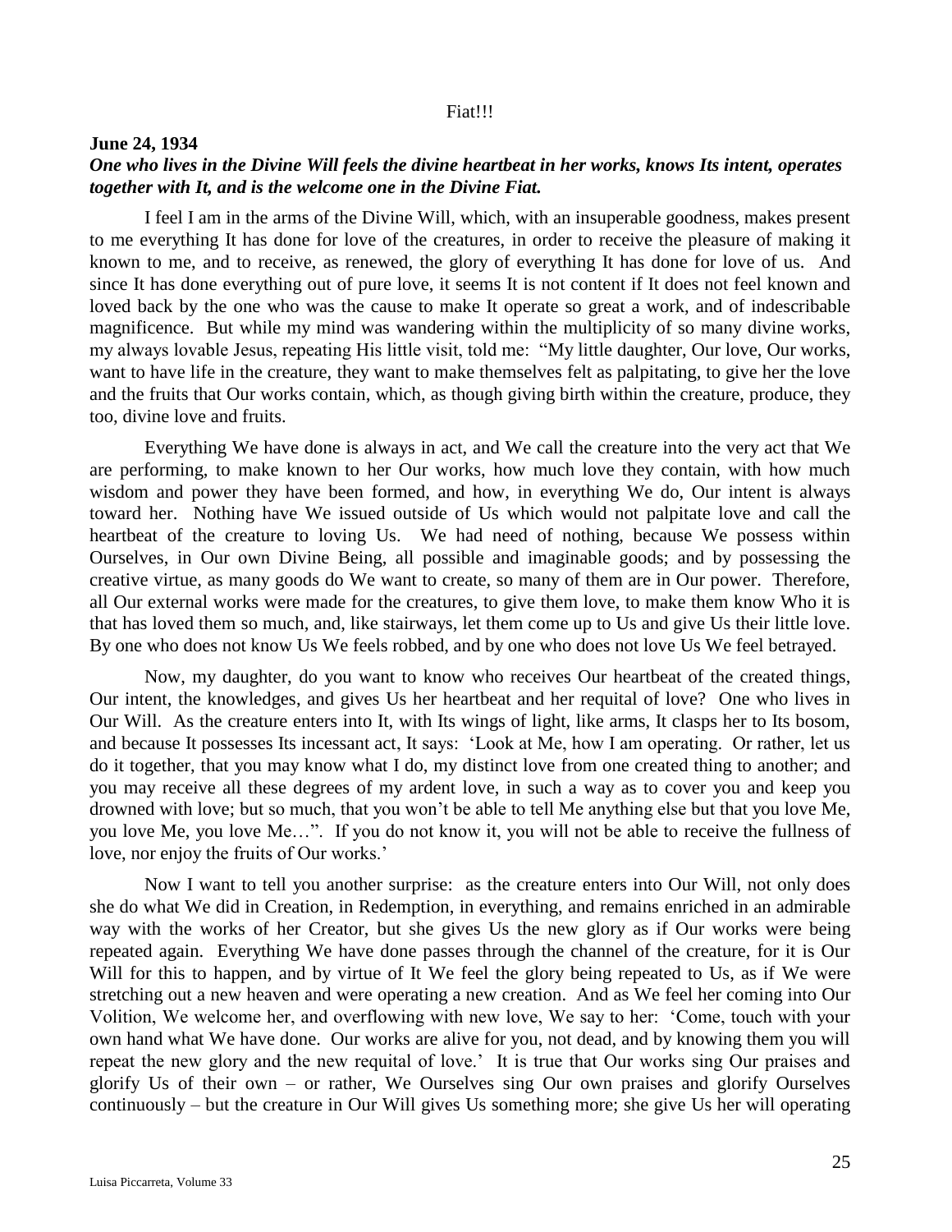Fiat!!!

**June 24, 1934**

***One who lives in the Divine Will feels the divine heartbeat in her works, knows Its intent, operates together with It, and is the welcome one in the Divine Fiat.***

I feel I am in the arms of the Divine Will, which, with an insuperable goodness, makes present to me everything It has done for love of the creatures, in order to receive the pleasure of making it known to me, and to receive, as renewed, the glory of everything It has done for love of us. And since It has done everything out of pure love, it seems It is not content if It does not feel known and loved back by the one who was the cause to make It operate so great a work, and of indescribable magnificence. But while my mind was wandering within the multiplicity of so many divine works, my always lovable Jesus, repeating His little visit, told me: "My little daughter, Our love, Our works, want to have life in the creature, they want to make themselves felt as palpitating, to give her the love and the fruits that Our works contain, which, as though giving birth within the creature, produce, they too, divine love and fruits.

Everything We have done is always in act, and We call the creature into the very act that We are performing, to make known to her Our works, how much love they contain, with how much wisdom and power they have been formed, and how, in everything We do, Our intent is always toward her. Nothing have We issued outside of Us which would not palpitate love and call the heartbeat of the creature to loving Us. We had need of nothing, because We possess within Ourselves, in Our own Divine Being, all possible and imaginable goods; and by possessing the creative virtue, as many goods do We want to create, so many of them are in Our power. Therefore, all Our external works were made for the creatures, to give them love, to make them know Who it is that has loved them so much, and, like stairways, let them come up to Us and give Us their little love. By one who does not know Us We feels robbed, and by one who does not love Us We feel betrayed.

Now, my daughter, do you want to know who receives Our heartbeat of the created things, Our intent, the knowledges, and gives Us her heartbeat and her requital of love? One who lives in Our Will. As the creature enters into It, with Its wings of light, like arms, It clasps her to Its bosom, and because It possesses Its incessant act, It says: 'Look at Me, how I am operating. Or rather, let us do it together, that you may know what I do, my distinct love from one created thing to another; and you may receive all these degrees of my ardent love, in such a way as to cover you and keep you drowned with love; but so much, that you won't be able to tell Me anything else but that you love Me, you love Me, you love Me…". If you do not know it, you will not be able to receive the fullness of love, nor enjoy the fruits of Our works.'

Now I want to tell you another surprise: as the creature enters into Our Will, not only does she do what We did in Creation, in Redemption, in everything, and remains enriched in an admirable way with the works of her Creator, but she gives Us the new glory as if Our works were being repeated again. Everything We have done passes through the channel of the creature, for it is Our Will for this to happen, and by virtue of It We feel the glory being repeated to Us, as if We were stretching out a new heaven and were operating a new creation. And as We feel her coming into Our Volition, We welcome her, and overflowing with new love, We say to her: 'Come, touch with your own hand what We have done. Our works are alive for you, not dead, and by knowing them you will repeat the new glory and the new requital of love.' It is true that Our works sing Our praises and glorify Us of their own – or rather, We Ourselves sing Our own praises and glorify Ourselves continuously – but the creature in Our Will gives Us something more; she give Us her will operating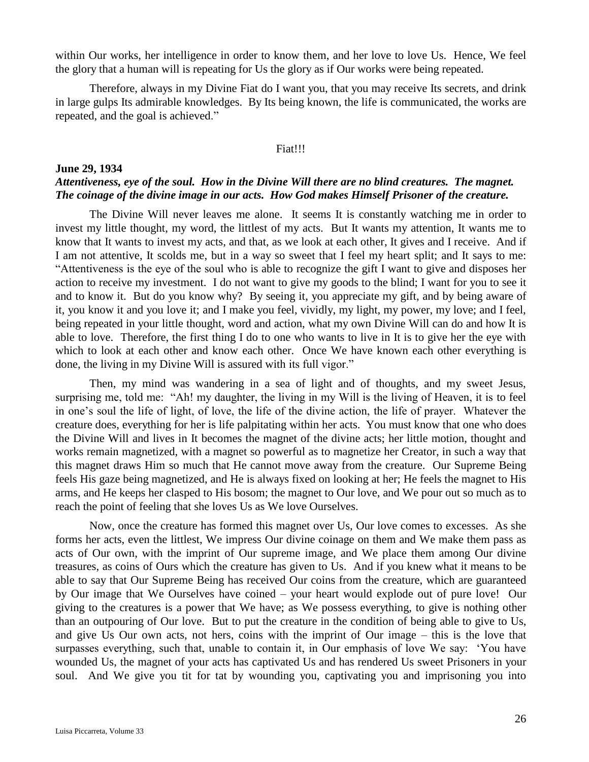within Our works, her intelligence in order to know them, and her love to love Us. Hence, We feel the glory that a human will is repeating for Us the glory as if Our works were being repeated.

Therefore, always in my Divine Fiat do I want you, that you may receive Its secrets, and drink in large gulps Its admirable knowledges. By Its being known, the life is communicated, the works are repeated, and the goal is achieved."

Fiat!!!

**June 29, 1934**

***Attentiveness, eye of the soul. How in the Divine Will there are no blind creatures. The magnet. The coinage of the divine image in our acts. How God makes Himself Prisoner of the creature.***

The Divine Will never leaves me alone. It seems It is constantly watching me in order to invest my little thought, my word, the littlest of my acts. But It wants my attention, It wants me to know that It wants to invest my acts, and that, as we look at each other, It gives and I receive. And if I am not attentive, It scolds me, but in a way so sweet that I feel my heart split; and It says to me: "Attentiveness is the eye of the soul who is able to recognize the gift I want to give and disposes her action to receive my investment. I do not want to give my goods to the blind; I want for you to see it and to know it. But do you know why? By seeing it, you appreciate my gift, and by being aware of it, you know it and you love it; and I make you feel, vividly, my light, my power, my love; and I feel, being repeated in your little thought, word and action, what my own Divine Will can do and how It is able to love. Therefore, the first thing I do to one who wants to live in It is to give her the eye with which to look at each other and know each other. Once We have known each other everything is done, the living in my Divine Will is assured with its full vigor."

Then, my mind was wandering in a sea of light and of thoughts, and my sweet Jesus, surprising me, told me: "Ah! my daughter, the living in my Will is the living of Heaven, it is to feel in one's soul the life of light, of love, the life of the divine action, the life of prayer. Whatever the creature does, everything for her is life palpitating within her acts. You must know that one who does the Divine Will and lives in It becomes the magnet of the divine acts; her little motion, thought and works remain magnetized, with a magnet so powerful as to magnetize her Creator, in such a way that this magnet draws Him so much that He cannot move away from the creature. Our Supreme Being feels His gaze being magnetized, and He is always fixed on looking at her; He feels the magnet to His arms, and He keeps her clasped to His bosom; the magnet to Our love, and We pour out so much as to reach the point of feeling that she loves Us as We love Ourselves.

Now, once the creature has formed this magnet over Us, Our love comes to excesses. As she forms her acts, even the littlest, We impress Our divine coinage on them and We make them pass as acts of Our own, with the imprint of Our supreme image, and We place them among Our divine treasures, as coins of Ours which the creature has given to Us. And if you knew what it means to be able to say that Our Supreme Being has received Our coins from the creature, which are guaranteed by Our image that We Ourselves have coined – your heart would explode out of pure love! Our giving to the creatures is a power that We have; as We possess everything, to give is nothing other than an outpouring of Our love. But to put the creature in the condition of being able to give to Us, and give Us Our own acts, not hers, coins with the imprint of Our image – this is the love that surpasses everything, such that, unable to contain it, in Our emphasis of love We say: 'You have wounded Us, the magnet of your acts has captivated Us and has rendered Us sweet Prisoners in your soul. And We give you tit for tat by wounding you, captivating you and imprisoning you into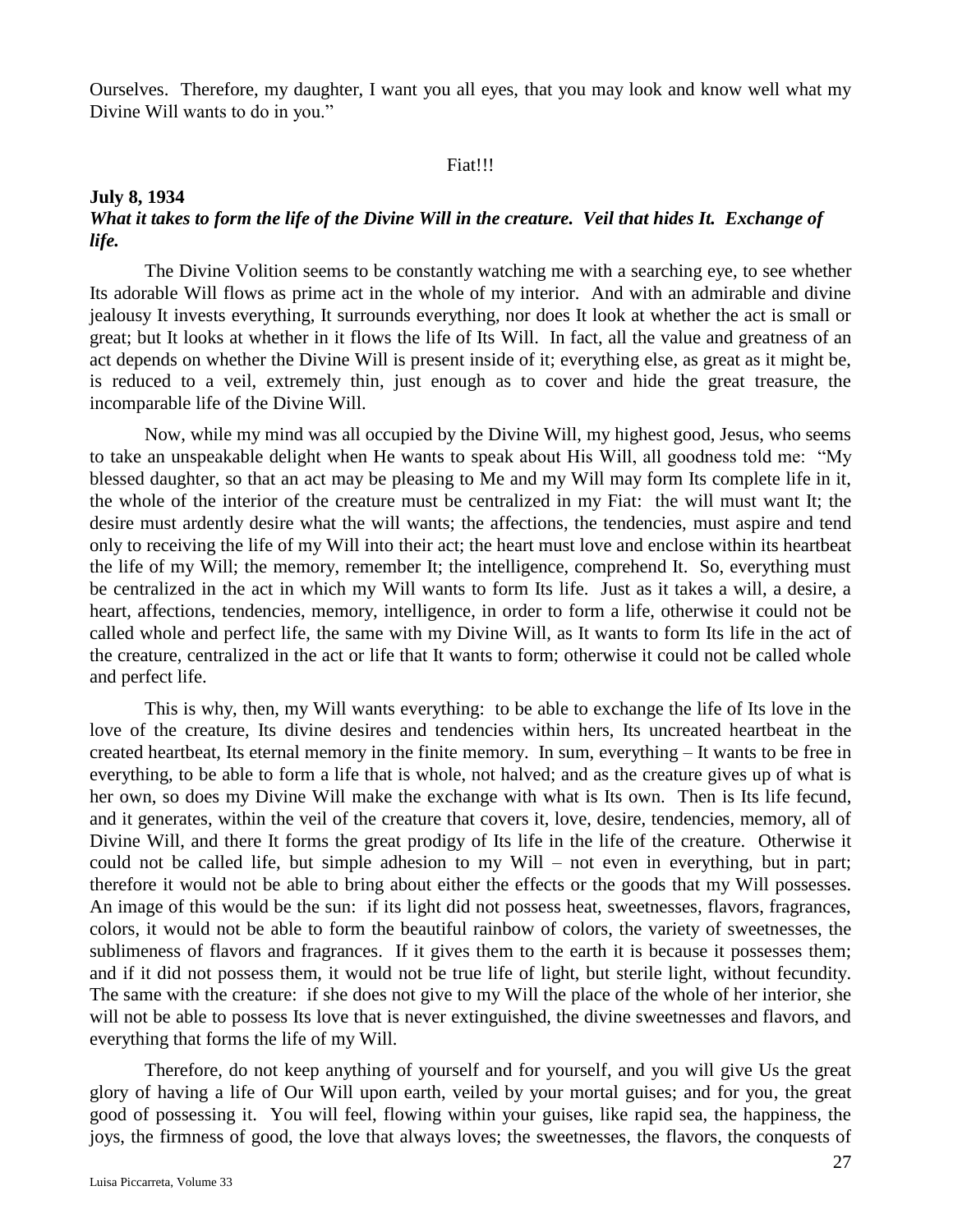Ourselves. Therefore, my daughter, I want you all eyes, that you may look and know well what my Divine Will wants to do in you."

Fiat!!!

**July 8, 1934**

***What it takes to form the life of the Divine Will in the creature. Veil that hides It. Exchange of life.***

The Divine Volition seems to be constantly watching me with a searching eye, to see whether Its adorable Will flows as prime act in the whole of my interior. And with an admirable and divine jealousy It invests everything, It surrounds everything, nor does It look at whether the act is small or great; but It looks at whether in it flows the life of Its Will. In fact, all the value and greatness of an act depends on whether the Divine Will is present inside of it; everything else, as great as it might be, is reduced to a veil, extremely thin, just enough as to cover and hide the great treasure, the incomparable life of the Divine Will.

Now, while my mind was all occupied by the Divine Will, my highest good, Jesus, who seems to take an unspeakable delight when He wants to speak about His Will, all goodness told me: "My blessed daughter, so that an act may be pleasing to Me and my Will may form Its complete life in it, the whole of the interior of the creature must be centralized in my Fiat: the will must want It; the desire must ardently desire what the will wants; the affections, the tendencies, must aspire and tend only to receiving the life of my Will into their act; the heart must love and enclose within its heartbeat the life of my Will; the memory, remember It; the intelligence, comprehend It. So, everything must be centralized in the act in which my Will wants to form Its life. Just as it takes a will, a desire, a heart, affections, tendencies, memory, intelligence, in order to form a life, otherwise it could not be called whole and perfect life, the same with my Divine Will, as It wants to form Its life in the act of the creature, centralized in the act or life that It wants to form; otherwise it could not be called whole and perfect life.

This is why, then, my Will wants everything: to be able to exchange the life of Its love in the love of the creature, Its divine desires and tendencies within hers, Its uncreated heartbeat in the created heartbeat, Its eternal memory in the finite memory. In sum, everything – It wants to be free in everything, to be able to form a life that is whole, not halved; and as the creature gives up of what is her own, so does my Divine Will make the exchange with what is Its own. Then is Its life fecund, and it generates, within the veil of the creature that covers it, love, desire, tendencies, memory, all of Divine Will, and there It forms the great prodigy of Its life in the life of the creature. Otherwise it could not be called life, but simple adhesion to my Will – not even in everything, but in part; therefore it would not be able to bring about either the effects or the goods that my Will possesses. An image of this would be the sun: if its light did not possess heat, sweetnesses, flavors, fragrances, colors, it would not be able to form the beautiful rainbow of colors, the variety of sweetnesses, the sublimeness of flavors and fragrances. If it gives them to the earth it is because it possesses them; and if it did not possess them, it would not be true life of light, but sterile light, without fecundity. The same with the creature: if she does not give to my Will the place of the whole of her interior, she will not be able to possess Its love that is never extinguished, the divine sweetnesses and flavors, and everything that forms the life of my Will.

Therefore, do not keep anything of yourself and for yourself, and you will give Us the great glory of having a life of Our Will upon earth, veiled by your mortal guises; and for you, the great good of possessing it. You will feel, flowing within your guises, like rapid sea, the happiness, the joys, the firmness of good, the love that always loves; the sweetnesses, the flavors, the conquests of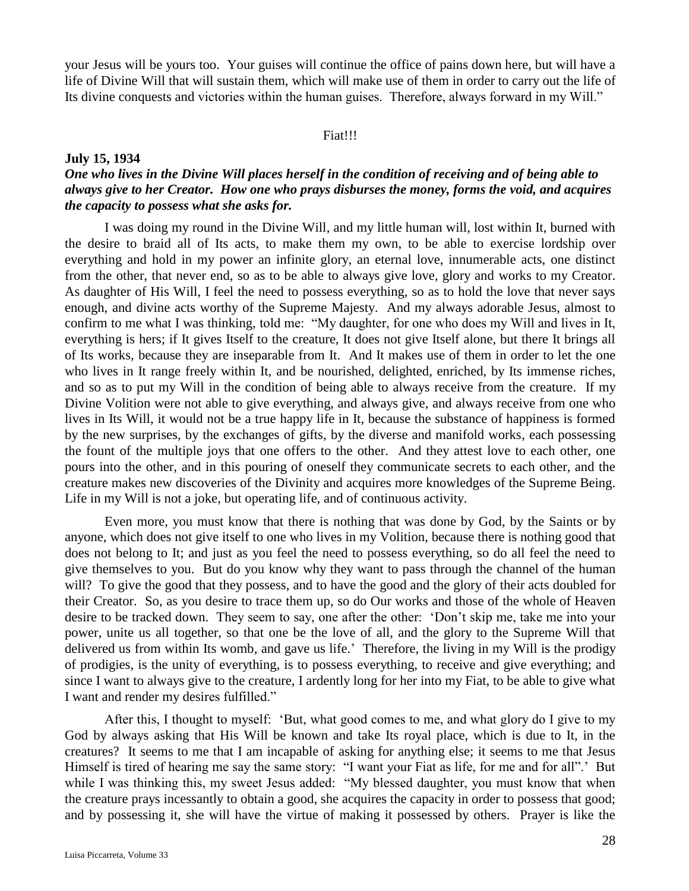your Jesus will be yours too. Your guises will continue the office of pains down here, but will have a life of Divine Will that will sustain them, which will make use of them in order to carry out the life of Its divine conquests and victories within the human guises. Therefore, always forward in my Will."

Fiat!!!

**July 15, 1934**

***One who lives in the Divine Will places herself in the condition of receiving and of being able to always give to her Creator. How one who prays disburses the money, forms the void, and acquires the capacity to possess what she asks for.***

I was doing my round in the Divine Will, and my little human will, lost within It, burned with the desire to braid all of Its acts, to make them my own, to be able to exercise lordship over everything and hold in my power an infinite glory, an eternal love, innumerable acts, one distinct from the other, that never end, so as to be able to always give love, glory and works to my Creator. As daughter of His Will, I feel the need to possess everything, so as to hold the love that never says enough, and divine acts worthy of the Supreme Majesty. And my always adorable Jesus, almost to confirm to me what I was thinking, told me: "My daughter, for one who does my Will and lives in It, everything is hers; if It gives Itself to the creature, It does not give Itself alone, but there It brings all of Its works, because they are inseparable from It. And It makes use of them in order to let the one who lives in It range freely within It, and be nourished, delighted, enriched, by Its immense riches, and so as to put my Will in the condition of being able to always receive from the creature. If my Divine Volition were not able to give everything, and always give, and always receive from one who lives in Its Will, it would not be a true happy life in It, because the substance of happiness is formed by the new surprises, by the exchanges of gifts, by the diverse and manifold works, each possessing the fount of the multiple joys that one offers to the other. And they attest love to each other, one pours into the other, and in this pouring of oneself they communicate secrets to each other, and the creature makes new discoveries of the Divinity and acquires more knowledges of the Supreme Being. Life in my Will is not a joke, but operating life, and of continuous activity.

Even more, you must know that there is nothing that was done by God, by the Saints or by anyone, which does not give itself to one who lives in my Volition, because there is nothing good that does not belong to It; and just as you feel the need to possess everything, so do all feel the need to give themselves to you. But do you know why they want to pass through the channel of the human will? To give the good that they possess, and to have the good and the glory of their acts doubled for their Creator. So, as you desire to trace them up, so do Our works and those of the whole of Heaven desire to be tracked down. They seem to say, one after the other: 'Don't skip me, take me into your power, unite us all together, so that one be the love of all, and the glory to the Supreme Will that delivered us from within Its womb, and gave us life.' Therefore, the living in my Will is the prodigy of prodigies, is the unity of everything, is to possess everything, to receive and give everything; and since I want to always give to the creature, I ardently long for her into my Fiat, to be able to give what I want and render my desires fulfilled."

After this, I thought to myself: 'But, what good comes to me, and what glory do I give to my God by always asking that His Will be known and take Its royal place, which is due to It, in the creatures? It seems to me that I am incapable of asking for anything else; it seems to me that Jesus Himself is tired of hearing me say the same story: "I want your Fiat as life, for me and for all".' But while I was thinking this, my sweet Jesus added: "My blessed daughter, you must know that when the creature prays incessantly to obtain a good, she acquires the capacity in order to possess that good; and by possessing it, she will have the virtue of making it possessed by others. Prayer is like the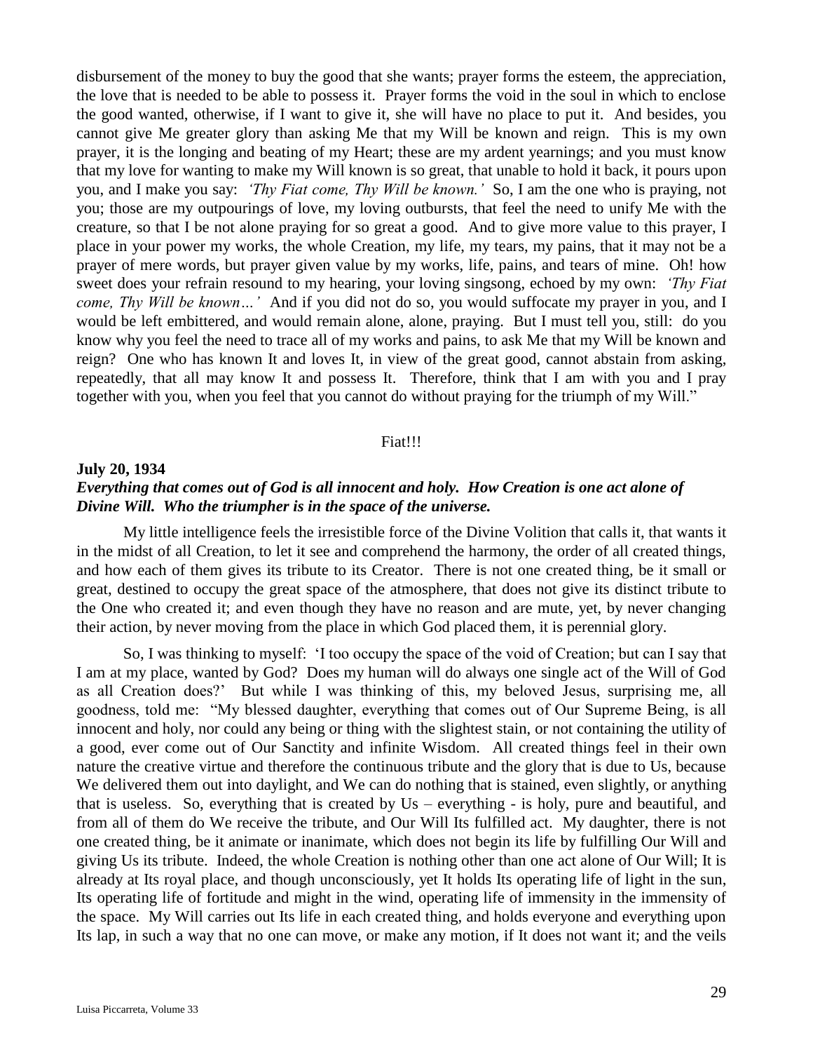disbursement of the money to buy the good that she wants; prayer forms the esteem, the appreciation, the love that is needed to be able to possess it. Prayer forms the void in the soul in which to enclose the good wanted, otherwise, if I want to give it, she will have no place to put it. And besides, you cannot give Me greater glory than asking Me that my Will be known and reign. This is my own prayer, it is the longing and beating of my Heart; these are my ardent yearnings; and you must know that my love for wanting to make my Will known is so great, that unable to hold it back, it pours upon you, and I make you say: *'Thy Fiat come, Thy Will be known.'* So, I am the one who is praying, not you; those are my outpourings of love, my loving outbursts, that feel the need to unify Me with the creature, so that I be not alone praying for so great a good. And to give more value to this prayer, I place in your power my works, the whole Creation, my life, my tears, my pains, that it may not be a prayer of mere words, but prayer given value by my works, life, pains, and tears of mine. Oh! how sweet does your refrain resound to my hearing, your loving singsong, echoed by my own: *'Thy Fiat come, Thy Will be known…'* And if you did not do so, you would suffocate my prayer in you, and I would be left embittered, and would remain alone, alone, praying. But I must tell you, still: do you know why you feel the need to trace all of my works and pains, to ask Me that my Will be known and reign? One who has known It and loves It, in view of the great good, cannot abstain from asking, repeatedly, that all may know It and possess It. Therefore, think that I am with you and I pray together with you, when you feel that you cannot do without praying for the triumph of my Will."

Fiat!!!

**July 20, 1934**

***Everything that comes out of God is all innocent and holy. How Creation is one act alone of Divine Will. Who the triumpher is in the space of the universe.***

My little intelligence feels the irresistible force of the Divine Volition that calls it, that wants it in the midst of all Creation, to let it see and comprehend the harmony, the order of all created things, and how each of them gives its tribute to its Creator. There is not one created thing, be it small or great, destined to occupy the great space of the atmosphere, that does not give its distinct tribute to the One who created it; and even though they have no reason and are mute, yet, by never changing their action, by never moving from the place in which God placed them, it is perennial glory.

So, I was thinking to myself: 'I too occupy the space of the void of Creation; but can I say that I am at my place, wanted by God? Does my human will do always one single act of the Will of God as all Creation does?' But while I was thinking of this, my beloved Jesus, surprising me, all goodness, told me: "My blessed daughter, everything that comes out of Our Supreme Being, is all innocent and holy, nor could any being or thing with the slightest stain, or not containing the utility of a good, ever come out of Our Sanctity and infinite Wisdom. All created things feel in their own nature the creative virtue and therefore the continuous tribute and the glory that is due to Us, because We delivered them out into daylight, and We can do nothing that is stained, even slightly, or anything that is useless. So, everything that is created by Us – everything - is holy, pure and beautiful, and from all of them do We receive the tribute, and Our Will Its fulfilled act. My daughter, there is not one created thing, be it animate or inanimate, which does not begin its life by fulfilling Our Will and giving Us its tribute. Indeed, the whole Creation is nothing other than one act alone of Our Will; It is already at Its royal place, and though unconsciously, yet It holds Its operating life of light in the sun, Its operating life of fortitude and might in the wind, operating life of immensity in the immensity of the space. My Will carries out Its life in each created thing, and holds everyone and everything upon Its lap, in such a way that no one can move, or make any motion, if It does not want it; and the veils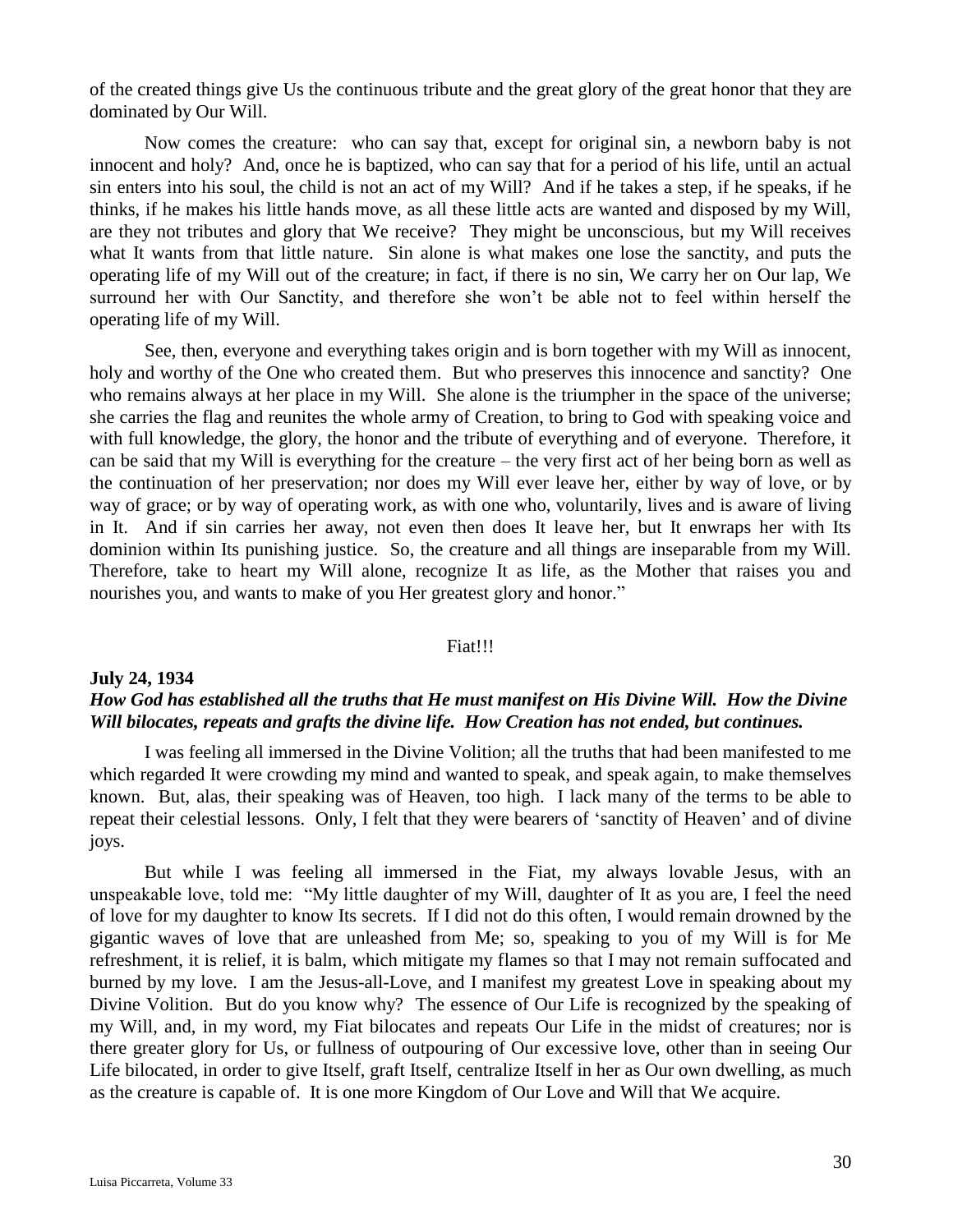of the created things give Us the continuous tribute and the great glory of the great honor that they are dominated by Our Will.

Now comes the creature: who can say that, except for original sin, a newborn baby is not innocent and holy? And, once he is baptized, who can say that for a period of his life, until an actual sin enters into his soul, the child is not an act of my Will? And if he takes a step, if he speaks, if he thinks, if he makes his little hands move, as all these little acts are wanted and disposed by my Will, are they not tributes and glory that We receive? They might be unconscious, but my Will receives what It wants from that little nature. Sin alone is what makes one lose the sanctity, and puts the operating life of my Will out of the creature; in fact, if there is no sin, We carry her on Our lap, We surround her with Our Sanctity, and therefore she won't be able not to feel within herself the operating life of my Will.

See, then, everyone and everything takes origin and is born together with my Will as innocent, holy and worthy of the One who created them. But who preserves this innocence and sanctity? One who remains always at her place in my Will. She alone is the triumpher in the space of the universe; she carries the flag and reunites the whole army of Creation, to bring to God with speaking voice and with full knowledge, the glory, the honor and the tribute of everything and of everyone. Therefore, it can be said that my Will is everything for the creature – the very first act of her being born as well as the continuation of her preservation; nor does my Will ever leave her, either by way of love, or by way of grace; or by way of operating work, as with one who, voluntarily, lives and is aware of living in It. And if sin carries her away, not even then does It leave her, but It enwraps her with Its dominion within Its punishing justice. So, the creature and all things are inseparable from my Will. Therefore, take to heart my Will alone, recognize It as life, as the Mother that raises you and nourishes you, and wants to make of you Her greatest glory and honor."

Fiat!!!

**July 24, 1934**

***How God has established all the truths that He must manifest on His Divine Will. How the Divine Will bilocates, repeats and grafts the divine life. How Creation has not ended, but continues.***

I was feeling all immersed in the Divine Volition; all the truths that had been manifested to me which regarded It were crowding my mind and wanted to speak, and speak again, to make themselves known. But, alas, their speaking was of Heaven, too high. I lack many of the terms to be able to repeat their celestial lessons. Only, I felt that they were bearers of 'sanctity of Heaven' and of divine joys.

But while I was feeling all immersed in the Fiat, my always lovable Jesus, with an unspeakable love, told me: "My little daughter of my Will, daughter of It as you are, I feel the need of love for my daughter to know Its secrets. If I did not do this often, I would remain drowned by the gigantic waves of love that are unleashed from Me; so, speaking to you of my Will is for Me refreshment, it is relief, it is balm, which mitigate my flames so that I may not remain suffocated and burned by my love. I am the Jesus-all-Love, and I manifest my greatest Love in speaking about my Divine Volition. But do you know why? The essence of Our Life is recognized by the speaking of my Will, and, in my word, my Fiat bilocates and repeats Our Life in the midst of creatures; nor is there greater glory for Us, or fullness of outpouring of Our excessive love, other than in seeing Our Life bilocated, in order to give Itself, graft Itself, centralize Itself in her as Our own dwelling, as much as the creature is capable of. It is one more Kingdom of Our Love and Will that We acquire.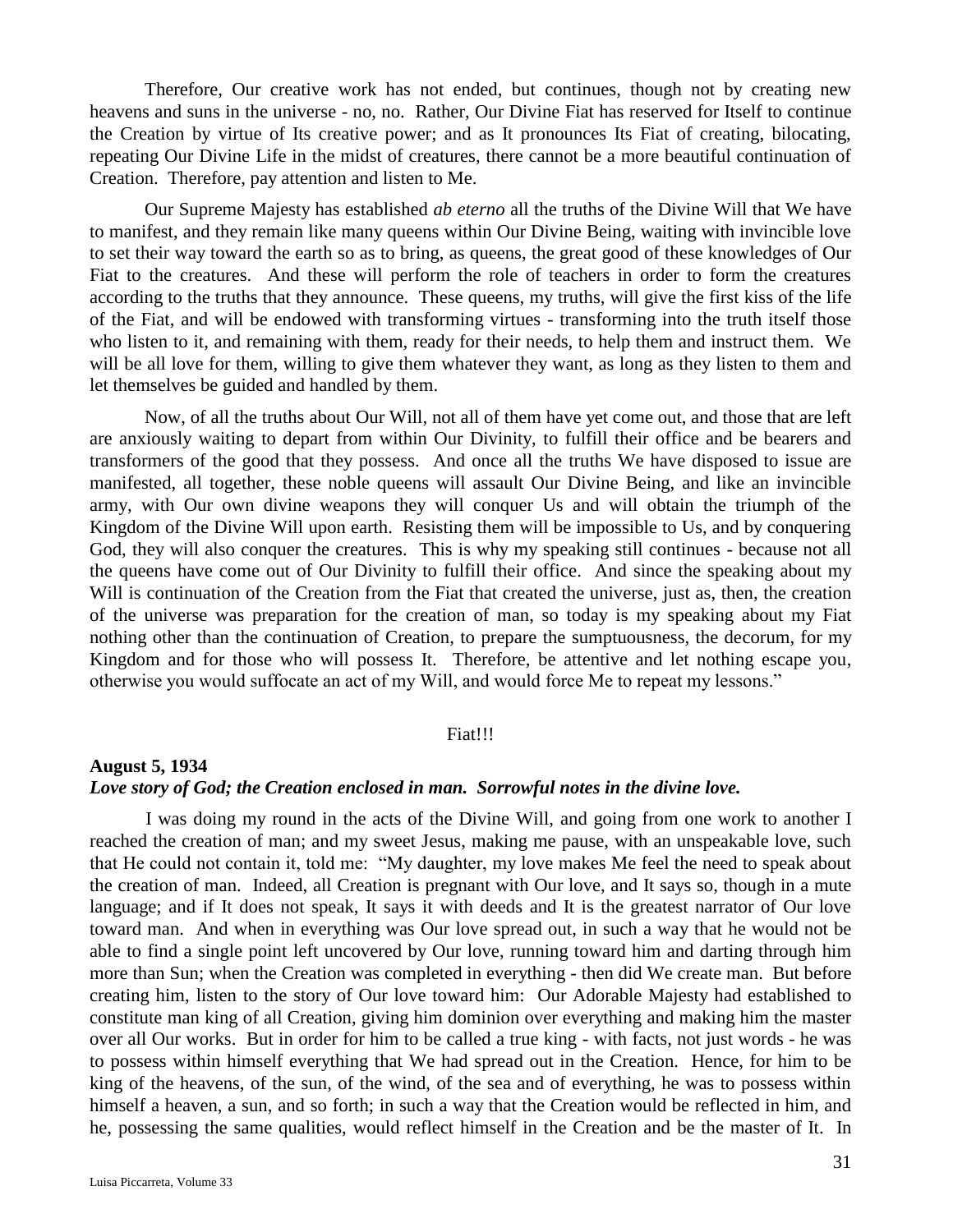Therefore, Our creative work has not ended, but continues, though not by creating new heavens and suns in the universe - no, no. Rather, Our Divine Fiat has reserved for Itself to continue the Creation by virtue of Its creative power; and as It pronounces Its Fiat of creating, bilocating, repeating Our Divine Life in the midst of creatures, there cannot be a more beautiful continuation of Creation. Therefore, pay attention and listen to Me.

Our Supreme Majesty has established *ab eterno* all the truths of the Divine Will that We have to manifest, and they remain like many queens within Our Divine Being, waiting with invincible love to set their way toward the earth so as to bring, as queens, the great good of these knowledges of Our Fiat to the creatures. And these will perform the role of teachers in order to form the creatures according to the truths that they announce. These queens, my truths, will give the first kiss of the life of the Fiat, and will be endowed with transforming virtues - transforming into the truth itself those who listen to it, and remaining with them, ready for their needs, to help them and instruct them. We will be all love for them, willing to give them whatever they want, as long as they listen to them and let themselves be guided and handled by them.

Now, of all the truths about Our Will, not all of them have yet come out, and those that are left are anxiously waiting to depart from within Our Divinity, to fulfill their office and be bearers and transformers of the good that they possess. And once all the truths We have disposed to issue are manifested, all together, these noble queens will assault Our Divine Being, and like an invincible army, with Our own divine weapons they will conquer Us and will obtain the triumph of the Kingdom of the Divine Will upon earth. Resisting them will be impossible to Us, and by conquering God, they will also conquer the creatures. This is why my speaking still continues - because not all the queens have come out of Our Divinity to fulfill their office. And since the speaking about my Will is continuation of the Creation from the Fiat that created the universe, just as, then, the creation of the universe was preparation for the creation of man, so today is my speaking about my Fiat nothing other than the continuation of Creation, to prepare the sumptuousness, the decorum, for my Kingdom and for those who will possess It. Therefore, be attentive and let nothing escape you, otherwise you would suffocate an act of my Will, and would force Me to repeat my lessons."

Fiat!!!

**August 5, 1934**
***Love story of God; the Creation enclosed in man. Sorrowful notes in the divine love.***

I was doing my round in the acts of the Divine Will, and going from one work to another I reached the creation of man; and my sweet Jesus, making me pause, with an unspeakable love, such that He could not contain it, told me: "My daughter, my love makes Me feel the need to speak about the creation of man. Indeed, all Creation is pregnant with Our love, and It says so, though in a mute language; and if It does not speak, It says it with deeds and It is the greatest narrator of Our love toward man. And when in everything was Our love spread out, in such a way that he would not be able to find a single point left uncovered by Our love, running toward him and darting through him more than Sun; when the Creation was completed in everything - then did We create man. But before creating him, listen to the story of Our love toward him: Our Adorable Majesty had established to constitute man king of all Creation, giving him dominion over everything and making him the master over all Our works. But in order for him to be called a true king - with facts, not just words - he was to possess within himself everything that We had spread out in the Creation. Hence, for him to be king of the heavens, of the sun, of the wind, of the sea and of everything, he was to possess within himself a heaven, a sun, and so forth; in such a way that the Creation would be reflected in him, and he, possessing the same qualities, would reflect himself in the Creation and be the master of It. In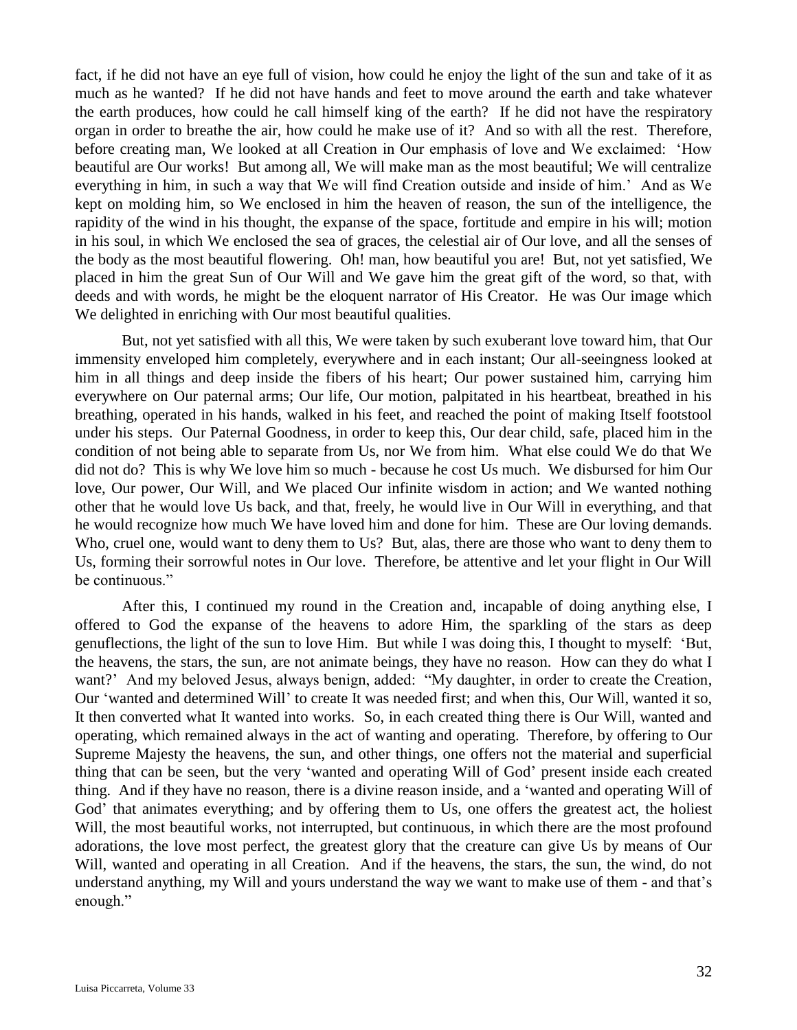fact, if he did not have an eye full of vision, how could he enjoy the light of the sun and take of it as much as he wanted? If he did not have hands and feet to move around the earth and take whatever the earth produces, how could he call himself king of the earth? If he did not have the respiratory organ in order to breathe the air, how could he make use of it? And so with all the rest. Therefore, before creating man, We looked at all Creation in Our emphasis of love and We exclaimed: 'How beautiful are Our works! But among all, We will make man as the most beautiful; We will centralize everything in him, in such a way that We will find Creation outside and inside of him.' And as We kept on molding him, so We enclosed in him the heaven of reason, the sun of the intelligence, the rapidity of the wind in his thought, the expanse of the space, fortitude and empire in his will; motion in his soul, in which We enclosed the sea of graces, the celestial air of Our love, and all the senses of the body as the most beautiful flowering. Oh! man, how beautiful you are! But, not yet satisfied, We placed in him the great Sun of Our Will and We gave him the great gift of the word, so that, with deeds and with words, he might be the eloquent narrator of His Creator. He was Our image which We delighted in enriching with Our most beautiful qualities.

But, not yet satisfied with all this, We were taken by such exuberant love toward him, that Our immensity enveloped him completely, everywhere and in each instant; Our all-seeingness looked at him in all things and deep inside the fibers of his heart; Our power sustained him, carrying him everywhere on Our paternal arms; Our life, Our motion, palpitated in his heartbeat, breathed in his breathing, operated in his hands, walked in his feet, and reached the point of making Itself footstool under his steps. Our Paternal Goodness, in order to keep this, Our dear child, safe, placed him in the condition of not being able to separate from Us, nor We from him. What else could We do that We did not do? This is why We love him so much - because he cost Us much. We disbursed for him Our love, Our power, Our Will, and We placed Our infinite wisdom in action; and We wanted nothing other that he would love Us back, and that, freely, he would live in Our Will in everything, and that he would recognize how much We have loved him and done for him. These are Our loving demands. Who, cruel one, would want to deny them to Us? But, alas, there are those who want to deny them to Us, forming their sorrowful notes in Our love. Therefore, be attentive and let your flight in Our Will be continuous."

After this, I continued my round in the Creation and, incapable of doing anything else, I offered to God the expanse of the heavens to adore Him, the sparkling of the stars as deep genuflections, the light of the sun to love Him. But while I was doing this, I thought to myself: 'But, the heavens, the stars, the sun, are not animate beings, they have no reason. How can they do what I want?' And my beloved Jesus, always benign, added: "My daughter, in order to create the Creation, Our 'wanted and determined Will' to create It was needed first; and when this, Our Will, wanted it so, It then converted what It wanted into works. So, in each created thing there is Our Will, wanted and operating, which remained always in the act of wanting and operating. Therefore, by offering to Our Supreme Majesty the heavens, the sun, and other things, one offers not the material and superficial thing that can be seen, but the very 'wanted and operating Will of God' present inside each created thing. And if they have no reason, there is a divine reason inside, and a 'wanted and operating Will of God' that animates everything; and by offering them to Us, one offers the greatest act, the holiest Will, the most beautiful works, not interrupted, but continuous, in which there are the most profound adorations, the love most perfect, the greatest glory that the creature can give Us by means of Our Will, wanted and operating in all Creation. And if the heavens, the stars, the sun, the wind, do not understand anything, my Will and yours understand the way we want to make use of them - and that's enough."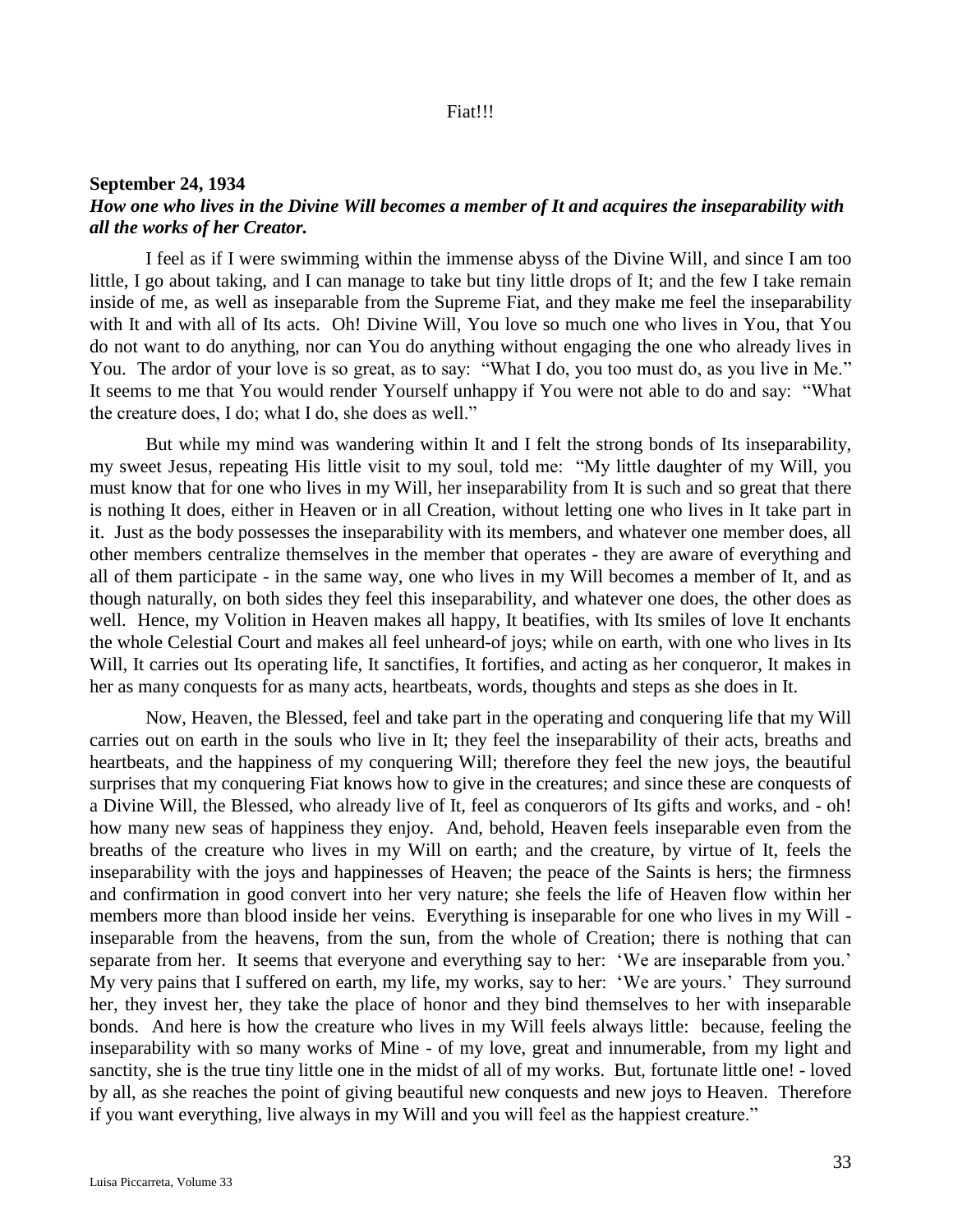Fiat!!!

**September 24, 1934**

***How one who lives in the Divine Will becomes a member of It and acquires the inseparability with all the works of her Creator.***

I feel as if I were swimming within the immense abyss of the Divine Will, and since I am too little, I go about taking, and I can manage to take but tiny little drops of It; and the few I take remain inside of me, as well as inseparable from the Supreme Fiat, and they make me feel the inseparability with It and with all of Its acts. Oh! Divine Will, You love so much one who lives in You, that You do not want to do anything, nor can You do anything without engaging the one who already lives in You. The ardor of your love is so great, as to say: "What I do, you too must do, as you live in Me." It seems to me that You would render Yourself unhappy if You were not able to do and say: "What the creature does, I do; what I do, she does as well."

But while my mind was wandering within It and I felt the strong bonds of Its inseparability, my sweet Jesus, repeating His little visit to my soul, told me: "My little daughter of my Will, you must know that for one who lives in my Will, her inseparability from It is such and so great that there is nothing It does, either in Heaven or in all Creation, without letting one who lives in It take part in it. Just as the body possesses the inseparability with its members, and whatever one member does, all other members centralize themselves in the member that operates - they are aware of everything and all of them participate - in the same way, one who lives in my Will becomes a member of It, and as though naturally, on both sides they feel this inseparability, and whatever one does, the other does as well. Hence, my Volition in Heaven makes all happy, It beatifies, with Its smiles of love It enchants the whole Celestial Court and makes all feel unheard-of joys; while on earth, with one who lives in Its Will, It carries out Its operating life, It sanctifies, It fortifies, and acting as her conqueror, It makes in her as many conquests for as many acts, heartbeats, words, thoughts and steps as she does in It.

Now, Heaven, the Blessed, feel and take part in the operating and conquering life that my Will carries out on earth in the souls who live in It; they feel the inseparability of their acts, breaths and heartbeats, and the happiness of my conquering Will; therefore they feel the new joys, the beautiful surprises that my conquering Fiat knows how to give in the creatures; and since these are conquests of a Divine Will, the Blessed, who already live of It, feel as conquerors of Its gifts and works, and - oh! how many new seas of happiness they enjoy. And, behold, Heaven feels inseparable even from the breaths of the creature who lives in my Will on earth; and the creature, by virtue of It, feels the inseparability with the joys and happinesses of Heaven; the peace of the Saints is hers; the firmness and confirmation in good convert into her very nature; she feels the life of Heaven flow within her members more than blood inside her veins. Everything is inseparable for one who lives in my Will - inseparable from the heavens, from the sun, from the whole of Creation; there is nothing that can separate from her. It seems that everyone and everything say to her: 'We are inseparable from you.' My very pains that I suffered on earth, my life, my works, say to her: 'We are yours.' They surround her, they invest her, they take the place of honor and they bind themselves to her with inseparable bonds. And here is how the creature who lives in my Will feels always little: because, feeling the inseparability with so many works of Mine - of my love, great and innumerable, from my light and sanctity, she is the true tiny little one in the midst of all of my works. But, fortunate little one! - loved by all, as she reaches the point of giving beautiful new conquests and new joys to Heaven. Therefore if you want everything, live always in my Will and you will feel as the happiest creature."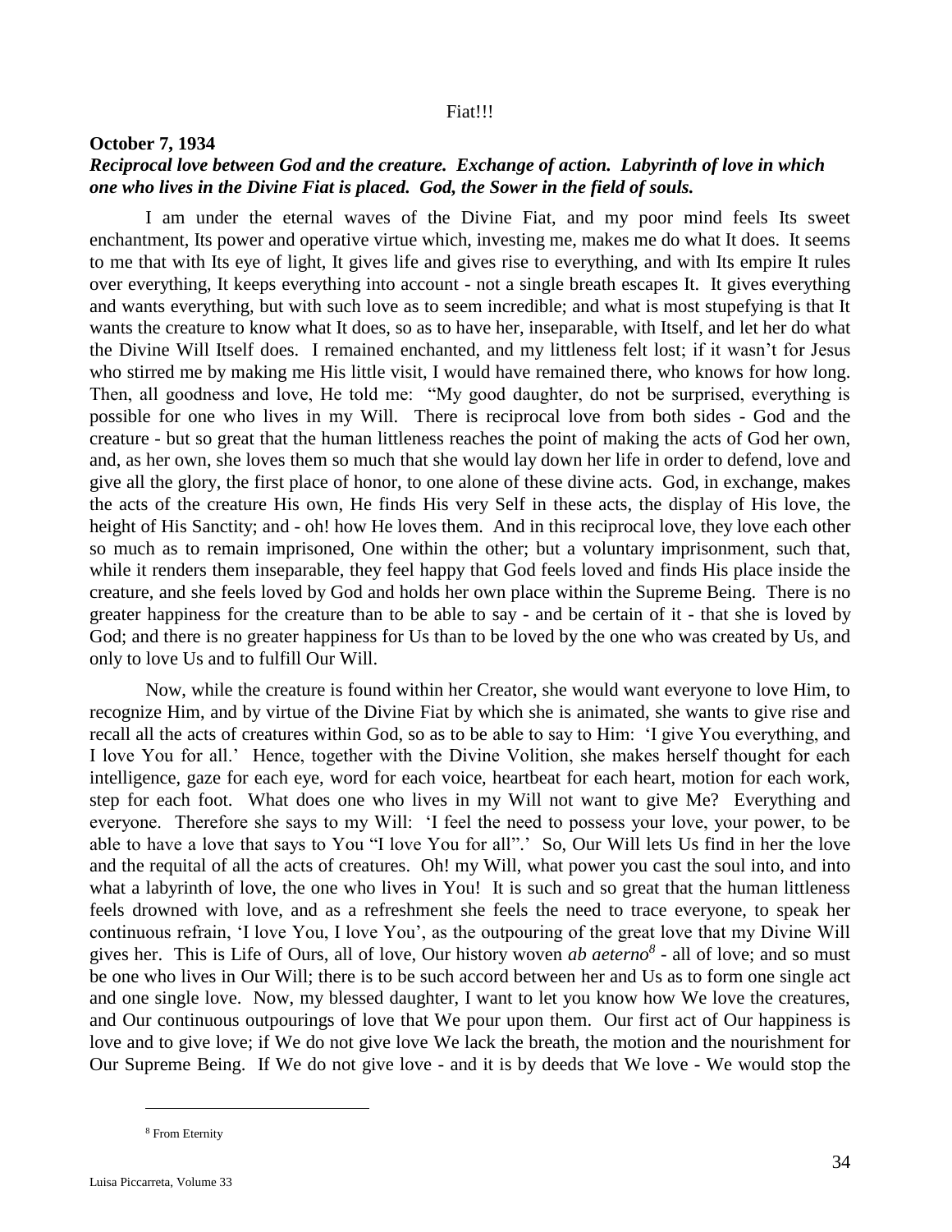Fiat!!!

**October 7, 1934**
***Reciprocal love between God and the creature. Exchange of action. Labyrinth of love in which one who lives in the Divine Fiat is placed. God, the Sower in the field of souls.***

I am under the eternal waves of the Divine Fiat, and my poor mind feels Its sweet enchantment, Its power and operative virtue which, investing me, makes me do what It does. It seems to me that with Its eye of light, It gives life and gives rise to everything, and with Its empire It rules over everything, It keeps everything into account - not a single breath escapes It. It gives everything and wants everything, but with such love as to seem incredible; and what is most stupefying is that It wants the creature to know what It does, so as to have her, inseparable, with Itself, and let her do what the Divine Will Itself does. I remained enchanted, and my littleness felt lost; if it wasn't for Jesus who stirred me by making me His little visit, I would have remained there, who knows for how long. Then, all goodness and love, He told me: "My good daughter, do not be surprised, everything is possible for one who lives in my Will. There is reciprocal love from both sides - God and the creature - but so great that the human littleness reaches the point of making the acts of God her own, and, as her own, she loves them so much that she would lay down her life in order to defend, love and give all the glory, the first place of honor, to one alone of these divine acts. God, in exchange, makes the acts of the creature His own, He finds His very Self in these acts, the display of His love, the height of His Sanctity; and - oh! how He loves them. And in this reciprocal love, they love each other so much as to remain imprisoned, One within the other; but a voluntary imprisonment, such that, while it renders them inseparable, they feel happy that God feels loved and finds His place inside the creature, and she feels loved by God and holds her own place within the Supreme Being. There is no greater happiness for the creature than to be able to say - and be certain of it - that she is loved by God; and there is no greater happiness for Us than to be loved by the one who was created by Us, and only to love Us and to fulfill Our Will.

Now, while the creature is found within her Creator, she would want everyone to love Him, to recognize Him, and by virtue of the Divine Fiat by which she is animated, she wants to give rise and recall all the acts of creatures within God, so as to be able to say to Him: 'I give You everything, and I love You for all.' Hence, together with the Divine Volition, she makes herself thought for each intelligence, gaze for each eye, word for each voice, heartbeat for each heart, motion for each work, step for each foot. What does one who lives in my Will not want to give Me? Everything and everyone. Therefore she says to my Will: 'I feel the need to possess your love, your power, to be able to have a love that says to You "I love You for all".' So, Our Will lets Us find in her the love and the requital of all the acts of creatures. Oh! my Will, what power you cast the soul into, and into what a labyrinth of love, the one who lives in You! It is such and so great that the human littleness feels drowned with love, and as a refreshment she feels the need to trace everyone, to speak her continuous refrain, 'I love You, I love You', as the outpouring of the great love that my Divine Will gives her. This is Life of Ours, all of love, Our history woven *ab aeterno*[8] - all of love; and so must be one who lives in Our Will; there is to be such accord between her and Us as to form one single act and one single love. Now, my blessed daughter, I want to let you know how We love the creatures, and Our continuous outpourings of love that We pour upon them. Our first act of Our happiness is love and to give love; if We do not give love We lack the breath, the motion and the nourishment for Our Supreme Being. If We do not give love - and it is by deeds that We love - We would stop the

[8] From Eternity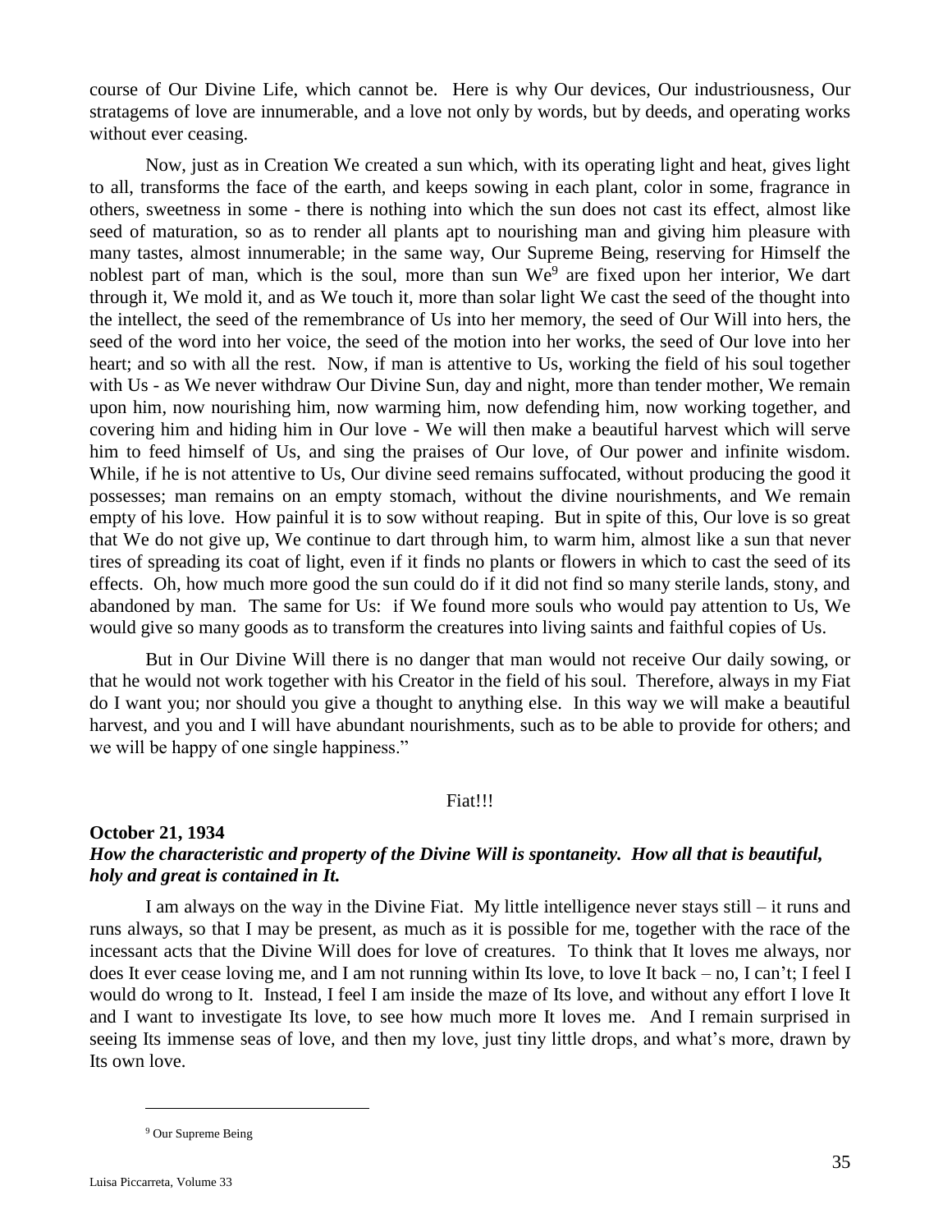course of Our Divine Life, which cannot be. Here is why Our devices, Our industriousness, Our stratagems of love are innumerable, and a love not only by words, but by deeds, and operating works without ever ceasing.

Now, just as in Creation We created a sun which, with its operating light and heat, gives light to all, transforms the face of the earth, and keeps sowing in each plant, color in some, fragrance in others, sweetness in some - there is nothing into which the sun does not cast its effect, almost like seed of maturation, so as to render all plants apt to nourishing man and giving him pleasure with many tastes, almost innumerable; in the same way, Our Supreme Being, reserving for Himself the noblest part of man, which is the soul, more than sun We[9] are fixed upon her interior, We dart through it, We mold it, and as We touch it, more than solar light We cast the seed of the thought into the intellect, the seed of the remembrance of Us into her memory, the seed of Our Will into hers, the seed of the word into her voice, the seed of the motion into her works, the seed of Our love into her heart; and so with all the rest. Now, if man is attentive to Us, working the field of his soul together with Us - as We never withdraw Our Divine Sun, day and night, more than tender mother, We remain upon him, now nourishing him, now warming him, now defending him, now working together, and covering him and hiding him in Our love - We will then make a beautiful harvest which will serve him to feed himself of Us, and sing the praises of Our love, of Our power and infinite wisdom. While, if he is not attentive to Us, Our divine seed remains suffocated, without producing the good it possesses; man remains on an empty stomach, without the divine nourishments, and We remain empty of his love. How painful it is to sow without reaping. But in spite of this, Our love is so great that We do not give up, We continue to dart through him, to warm him, almost like a sun that never tires of spreading its coat of light, even if it finds no plants or flowers in which to cast the seed of its effects. Oh, how much more good the sun could do if it did not find so many sterile lands, stony, and abandoned by man. The same for Us: if We found more souls who would pay attention to Us, We would give so many goods as to transform the creatures into living saints and faithful copies of Us.

But in Our Divine Will there is no danger that man would not receive Our daily sowing, or that he would not work together with his Creator in the field of his soul. Therefore, always in my Fiat do I want you; nor should you give a thought to anything else. In this way we will make a beautiful harvest, and you and I will have abundant nourishments, such as to be able to provide for others; and we will be happy of one single happiness."

Fiat!!!

**October 21, 1934**

***How the characteristic and property of the Divine Will is spontaneity. How all that is beautiful, holy and great is contained in It.***

I am always on the way in the Divine Fiat. My little intelligence never stays still – it runs and runs always, so that I may be present, as much as it is possible for me, together with the race of the incessant acts that the Divine Will does for love of creatures. To think that It loves me always, nor does It ever cease loving me, and I am not running within Its love, to love It back – no, I can't; I feel I would do wrong to It. Instead, I feel I am inside the maze of Its love, and without any effort I love It and I want to investigate Its love, to see how much more It loves me. And I remain surprised in seeing Its immense seas of love, and then my love, just tiny little drops, and what's more, drawn by Its own love.

[9] Our Supreme Being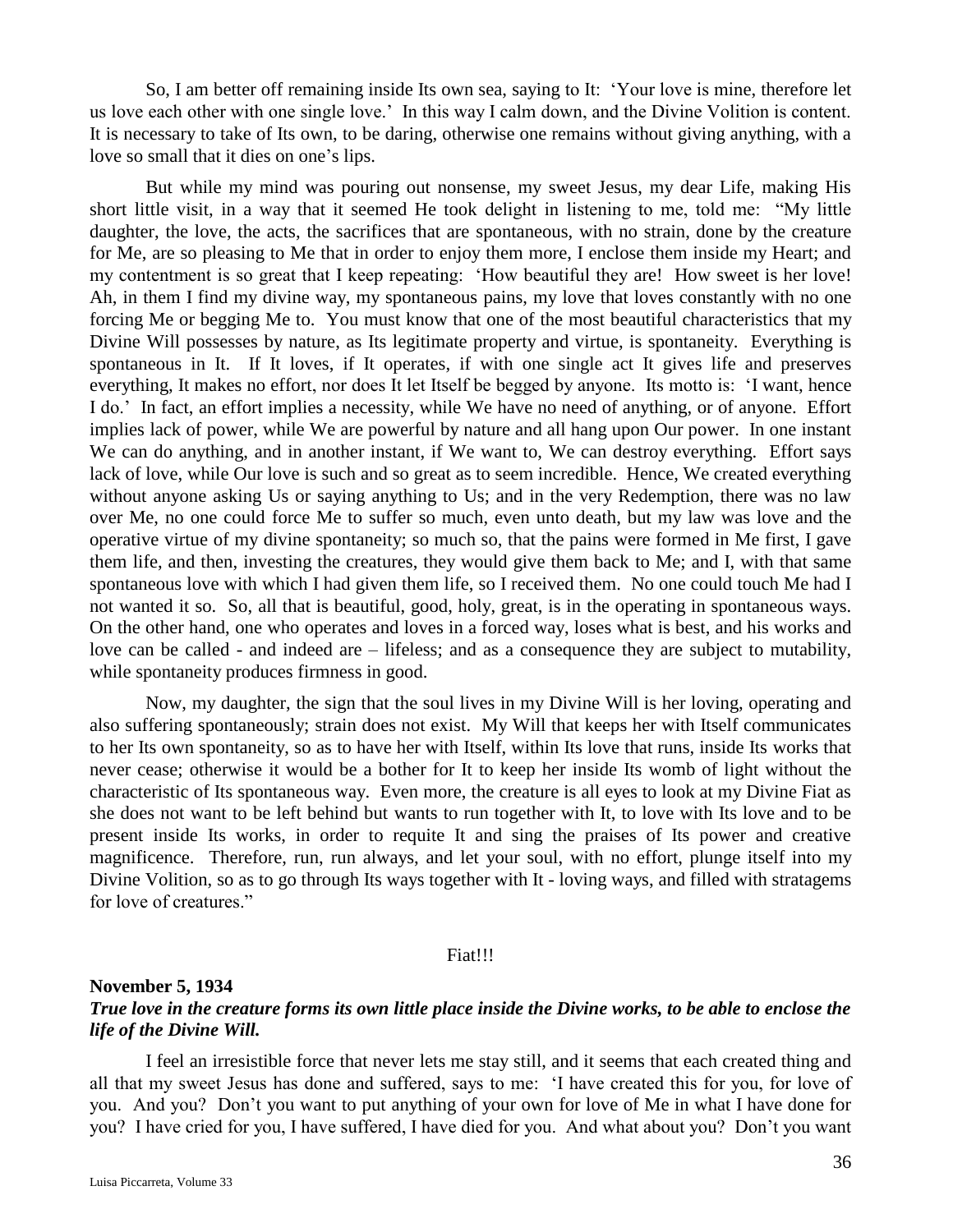So, I am better off remaining inside Its own sea, saying to It: 'Your love is mine, therefore let us love each other with one single love.' In this way I calm down, and the Divine Volition is content. It is necessary to take of Its own, to be daring, otherwise one remains without giving anything, with a love so small that it dies on one's lips.

But while my mind was pouring out nonsense, my sweet Jesus, my dear Life, making His short little visit, in a way that it seemed He took delight in listening to me, told me: "My little daughter, the love, the acts, the sacrifices that are spontaneous, with no strain, done by the creature for Me, are so pleasing to Me that in order to enjoy them more, I enclose them inside my Heart; and my contentment is so great that I keep repeating: 'How beautiful they are! How sweet is her love! Ah, in them I find my divine way, my spontaneous pains, my love that loves constantly with no one forcing Me or begging Me to. You must know that one of the most beautiful characteristics that my Divine Will possesses by nature, as Its legitimate property and virtue, is spontaneity. Everything is spontaneous in It. If It loves, if It operates, if with one single act It gives life and preserves everything, It makes no effort, nor does It let Itself be begged by anyone. Its motto is: 'I want, hence I do.' In fact, an effort implies a necessity, while We have no need of anything, or of anyone. Effort implies lack of power, while We are powerful by nature and all hang upon Our power. In one instant We can do anything, and in another instant, if We want to, We can destroy everything. Effort says lack of love, while Our love is such and so great as to seem incredible. Hence, We created everything without anyone asking Us or saying anything to Us; and in the very Redemption, there was no law over Me, no one could force Me to suffer so much, even unto death, but my law was love and the operative virtue of my divine spontaneity; so much so, that the pains were formed in Me first, I gave them life, and then, investing the creatures, they would give them back to Me; and I, with that same spontaneous love with which I had given them life, so I received them. No one could touch Me had I not wanted it so. So, all that is beautiful, good, holy, great, is in the operating in spontaneous ways. On the other hand, one who operates and loves in a forced way, loses what is best, and his works and love can be called - and indeed are – lifeless; and as a consequence they are subject to mutability, while spontaneity produces firmness in good.

Now, my daughter, the sign that the soul lives in my Divine Will is her loving, operating and also suffering spontaneously; strain does not exist. My Will that keeps her with Itself communicates to her Its own spontaneity, so as to have her with Itself, within Its love that runs, inside Its works that never cease; otherwise it would be a bother for It to keep her inside Its womb of light without the characteristic of Its spontaneous way. Even more, the creature is all eyes to look at my Divine Fiat as she does not want to be left behind but wants to run together with It, to love with Its love and to be present inside Its works, in order to requite It and sing the praises of Its power and creative magnificence. Therefore, run, run always, and let your soul, with no effort, plunge itself into my Divine Volition, so as to go through Its ways together with It - loving ways, and filled with stratagems for love of creatures."

Fiat!!!

**November 5, 1934**

***True love in the creature forms its own little place inside the Divine works, to be able to enclose the life of the Divine Will.***

I feel an irresistible force that never lets me stay still, and it seems that each created thing and all that my sweet Jesus has done and suffered, says to me: 'I have created this for you, for love of you. And you? Don't you want to put anything of your own for love of Me in what I have done for you? I have cried for you, I have suffered, I have died for you. And what about you? Don't you want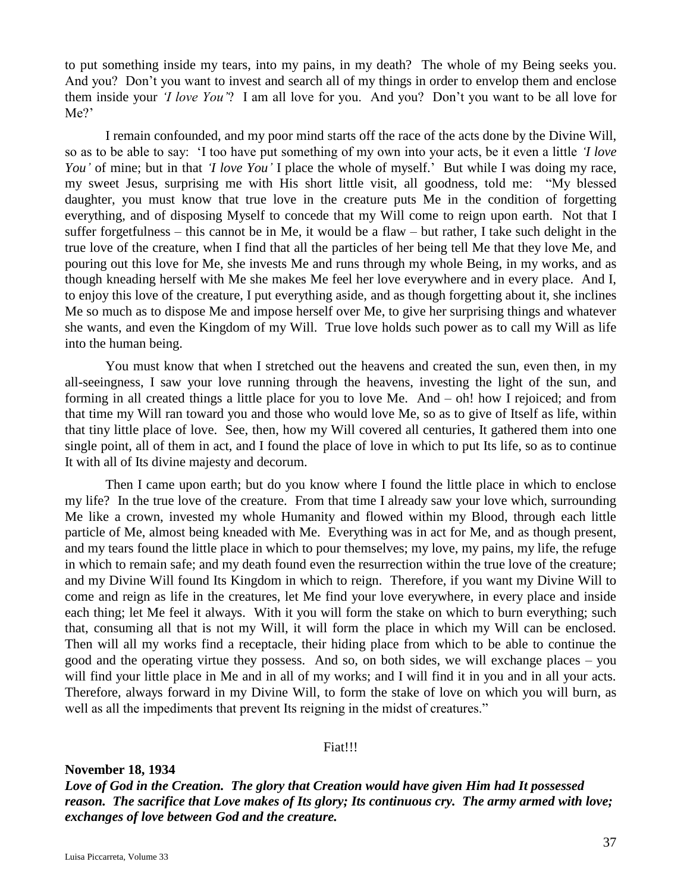to put something inside my tears, into my pains, in my death? The whole of my Being seeks you. And you? Don't you want to invest and search all of my things in order to envelop them and enclose them inside your *'I love You'*? I am all love for you. And you? Don't you want to be all love for Me?'

I remain confounded, and my poor mind starts off the race of the acts done by the Divine Will, so as to be able to say: 'I too have put something of my own into your acts, be it even a little *'I love You'* of mine; but in that *'I love You'* I place the whole of myself.' But while I was doing my race, my sweet Jesus, surprising me with His short little visit, all goodness, told me: "My blessed daughter, you must know that true love in the creature puts Me in the condition of forgetting everything, and of disposing Myself to concede that my Will come to reign upon earth. Not that I suffer forgetfulness – this cannot be in Me, it would be a flaw – but rather, I take such delight in the true love of the creature, when I find that all the particles of her being tell Me that they love Me, and pouring out this love for Me, she invests Me and runs through my whole Being, in my works, and as though kneading herself with Me she makes Me feel her love everywhere and in every place. And I, to enjoy this love of the creature, I put everything aside, and as though forgetting about it, she inclines Me so much as to dispose Me and impose herself over Me, to give her surprising things and whatever she wants, and even the Kingdom of my Will. True love holds such power as to call my Will as life into the human being.

You must know that when I stretched out the heavens and created the sun, even then, in my all-seeingness, I saw your love running through the heavens, investing the light of the sun, and forming in all created things a little place for you to love Me. And – oh! how I rejoiced; and from that time my Will ran toward you and those who would love Me, so as to give of Itself as life, within that tiny little place of love. See, then, how my Will covered all centuries, It gathered them into one single point, all of them in act, and I found the place of love in which to put Its life, so as to continue It with all of Its divine majesty and decorum.

Then I came upon earth; but do you know where I found the little place in which to enclose my life? In the true love of the creature. From that time I already saw your love which, surrounding Me like a crown, invested my whole Humanity and flowed within my Blood, through each little particle of Me, almost being kneaded with Me. Everything was in act for Me, and as though present, and my tears found the little place in which to pour themselves; my love, my pains, my life, the refuge in which to remain safe; and my death found even the resurrection within the true love of the creature; and my Divine Will found Its Kingdom in which to reign. Therefore, if you want my Divine Will to come and reign as life in the creatures, let Me find your love everywhere, in every place and inside each thing; let Me feel it always. With it you will form the stake on which to burn everything; such that, consuming all that is not my Will, it will form the place in which my Will can be enclosed. Then will all my works find a receptacle, their hiding place from which to be able to continue the good and the operating virtue they possess. And so, on both sides, we will exchange places – you will find your little place in Me and in all of my works; and I will find it in you and in all your acts. Therefore, always forward in my Divine Will, to form the stake of love on which you will burn, as well as all the impediments that prevent Its reigning in the midst of creatures."

Fiat!!!

**November 18, 1934**

***Love of God in the Creation. The glory that Creation would have given Him had It possessed reason. The sacrifice that Love makes of Its glory; Its continuous cry. The army armed with love; exchanges of love between God and the creature.***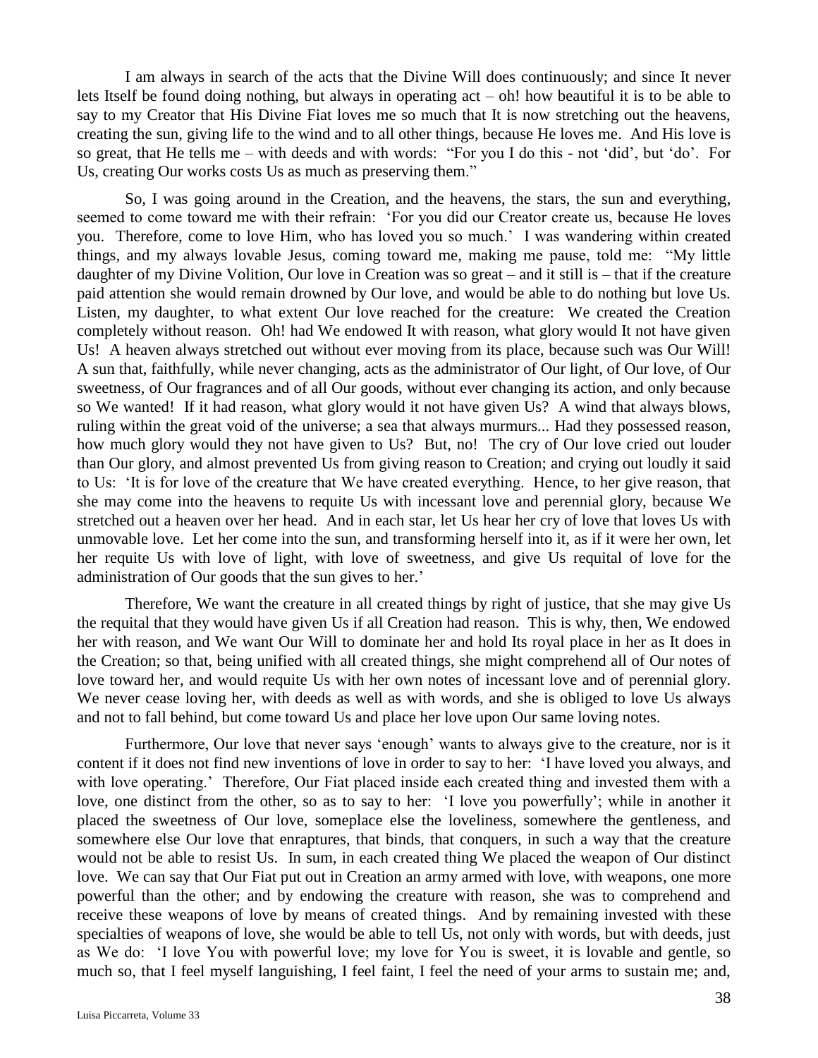I am always in search of the acts that the Divine Will does continuously; and since It never lets Itself be found doing nothing, but always in operating act – oh! how beautiful it is to be able to say to my Creator that His Divine Fiat loves me so much that It is now stretching out the heavens, creating the sun, giving life to the wind and to all other things, because He loves me. And His love is so great, that He tells me – with deeds and with words: "For you I do this - not 'did', but 'do'. For Us, creating Our works costs Us as much as preserving them."

So, I was going around in the Creation, and the heavens, the stars, the sun and everything, seemed to come toward me with their refrain: 'For you did our Creator create us, because He loves you. Therefore, come to love Him, who has loved you so much.' I was wandering within created things, and my always lovable Jesus, coming toward me, making me pause, told me: "My little daughter of my Divine Volition, Our love in Creation was so great – and it still is – that if the creature paid attention she would remain drowned by Our love, and would be able to do nothing but love Us. Listen, my daughter, to what extent Our love reached for the creature: We created the Creation completely without reason. Oh! had We endowed It with reason, what glory would It not have given Us! A heaven always stretched out without ever moving from its place, because such was Our Will! A sun that, faithfully, while never changing, acts as the administrator of Our light, of Our love, of Our sweetness, of Our fragrances and of all Our goods, without ever changing its action, and only because so We wanted! If it had reason, what glory would it not have given Us? A wind that always blows, ruling within the great void of the universe; a sea that always murmurs... Had they possessed reason, how much glory would they not have given to Us? But, no! The cry of Our love cried out louder than Our glory, and almost prevented Us from giving reason to Creation; and crying out loudly it said to Us: 'It is for love of the creature that We have created everything. Hence, to her give reason, that she may come into the heavens to requite Us with incessant love and perennial glory, because We stretched out a heaven over her head. And in each star, let Us hear her cry of love that loves Us with unmovable love. Let her come into the sun, and transforming herself into it, as if it were her own, let her requite Us with love of light, with love of sweetness, and give Us requital of love for the administration of Our goods that the sun gives to her.'

Therefore, We want the creature in all created things by right of justice, that she may give Us the requital that they would have given Us if all Creation had reason. This is why, then, We endowed her with reason, and We want Our Will to dominate her and hold Its royal place in her as It does in the Creation; so that, being unified with all created things, she might comprehend all of Our notes of love toward her, and would requite Us with her own notes of incessant love and of perennial glory. We never cease loving her, with deeds as well as with words, and she is obliged to love Us always and not to fall behind, but come toward Us and place her love upon Our same loving notes.

Furthermore, Our love that never says 'enough' wants to always give to the creature, nor is it content if it does not find new inventions of love in order to say to her: 'I have loved you always, and with love operating.' Therefore, Our Fiat placed inside each created thing and invested them with a love, one distinct from the other, so as to say to her: 'I love you powerfully'; while in another it placed the sweetness of Our love, someplace else the loveliness, somewhere the gentleness, and somewhere else Our love that enraptures, that binds, that conquers, in such a way that the creature would not be able to resist Us. In sum, in each created thing We placed the weapon of Our distinct love. We can say that Our Fiat put out in Creation an army armed with love, with weapons, one more powerful than the other; and by endowing the creature with reason, she was to comprehend and receive these weapons of love by means of created things. And by remaining invested with these specialties of weapons of love, she would be able to tell Us, not only with words, but with deeds, just as We do: 'I love You with powerful love; my love for You is sweet, it is lovable and gentle, so much so, that I feel myself languishing, I feel faint, I feel the need of your arms to sustain me; and,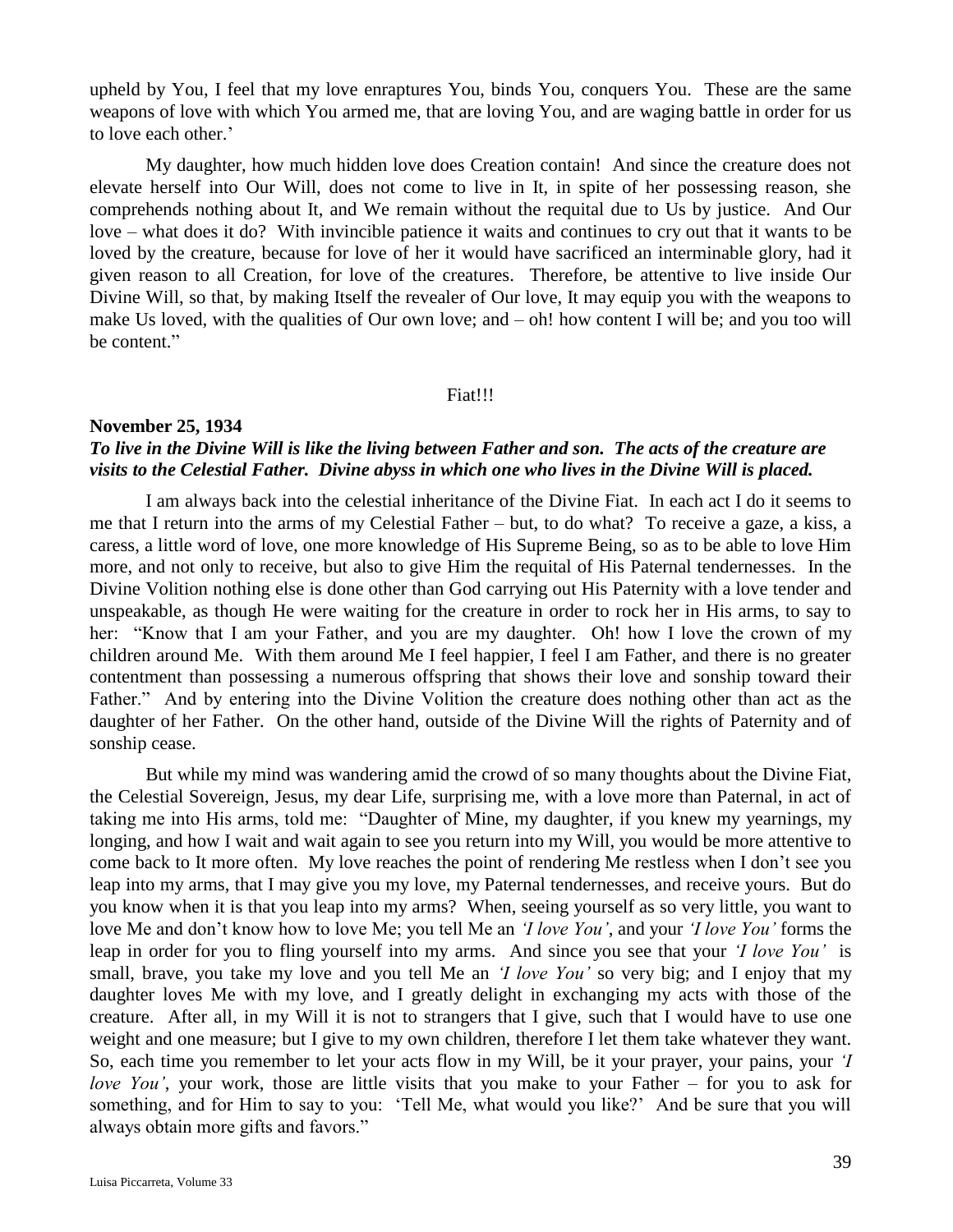upheld by You, I feel that my love enraptures You, binds You, conquers You. These are the same weapons of love with which You armed me, that are loving You, and are waging battle in order for us to love each other.'

My daughter, how much hidden love does Creation contain! And since the creature does not elevate herself into Our Will, does not come to live in It, in spite of her possessing reason, she comprehends nothing about It, and We remain without the requital due to Us by justice. And Our love – what does it do? With invincible patience it waits and continues to cry out that it wants to be loved by the creature, because for love of her it would have sacrificed an interminable glory, had it given reason to all Creation, for love of the creatures. Therefore, be attentive to live inside Our Divine Will, so that, by making Itself the revealer of Our love, It may equip you with the weapons to make Us loved, with the qualities of Our own love; and – oh! how content I will be; and you too will be content."

Fiat!!!

**November 25, 1934**

***To live in the Divine Will is like the living between Father and son. The acts of the creature are visits to the Celestial Father. Divine abyss in which one who lives in the Divine Will is placed.***

I am always back into the celestial inheritance of the Divine Fiat. In each act I do it seems to me that I return into the arms of my Celestial Father – but, to do what? To receive a gaze, a kiss, a caress, a little word of love, one more knowledge of His Supreme Being, so as to be able to love Him more, and not only to receive, but also to give Him the requital of His Paternal tendernesses. In the Divine Volition nothing else is done other than God carrying out His Paternity with a love tender and unspeakable, as though He were waiting for the creature in order to rock her in His arms, to say to her: "Know that I am your Father, and you are my daughter. Oh! how I love the crown of my children around Me. With them around Me I feel happier, I feel I am Father, and there is no greater contentment than possessing a numerous offspring that shows their love and sonship toward their Father." And by entering into the Divine Volition the creature does nothing other than act as the daughter of her Father. On the other hand, outside of the Divine Will the rights of Paternity and of sonship cease.

But while my mind was wandering amid the crowd of so many thoughts about the Divine Fiat, the Celestial Sovereign, Jesus, my dear Life, surprising me, with a love more than Paternal, in act of taking me into His arms, told me: "Daughter of Mine, my daughter, if you knew my yearnings, my longing, and how I wait and wait again to see you return into my Will, you would be more attentive to come back to It more often. My love reaches the point of rendering Me restless when I don't see you leap into my arms, that I may give you my love, my Paternal tendernesses, and receive yours. But do you know when it is that you leap into my arms? When, seeing yourself as so very little, you want to love Me and don't know how to love Me; you tell Me an *'I love You'*, and your *'I love You'* forms the leap in order for you to fling yourself into my arms. And since you see that your *'I love You'* is small, brave, you take my love and you tell Me an *'I love You'* so very big; and I enjoy that my daughter loves Me with my love, and I greatly delight in exchanging my acts with those of the creature. After all, in my Will it is not to strangers that I give, such that I would have to use one weight and one measure; but I give to my own children, therefore I let them take whatever they want. So, each time you remember to let your acts flow in my Will, be it your prayer, your pains, your *'I love You'*, your work, those are little visits that you make to your Father – for you to ask for something, and for Him to say to you: 'Tell Me, what would you like?' And be sure that you will always obtain more gifts and favors."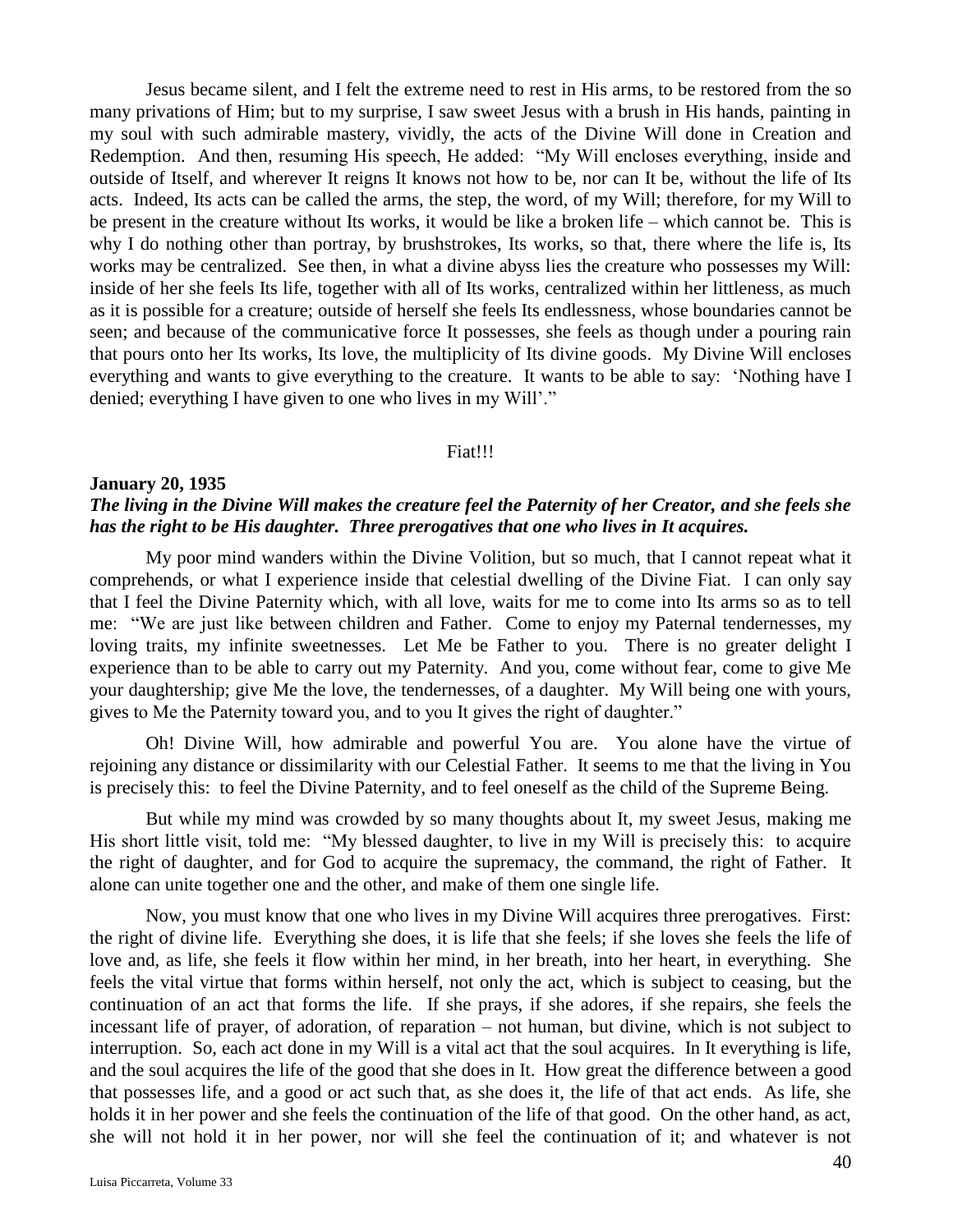Jesus became silent, and I felt the extreme need to rest in His arms, to be restored from the so many privations of Him; but to my surprise, I saw sweet Jesus with a brush in His hands, painting in my soul with such admirable mastery, vividly, the acts of the Divine Will done in Creation and Redemption. And then, resuming His speech, He added: "My Will encloses everything, inside and outside of Itself, and wherever It reigns It knows not how to be, nor can It be, without the life of Its acts. Indeed, Its acts can be called the arms, the step, the word, of my Will; therefore, for my Will to be present in the creature without Its works, it would be like a broken life – which cannot be. This is why I do nothing other than portray, by brushstrokes, Its works, so that, there where the life is, Its works may be centralized. See then, in what a divine abyss lies the creature who possesses my Will: inside of her she feels Its life, together with all of Its works, centralized within her littleness, as much as it is possible for a creature; outside of herself she feels Its endlessness, whose boundaries cannot be seen; and because of the communicative force It possesses, she feels as though under a pouring rain that pours onto her Its works, Its love, the multiplicity of Its divine goods. My Divine Will encloses everything and wants to give everything to the creature. It wants to be able to say: 'Nothing have I denied; everything I have given to one who lives in my Will'."

Fiat!!!

**January 20, 1935**

***The living in the Divine Will makes the creature feel the Paternity of her Creator, and she feels she has the right to be His daughter. Three prerogatives that one who lives in It acquires.***

My poor mind wanders within the Divine Volition, but so much, that I cannot repeat what it comprehends, or what I experience inside that celestial dwelling of the Divine Fiat. I can only say that I feel the Divine Paternity which, with all love, waits for me to come into Its arms so as to tell me: "We are just like between children and Father. Come to enjoy my Paternal tendernesses, my loving traits, my infinite sweetnesses. Let Me be Father to you. There is no greater delight I experience than to be able to carry out my Paternity. And you, come without fear, come to give Me your daughtership; give Me the love, the tendernesses, of a daughter. My Will being one with yours, gives to Me the Paternity toward you, and to you It gives the right of daughter."

Oh! Divine Will, how admirable and powerful You are. You alone have the virtue of rejoining any distance or dissimilarity with our Celestial Father. It seems to me that the living in You is precisely this: to feel the Divine Paternity, and to feel oneself as the child of the Supreme Being.

But while my mind was crowded by so many thoughts about It, my sweet Jesus, making me His short little visit, told me: "My blessed daughter, to live in my Will is precisely this: to acquire the right of daughter, and for God to acquire the supremacy, the command, the right of Father. It alone can unite together one and the other, and make of them one single life.

Now, you must know that one who lives in my Divine Will acquires three prerogatives. First: the right of divine life. Everything she does, it is life that she feels; if she loves she feels the life of love and, as life, she feels it flow within her mind, in her breath, into her heart, in everything. She feels the vital virtue that forms within herself, not only the act, which is subject to ceasing, but the continuation of an act that forms the life. If she prays, if she adores, if she repairs, she feels the incessant life of prayer, of adoration, of reparation – not human, but divine, which is not subject to interruption. So, each act done in my Will is a vital act that the soul acquires. In It everything is life, and the soul acquires the life of the good that she does in It. How great the difference between a good that possesses life, and a good or act such that, as she does it, the life of that act ends. As life, she holds it in her power and she feels the continuation of the life of that good. On the other hand, as act, she will not hold it in her power, nor will she feel the continuation of it; and whatever is not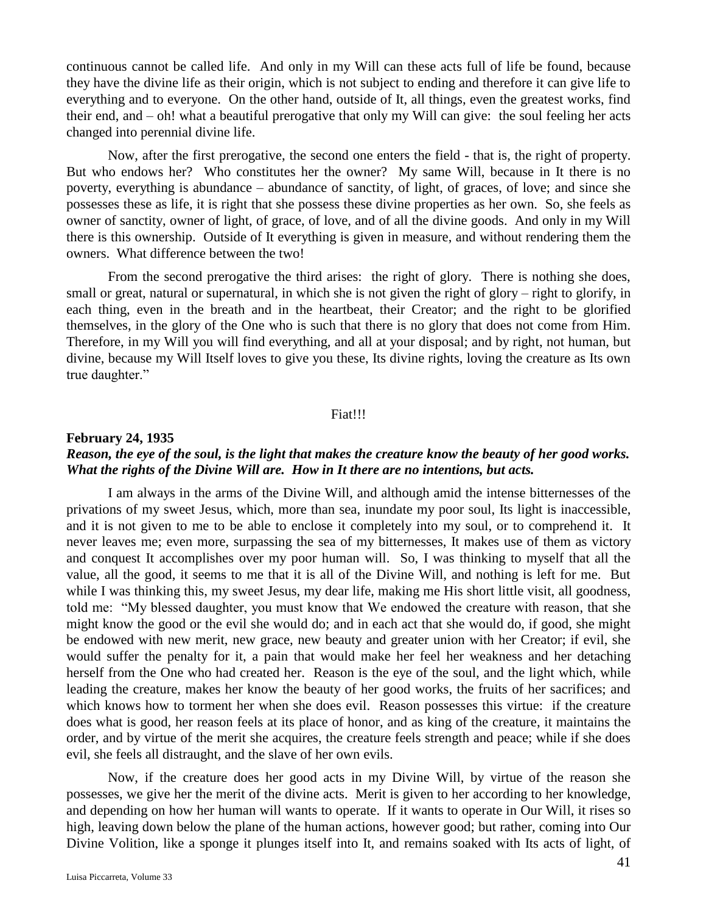continuous cannot be called life. And only in my Will can these acts full of life be found, because they have the divine life as their origin, which is not subject to ending and therefore it can give life to everything and to everyone. On the other hand, outside of It, all things, even the greatest works, find their end, and – oh! what a beautiful prerogative that only my Will can give: the soul feeling her acts changed into perennial divine life.

Now, after the first prerogative, the second one enters the field - that is, the right of property. But who endows her? Who constitutes her the owner? My same Will, because in It there is no poverty, everything is abundance – abundance of sanctity, of light, of graces, of love; and since she possesses these as life, it is right that she possess these divine properties as her own. So, she feels as owner of sanctity, owner of light, of grace, of love, and of all the divine goods. And only in my Will there is this ownership. Outside of It everything is given in measure, and without rendering them the owners. What difference between the two!

From the second prerogative the third arises: the right of glory. There is nothing she does, small or great, natural or supernatural, in which she is not given the right of glory – right to glorify, in each thing, even in the breath and in the heartbeat, their Creator; and the right to be glorified themselves, in the glory of the One who is such that there is no glory that does not come from Him. Therefore, in my Will you will find everything, and all at your disposal; and by right, not human, but divine, because my Will Itself loves to give you these, Its divine rights, loving the creature as Its own true daughter."

Fiat!!!

**February 24, 1935**
***Reason, the eye of the soul, is the light that makes the creature know the beauty of her good works. What the rights of the Divine Will are. How in It there are no intentions, but acts.***

I am always in the arms of the Divine Will, and although amid the intense bitternesses of the privations of my sweet Jesus, which, more than sea, inundate my poor soul, Its light is inaccessible, and it is not given to me to be able to enclose it completely into my soul, or to comprehend it. It never leaves me; even more, surpassing the sea of my bitternesses, It makes use of them as victory and conquest It accomplishes over my poor human will. So, I was thinking to myself that all the value, all the good, it seems to me that it is all of the Divine Will, and nothing is left for me. But while I was thinking this, my sweet Jesus, my dear life, making me His short little visit, all goodness, told me: "My blessed daughter, you must know that We endowed the creature with reason, that she might know the good or the evil she would do; and in each act that she would do, if good, she might be endowed with new merit, new grace, new beauty and greater union with her Creator; if evil, she would suffer the penalty for it, a pain that would make her feel her weakness and her detaching herself from the One who had created her. Reason is the eye of the soul, and the light which, while leading the creature, makes her know the beauty of her good works, the fruits of her sacrifices; and which knows how to torment her when she does evil. Reason possesses this virtue: if the creature does what is good, her reason feels at its place of honor, and as king of the creature, it maintains the order, and by virtue of the merit she acquires, the creature feels strength and peace; while if she does evil, she feels all distraught, and the slave of her own evils.

Now, if the creature does her good acts in my Divine Will, by virtue of the reason she possesses, we give her the merit of the divine acts. Merit is given to her according to her knowledge, and depending on how her human will wants to operate. If it wants to operate in Our Will, it rises so high, leaving down below the plane of the human actions, however good; but rather, coming into Our Divine Volition, like a sponge it plunges itself into It, and remains soaked with Its acts of light, of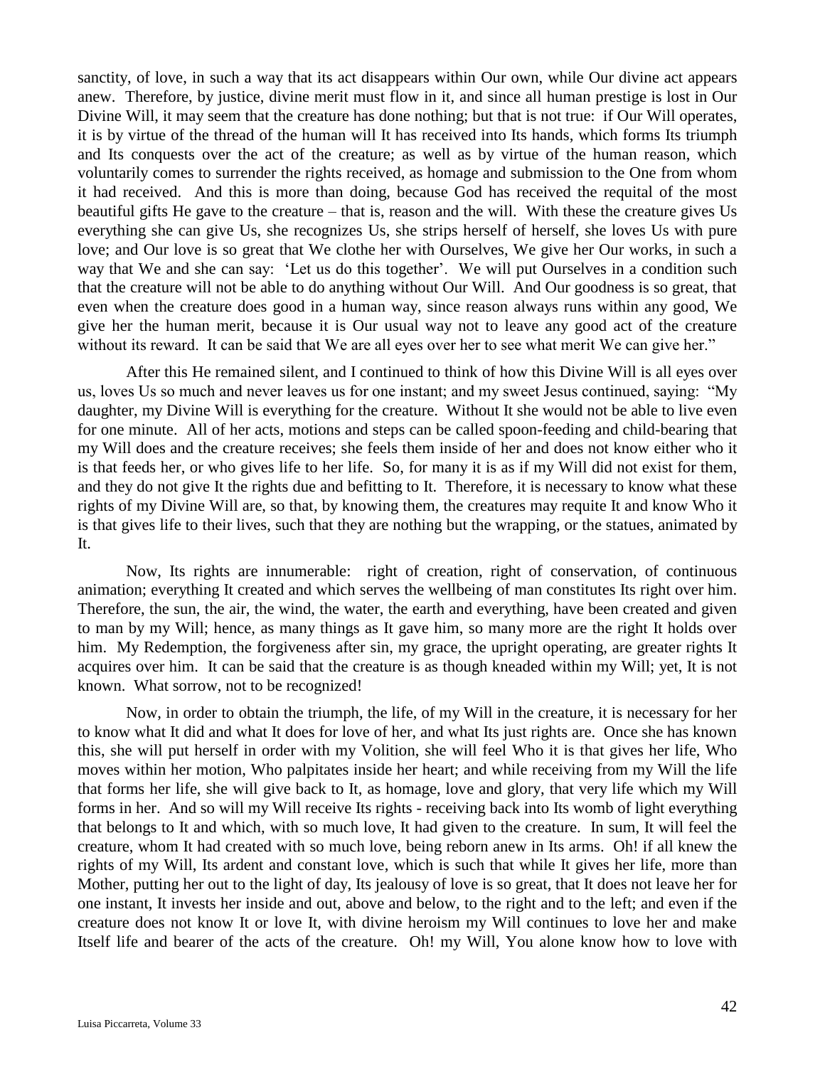sanctity, of love, in such a way that its act disappears within Our own, while Our divine act appears anew. Therefore, by justice, divine merit must flow in it, and since all human prestige is lost in Our Divine Will, it may seem that the creature has done nothing; but that is not true: if Our Will operates, it is by virtue of the thread of the human will It has received into Its hands, which forms Its triumph and Its conquests over the act of the creature; as well as by virtue of the human reason, which voluntarily comes to surrender the rights received, as homage and submission to the One from whom it had received. And this is more than doing, because God has received the requital of the most beautiful gifts He gave to the creature – that is, reason and the will. With these the creature gives Us everything she can give Us, she recognizes Us, she strips herself of herself, she loves Us with pure love; and Our love is so great that We clothe her with Ourselves, We give her Our works, in such a way that We and she can say: 'Let us do this together'. We will put Ourselves in a condition such that the creature will not be able to do anything without Our Will. And Our goodness is so great, that even when the creature does good in a human way, since reason always runs within any good, We give her the human merit, because it is Our usual way not to leave any good act of the creature without its reward. It can be said that We are all eyes over her to see what merit We can give her."

After this He remained silent, and I continued to think of how this Divine Will is all eyes over us, loves Us so much and never leaves us for one instant; and my sweet Jesus continued, saying: "My daughter, my Divine Will is everything for the creature. Without It she would not be able to live even for one minute. All of her acts, motions and steps can be called spoon-feeding and child-bearing that my Will does and the creature receives; she feels them inside of her and does not know either who it is that feeds her, or who gives life to her life. So, for many it is as if my Will did not exist for them, and they do not give It the rights due and befitting to It. Therefore, it is necessary to know what these rights of my Divine Will are, so that, by knowing them, the creatures may requite It and know Who it is that gives life to their lives, such that they are nothing but the wrapping, or the statues, animated by It.

Now, Its rights are innumerable: right of creation, right of conservation, of continuous animation; everything It created and which serves the wellbeing of man constitutes Its right over him. Therefore, the sun, the air, the wind, the water, the earth and everything, have been created and given to man by my Will; hence, as many things as It gave him, so many more are the right It holds over him. My Redemption, the forgiveness after sin, my grace, the upright operating, are greater rights It acquires over him. It can be said that the creature is as though kneaded within my Will; yet, It is not known. What sorrow, not to be recognized!

Now, in order to obtain the triumph, the life, of my Will in the creature, it is necessary for her to know what It did and what It does for love of her, and what Its just rights are. Once she has known this, she will put herself in order with my Volition, she will feel Who it is that gives her life, Who moves within her motion, Who palpitates inside her heart; and while receiving from my Will the life that forms her life, she will give back to It, as homage, love and glory, that very life which my Will forms in her. And so will my Will receive Its rights - receiving back into Its womb of light everything that belongs to It and which, with so much love, It had given to the creature. In sum, It will feel the creature, whom It had created with so much love, being reborn anew in Its arms. Oh! if all knew the rights of my Will, Its ardent and constant love, which is such that while It gives her life, more than Mother, putting her out to the light of day, Its jealousy of love is so great, that It does not leave her for one instant, It invests her inside and out, above and below, to the right and to the left; and even if the creature does not know It or love It, with divine heroism my Will continues to love her and make Itself life and bearer of the acts of the creature. Oh! my Will, You alone know how to love with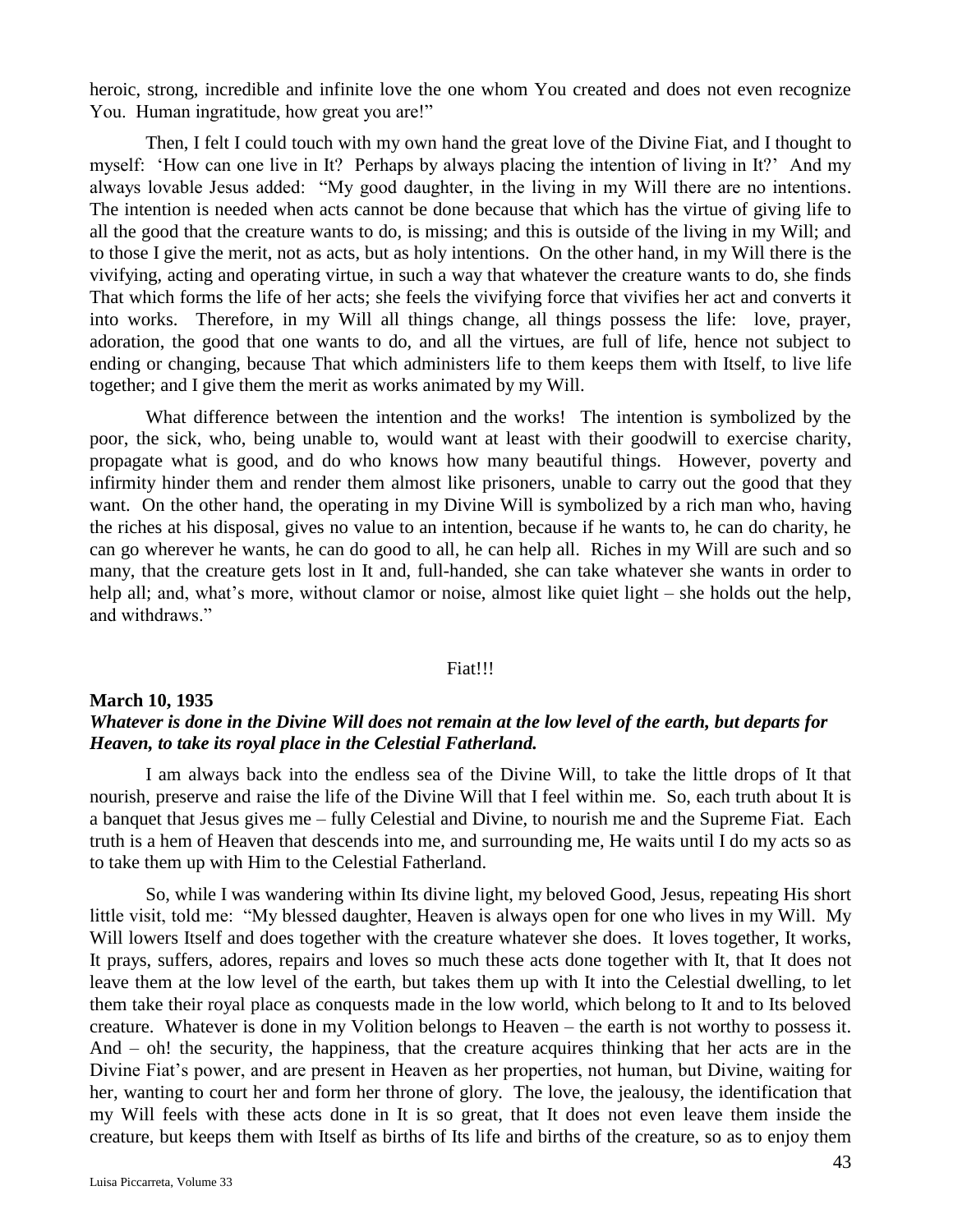heroic, strong, incredible and infinite love the one whom You created and does not even recognize You. Human ingratitude, how great you are!"

Then, I felt I could touch with my own hand the great love of the Divine Fiat, and I thought to myself: 'How can one live in It? Perhaps by always placing the intention of living in It?' And my always lovable Jesus added: "My good daughter, in the living in my Will there are no intentions. The intention is needed when acts cannot be done because that which has the virtue of giving life to all the good that the creature wants to do, is missing; and this is outside of the living in my Will; and to those I give the merit, not as acts, but as holy intentions. On the other hand, in my Will there is the vivifying, acting and operating virtue, in such a way that whatever the creature wants to do, she finds That which forms the life of her acts; she feels the vivifying force that vivifies her act and converts it into works. Therefore, in my Will all things change, all things possess the life: love, prayer, adoration, the good that one wants to do, and all the virtues, are full of life, hence not subject to ending or changing, because That which administers life to them keeps them with Itself, to live life together; and I give them the merit as works animated by my Will.

What difference between the intention and the works! The intention is symbolized by the poor, the sick, who, being unable to, would want at least with their goodwill to exercise charity, propagate what is good, and do who knows how many beautiful things. However, poverty and infirmity hinder them and render them almost like prisoners, unable to carry out the good that they want. On the other hand, the operating in my Divine Will is symbolized by a rich man who, having the riches at his disposal, gives no value to an intention, because if he wants to, he can do charity, he can go wherever he wants, he can do good to all, he can help all. Riches in my Will are such and so many, that the creature gets lost in It and, full-handed, she can take whatever she wants in order to help all; and, what's more, without clamor or noise, almost like quiet light – she holds out the help, and withdraws."

Fiat!!!

**March 10, 1935**

***Whatever is done in the Divine Will does not remain at the low level of the earth, but departs for Heaven, to take its royal place in the Celestial Fatherland.***

I am always back into the endless sea of the Divine Will, to take the little drops of It that nourish, preserve and raise the life of the Divine Will that I feel within me. So, each truth about It is a banquet that Jesus gives me – fully Celestial and Divine, to nourish me and the Supreme Fiat. Each truth is a hem of Heaven that descends into me, and surrounding me, He waits until I do my acts so as to take them up with Him to the Celestial Fatherland.

So, while I was wandering within Its divine light, my beloved Good, Jesus, repeating His short little visit, told me: "My blessed daughter, Heaven is always open for one who lives in my Will. My Will lowers Itself and does together with the creature whatever she does. It loves together, It works, It prays, suffers, adores, repairs and loves so much these acts done together with It, that It does not leave them at the low level of the earth, but takes them up with It into the Celestial dwelling, to let them take their royal place as conquests made in the low world, which belong to It and to Its beloved creature. Whatever is done in my Volition belongs to Heaven – the earth is not worthy to possess it. And – oh! the security, the happiness, that the creature acquires thinking that her acts are in the Divine Fiat's power, and are present in Heaven as her properties, not human, but Divine, waiting for her, wanting to court her and form her throne of glory. The love, the jealousy, the identification that my Will feels with these acts done in It is so great, that It does not even leave them inside the creature, but keeps them with Itself as births of Its life and births of the creature, so as to enjoy them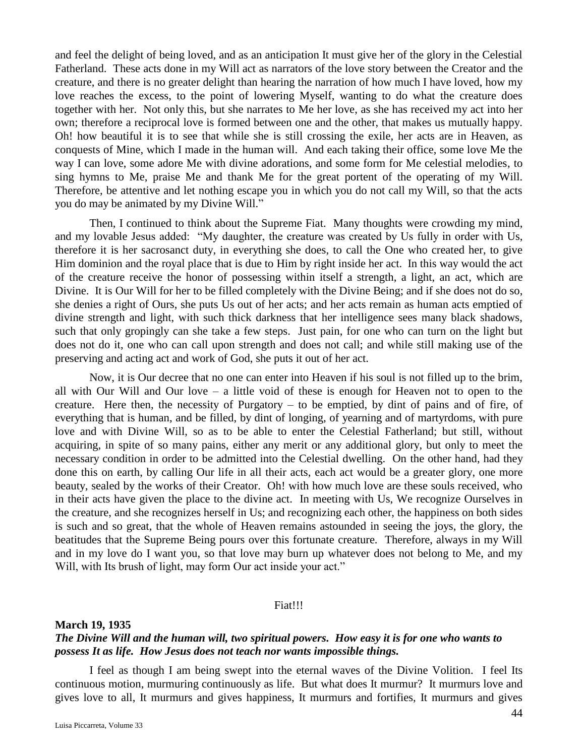and feel the delight of being loved, and as an anticipation It must give her of the glory in the Celestial Fatherland. These acts done in my Will act as narrators of the love story between the Creator and the creature, and there is no greater delight than hearing the narration of how much I have loved, how my love reaches the excess, to the point of lowering Myself, wanting to do what the creature does together with her. Not only this, but she narrates to Me her love, as she has received my act into her own; therefore a reciprocal love is formed between one and the other, that makes us mutually happy. Oh! how beautiful it is to see that while she is still crossing the exile, her acts are in Heaven, as conquests of Mine, which I made in the human will. And each taking their office, some love Me the way I can love, some adore Me with divine adorations, and some form for Me celestial melodies, to sing hymns to Me, praise Me and thank Me for the great portent of the operating of my Will. Therefore, be attentive and let nothing escape you in which you do not call my Will, so that the acts you do may be animated by my Divine Will."

Then, I continued to think about the Supreme Fiat. Many thoughts were crowding my mind, and my lovable Jesus added: "My daughter, the creature was created by Us fully in order with Us, therefore it is her sacrosanct duty, in everything she does, to call the One who created her, to give Him dominion and the royal place that is due to Him by right inside her act. In this way would the act of the creature receive the honor of possessing within itself a strength, a light, an act, which are Divine. It is Our Will for her to be filled completely with the Divine Being; and if she does not do so, she denies a right of Ours, she puts Us out of her acts; and her acts remain as human acts emptied of divine strength and light, with such thick darkness that her intelligence sees many black shadows, such that only gropingly can she take a few steps. Just pain, for one who can turn on the light but does not do it, one who can call upon strength and does not call; and while still making use of the preserving and acting act and work of God, she puts it out of her act.

Now, it is Our decree that no one can enter into Heaven if his soul is not filled up to the brim, all with Our Will and Our love – a little void of these is enough for Heaven not to open to the creature. Here then, the necessity of Purgatory – to be emptied, by dint of pains and of fire, of everything that is human, and be filled, by dint of longing, of yearning and of martyrdoms, with pure love and with Divine Will, so as to be able to enter the Celestial Fatherland; but still, without acquiring, in spite of so many pains, either any merit or any additional glory, but only to meet the necessary condition in order to be admitted into the Celestial dwelling. On the other hand, had they done this on earth, by calling Our life in all their acts, each act would be a greater glory, one more beauty, sealed by the works of their Creator. Oh! with how much love are these souls received, who in their acts have given the place to the divine act. In meeting with Us, We recognize Ourselves in the creature, and she recognizes herself in Us; and recognizing each other, the happiness on both sides is such and so great, that the whole of Heaven remains astounded in seeing the joys, the glory, the beatitudes that the Supreme Being pours over this fortunate creature. Therefore, always in my Will and in my love do I want you, so that love may burn up whatever does not belong to Me, and my Will, with Its brush of light, may form Our act inside your act."

Fiat!!!

**March 19, 1935**

***The Divine Will and the human will, two spiritual powers. How easy it is for one who wants to possess It as life. How Jesus does not teach nor wants impossible things.***

I feel as though I am being swept into the eternal waves of the Divine Volition. I feel Its continuous motion, murmuring continuously as life. But what does It murmur? It murmurs love and gives love to all, It murmurs and gives happiness, It murmurs and fortifies, It murmurs and gives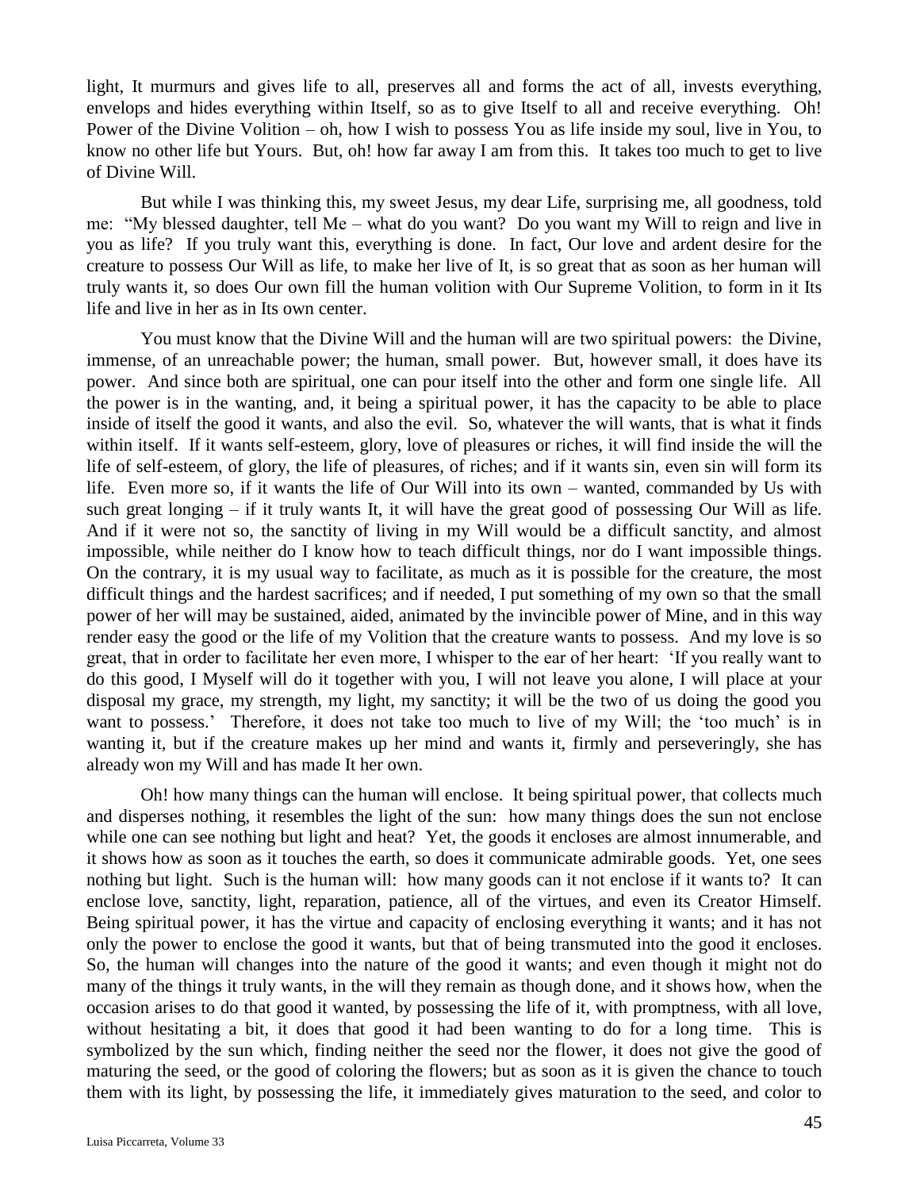light, It murmurs and gives life to all, preserves all and forms the act of all, invests everything, envelops and hides everything within Itself, so as to give Itself to all and receive everything. Oh! Power of the Divine Volition – oh, how I wish to possess You as life inside my soul, live in You, to know no other life but Yours. But, oh! how far away I am from this. It takes too much to get to live of Divine Will.

But while I was thinking this, my sweet Jesus, my dear Life, surprising me, all goodness, told me: "My blessed daughter, tell Me – what do you want? Do you want my Will to reign and live in you as life? If you truly want this, everything is done. In fact, Our love and ardent desire for the creature to possess Our Will as life, to make her live of It, is so great that as soon as her human will truly wants it, so does Our own fill the human volition with Our Supreme Volition, to form in it Its life and live in her as in Its own center.

You must know that the Divine Will and the human will are two spiritual powers: the Divine, immense, of an unreachable power; the human, small power. But, however small, it does have its power. And since both are spiritual, one can pour itself into the other and form one single life. All the power is in the wanting, and, it being a spiritual power, it has the capacity to be able to place inside of itself the good it wants, and also the evil. So, whatever the will wants, that is what it finds within itself. If it wants self-esteem, glory, love of pleasures or riches, it will find inside the will the life of self-esteem, of glory, the life of pleasures, of riches; and if it wants sin, even sin will form its life. Even more so, if it wants the life of Our Will into its own – wanted, commanded by Us with such great longing – if it truly wants It, it will have the great good of possessing Our Will as life. And if it were not so, the sanctity of living in my Will would be a difficult sanctity, and almost impossible, while neither do I know how to teach difficult things, nor do I want impossible things. On the contrary, it is my usual way to facilitate, as much as it is possible for the creature, the most difficult things and the hardest sacrifices; and if needed, I put something of my own so that the small power of her will may be sustained, aided, animated by the invincible power of Mine, and in this way render easy the good or the life of my Volition that the creature wants to possess. And my love is so great, that in order to facilitate her even more, I whisper to the ear of her heart: 'If you really want to do this good, I Myself will do it together with you, I will not leave you alone, I will place at your disposal my grace, my strength, my light, my sanctity; it will be the two of us doing the good you want to possess.' Therefore, it does not take too much to live of my Will; the 'too much' is in wanting it, but if the creature makes up her mind and wants it, firmly and perseveringly, she has already won my Will and has made It her own.

Oh! how many things can the human will enclose. It being spiritual power, that collects much and disperses nothing, it resembles the light of the sun: how many things does the sun not enclose while one can see nothing but light and heat? Yet, the goods it encloses are almost innumerable, and it shows how as soon as it touches the earth, so does it communicate admirable goods. Yet, one sees nothing but light. Such is the human will: how many goods can it not enclose if it wants to? It can enclose love, sanctity, light, reparation, patience, all of the virtues, and even its Creator Himself. Being spiritual power, it has the virtue and capacity of enclosing everything it wants; and it has not only the power to enclose the good it wants, but that of being transmuted into the good it encloses. So, the human will changes into the nature of the good it wants; and even though it might not do many of the things it truly wants, in the will they remain as though done, and it shows how, when the occasion arises to do that good it wanted, by possessing the life of it, with promptness, with all love, without hesitating a bit, it does that good it had been wanting to do for a long time. This is symbolized by the sun which, finding neither the seed nor the flower, it does not give the good of maturing the seed, or the good of coloring the flowers; but as soon as it is given the chance to touch them with its light, by possessing the life, it immediately gives maturation to the seed, and color to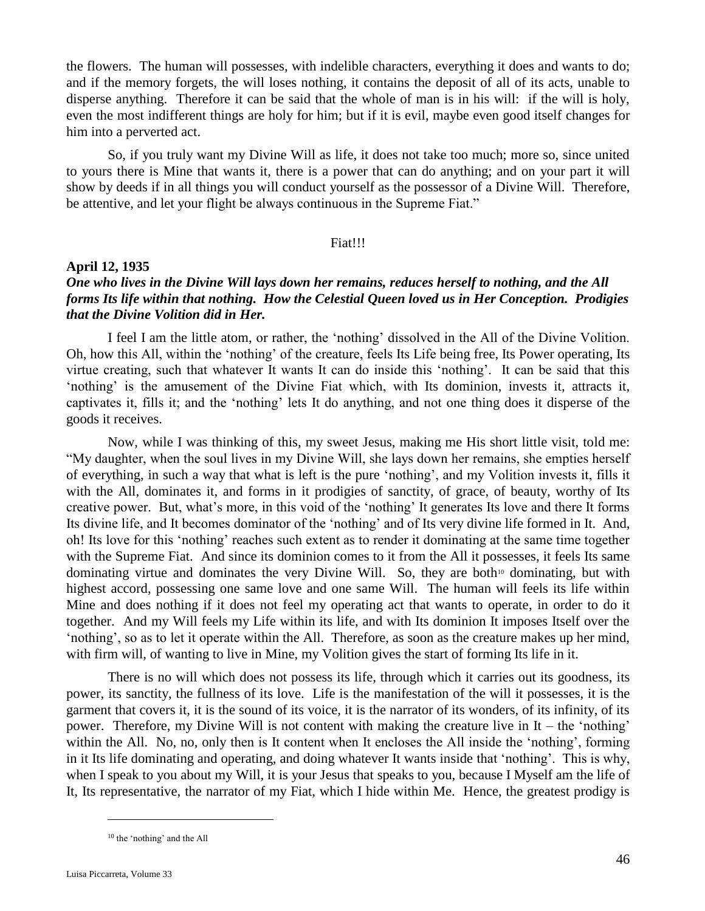the flowers. The human will possesses, with indelible characters, everything it does and wants to do; and if the memory forgets, the will loses nothing, it contains the deposit of all of its acts, unable to disperse anything. Therefore it can be said that the whole of man is in his will: if the will is holy, even the most indifferent things are holy for him; but if it is evil, maybe even good itself changes for him into a perverted act.

So, if you truly want my Divine Will as life, it does not take too much; more so, since united to yours there is Mine that wants it, there is a power that can do anything; and on your part it will show by deeds if in all things you will conduct yourself as the possessor of a Divine Will. Therefore, be attentive, and let your flight be always continuous in the Supreme Fiat."

Fiat!!!

**April 12, 1935**

***One who lives in the Divine Will lays down her remains, reduces herself to nothing, and the All forms Its life within that nothing. How the Celestial Queen loved us in Her Conception. Prodigies that the Divine Volition did in Her.***

I feel I am the little atom, or rather, the 'nothing' dissolved in the All of the Divine Volition. Oh, how this All, within the 'nothing' of the creature, feels Its Life being free, Its Power operating, Its virtue creating, such that whatever It wants It can do inside this 'nothing'. It can be said that this 'nothing' is the amusement of the Divine Fiat which, with Its dominion, invests it, attracts it, captivates it, fills it; and the 'nothing' lets It do anything, and not one thing does it disperse of the goods it receives.

Now, while I was thinking of this, my sweet Jesus, making me His short little visit, told me: "My daughter, when the soul lives in my Divine Will, she lays down her remains, she empties herself of everything, in such a way that what is left is the pure 'nothing', and my Volition invests it, fills it with the All, dominates it, and forms in it prodigies of sanctity, of grace, of beauty, worthy of Its creative power. But, what's more, in this void of the 'nothing' It generates Its love and there It forms Its divine life, and It becomes dominator of the 'nothing' and of Its very divine life formed in It. And, oh! Its love for this 'nothing' reaches such extent as to render it dominating at the same time together with the Supreme Fiat. And since its dominion comes to it from the All it possesses, it feels Its same dominating virtue and dominates the very Divine Will. So, they are both[10] dominating, but with highest accord, possessing one same love and one same Will. The human will feels its life within Mine and does nothing if it does not feel my operating act that wants to operate, in order to do it together. And my Will feels my Life within its life, and with Its dominion It imposes Itself over the 'nothing', so as to let it operate within the All. Therefore, as soon as the creature makes up her mind, with firm will, of wanting to live in Mine, my Volition gives the start of forming Its life in it.

There is no will which does not possess its life, through which it carries out its goodness, its power, its sanctity, the fullness of its love. Life is the manifestation of the will it possesses, it is the garment that covers it, it is the sound of its voice, it is the narrator of its wonders, of its infinity, of its power. Therefore, my Divine Will is not content with making the creature live in It – the 'nothing' within the All. No, no, only then is It content when It encloses the All inside the 'nothing', forming in it Its life dominating and operating, and doing whatever It wants inside that 'nothing'. This is why, when I speak to you about my Will, it is your Jesus that speaks to you, because I Myself am the life of It, Its representative, the narrator of my Fiat, which I hide within Me. Hence, the greatest prodigy is

[10] the 'nothing' and the All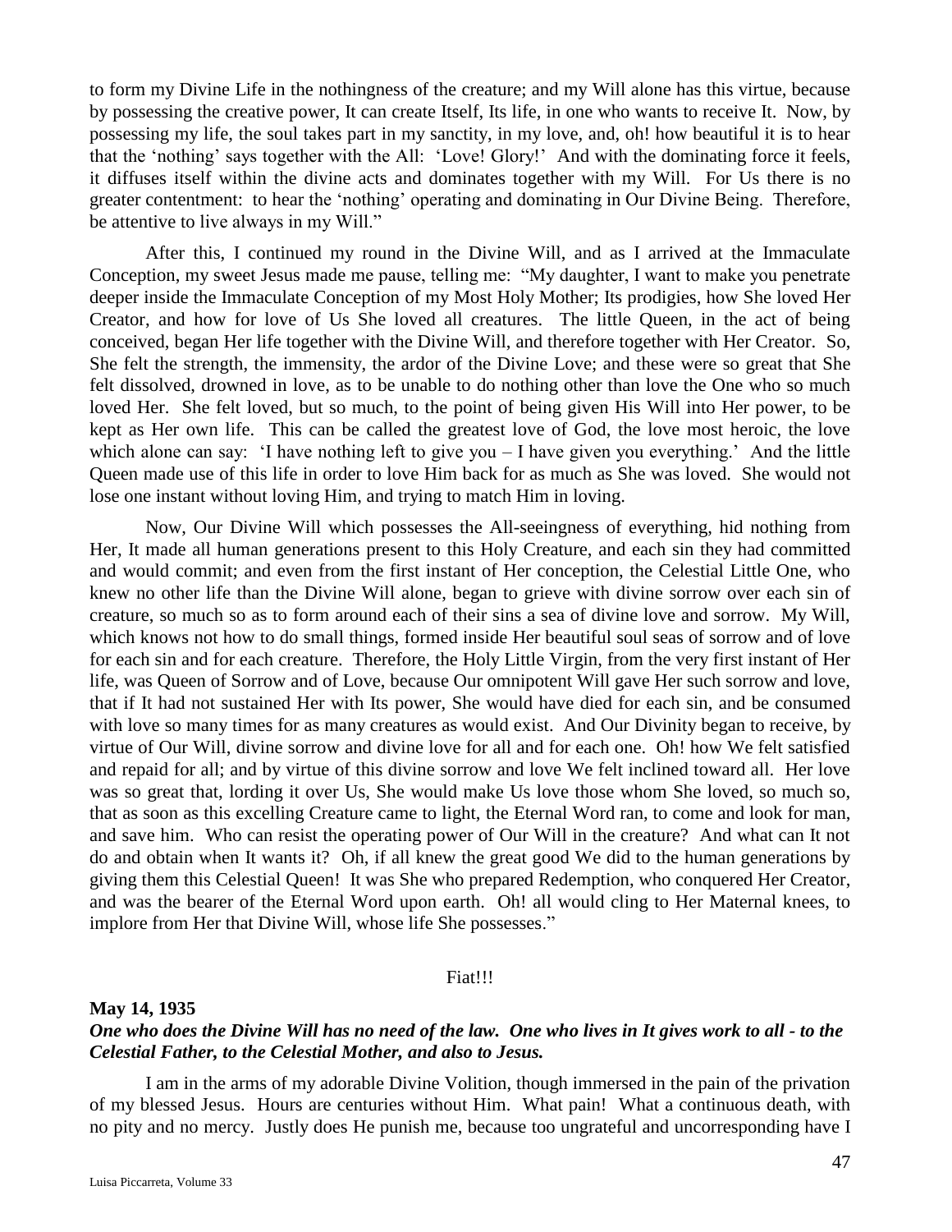to form my Divine Life in the nothingness of the creature; and my Will alone has this virtue, because by possessing the creative power, It can create Itself, Its life, in one who wants to receive It. Now, by possessing my life, the soul takes part in my sanctity, in my love, and, oh! how beautiful it is to hear that the 'nothing' says together with the All: 'Love! Glory!' And with the dominating force it feels, it diffuses itself within the divine acts and dominates together with my Will. For Us there is no greater contentment: to hear the 'nothing' operating and dominating in Our Divine Being. Therefore, be attentive to live always in my Will."

After this, I continued my round in the Divine Will, and as I arrived at the Immaculate Conception, my sweet Jesus made me pause, telling me: "My daughter, I want to make you penetrate deeper inside the Immaculate Conception of my Most Holy Mother; Its prodigies, how She loved Her Creator, and how for love of Us She loved all creatures. The little Queen, in the act of being conceived, began Her life together with the Divine Will, and therefore together with Her Creator. So, She felt the strength, the immensity, the ardor of the Divine Love; and these were so great that She felt dissolved, drowned in love, as to be unable to do nothing other than love the One who so much loved Her. She felt loved, but so much, to the point of being given His Will into Her power, to be kept as Her own life. This can be called the greatest love of God, the love most heroic, the love which alone can say: 'I have nothing left to give you – I have given you everything.' And the little Queen made use of this life in order to love Him back for as much as She was loved. She would not lose one instant without loving Him, and trying to match Him in loving.

Now, Our Divine Will which possesses the All-seeingness of everything, hid nothing from Her, It made all human generations present to this Holy Creature, and each sin they had committed and would commit; and even from the first instant of Her conception, the Celestial Little One, who knew no other life than the Divine Will alone, began to grieve with divine sorrow over each sin of creature, so much so as to form around each of their sins a sea of divine love and sorrow. My Will, which knows not how to do small things, formed inside Her beautiful soul seas of sorrow and of love for each sin and for each creature. Therefore, the Holy Little Virgin, from the very first instant of Her life, was Queen of Sorrow and of Love, because Our omnipotent Will gave Her such sorrow and love, that if It had not sustained Her with Its power, She would have died for each sin, and be consumed with love so many times for as many creatures as would exist. And Our Divinity began to receive, by virtue of Our Will, divine sorrow and divine love for all and for each one. Oh! how We felt satisfied and repaid for all; and by virtue of this divine sorrow and love We felt inclined toward all. Her love was so great that, lording it over Us, She would make Us love those whom She loved, so much so, that as soon as this excelling Creature came to light, the Eternal Word ran, to come and look for man, and save him. Who can resist the operating power of Our Will in the creature? And what can It not do and obtain when It wants it? Oh, if all knew the great good We did to the human generations by giving them this Celestial Queen! It was She who prepared Redemption, who conquered Her Creator, and was the bearer of the Eternal Word upon earth. Oh! all would cling to Her Maternal knees, to implore from Her that Divine Will, whose life She possesses."

Fiat!!!

**May 14, 1935**

***One who does the Divine Will has no need of the law. One who lives in It gives work to all - to the Celestial Father, to the Celestial Mother, and also to Jesus.***

I am in the arms of my adorable Divine Volition, though immersed in the pain of the privation of my blessed Jesus. Hours are centuries without Him. What pain! What a continuous death, with no pity and no mercy. Justly does He punish me, because too ungrateful and uncorresponding have I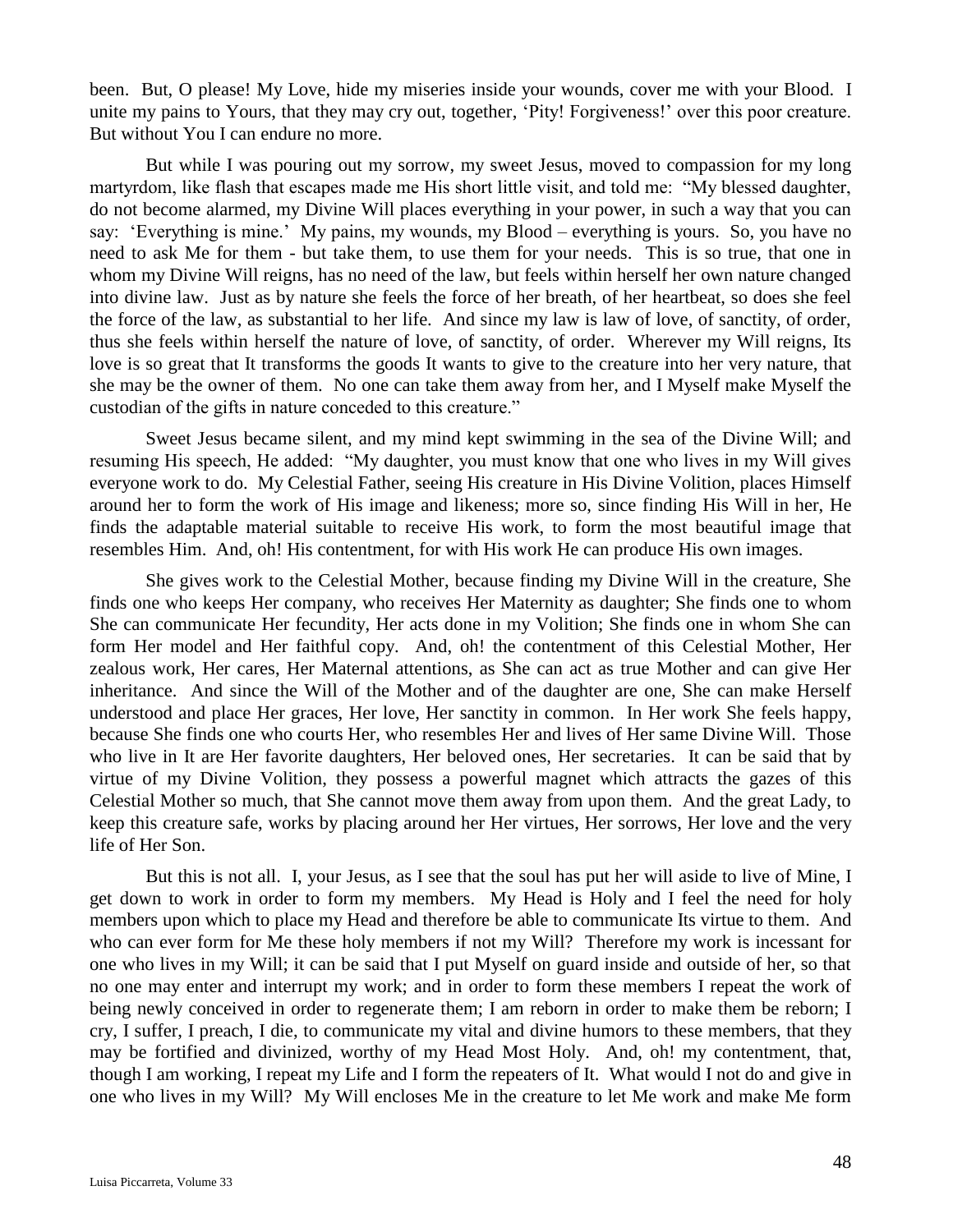been. But, O please! My Love, hide my miseries inside your wounds, cover me with your Blood. I unite my pains to Yours, that they may cry out, together, 'Pity! Forgiveness!' over this poor creature. But without You I can endure no more.

But while I was pouring out my sorrow, my sweet Jesus, moved to compassion for my long martyrdom, like flash that escapes made me His short little visit, and told me: "My blessed daughter, do not become alarmed, my Divine Will places everything in your power, in such a way that you can say: 'Everything is mine.' My pains, my wounds, my Blood – everything is yours. So, you have no need to ask Me for them - but take them, to use them for your needs. This is so true, that one in whom my Divine Will reigns, has no need of the law, but feels within herself her own nature changed into divine law. Just as by nature she feels the force of her breath, of her heartbeat, so does she feel the force of the law, as substantial to her life. And since my law is law of love, of sanctity, of order, thus she feels within herself the nature of love, of sanctity, of order. Wherever my Will reigns, Its love is so great that It transforms the goods It wants to give to the creature into her very nature, that she may be the owner of them. No one can take them away from her, and I Myself make Myself the custodian of the gifts in nature conceded to this creature."

Sweet Jesus became silent, and my mind kept swimming in the sea of the Divine Will; and resuming His speech, He added: "My daughter, you must know that one who lives in my Will gives everyone work to do. My Celestial Father, seeing His creature in His Divine Volition, places Himself around her to form the work of His image and likeness; more so, since finding His Will in her, He finds the adaptable material suitable to receive His work, to form the most beautiful image that resembles Him. And, oh! His contentment, for with His work He can produce His own images.

She gives work to the Celestial Mother, because finding my Divine Will in the creature, She finds one who keeps Her company, who receives Her Maternity as daughter; She finds one to whom She can communicate Her fecundity, Her acts done in my Volition; She finds one in whom She can form Her model and Her faithful copy. And, oh! the contentment of this Celestial Mother, Her zealous work, Her cares, Her Maternal attentions, as She can act as true Mother and can give Her inheritance. And since the Will of the Mother and of the daughter are one, She can make Herself understood and place Her graces, Her love, Her sanctity in common. In Her work She feels happy, because She finds one who courts Her, who resembles Her and lives of Her same Divine Will. Those who live in It are Her favorite daughters, Her beloved ones, Her secretaries. It can be said that by virtue of my Divine Volition, they possess a powerful magnet which attracts the gazes of this Celestial Mother so much, that She cannot move them away from upon them. And the great Lady, to keep this creature safe, works by placing around her Her virtues, Her sorrows, Her love and the very life of Her Son.

But this is not all. I, your Jesus, as I see that the soul has put her will aside to live of Mine, I get down to work in order to form my members. My Head is Holy and I feel the need for holy members upon which to place my Head and therefore be able to communicate Its virtue to them. And who can ever form for Me these holy members if not my Will? Therefore my work is incessant for one who lives in my Will; it can be said that I put Myself on guard inside and outside of her, so that no one may enter and interrupt my work; and in order to form these members I repeat the work of being newly conceived in order to regenerate them; I am reborn in order to make them be reborn; I cry, I suffer, I preach, I die, to communicate my vital and divine humors to these members, that they may be fortified and divinized, worthy of my Head Most Holy. And, oh! my contentment, that, though I am working, I repeat my Life and I form the repeaters of It. What would I not do and give in one who lives in my Will? My Will encloses Me in the creature to let Me work and make Me form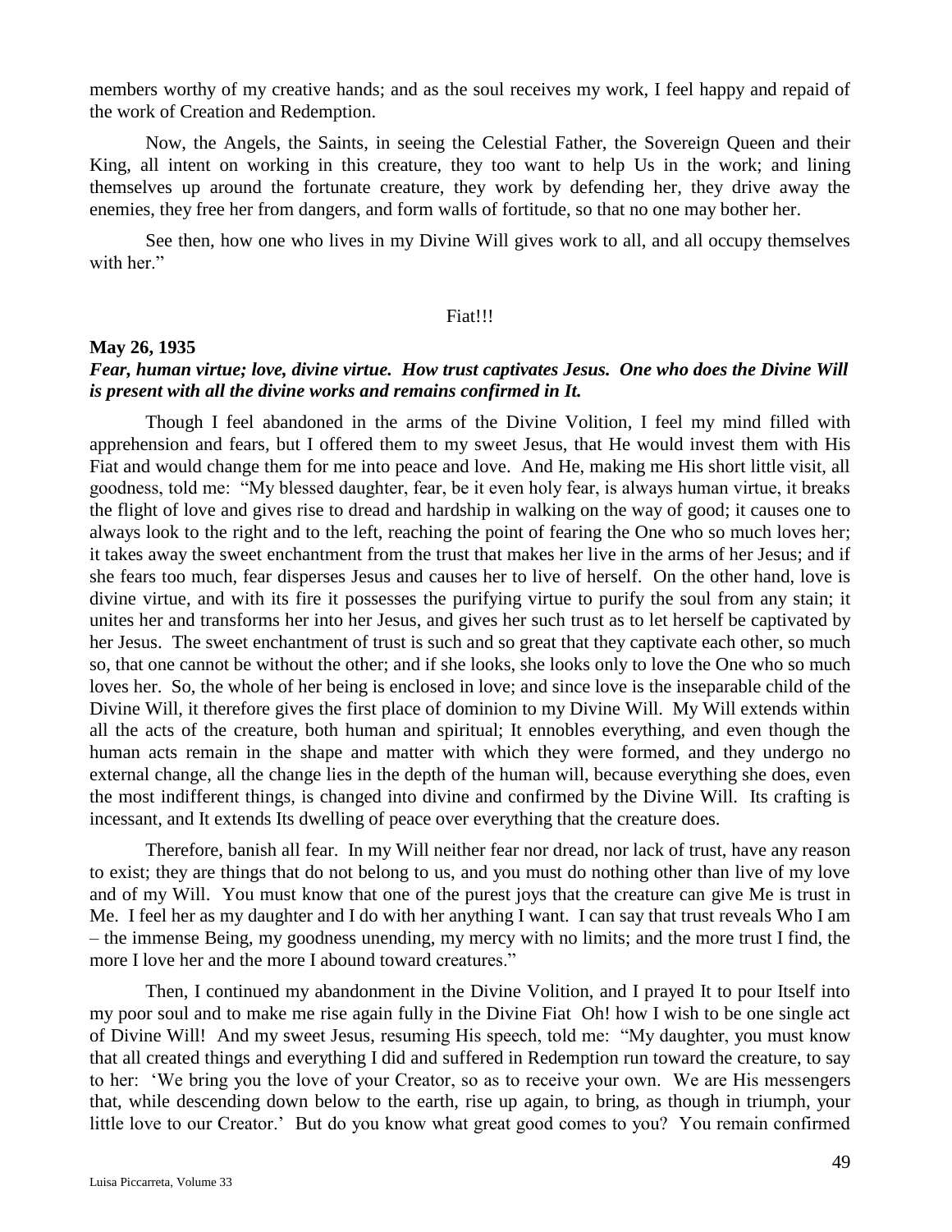members worthy of my creative hands; and as the soul receives my work, I feel happy and repaid of the work of Creation and Redemption.

Now, the Angels, the Saints, in seeing the Celestial Father, the Sovereign Queen and their King, all intent on working in this creature, they too want to help Us in the work; and lining themselves up around the fortunate creature, they work by defending her, they drive away the enemies, they free her from dangers, and form walls of fortitude, so that no one may bother her.

See then, how one who lives in my Divine Will gives work to all, and all occupy themselves with her."

Fiat!!!

**May 26, 1935**

***Fear, human virtue; love, divine virtue. How trust captivates Jesus. One who does the Divine Will is present with all the divine works and remains confirmed in It.***

Though I feel abandoned in the arms of the Divine Volition, I feel my mind filled with apprehension and fears, but I offered them to my sweet Jesus, that He would invest them with His Fiat and would change them for me into peace and love. And He, making me His short little visit, all goodness, told me: "My blessed daughter, fear, be it even holy fear, is always human virtue, it breaks the flight of love and gives rise to dread and hardship in walking on the way of good; it causes one to always look to the right and to the left, reaching the point of fearing the One who so much loves her; it takes away the sweet enchantment from the trust that makes her live in the arms of her Jesus; and if she fears too much, fear disperses Jesus and causes her to live of herself. On the other hand, love is divine virtue, and with its fire it possesses the purifying virtue to purify the soul from any stain; it unites her and transforms her into her Jesus, and gives her such trust as to let herself be captivated by her Jesus. The sweet enchantment of trust is such and so great that they captivate each other, so much so, that one cannot be without the other; and if she looks, she looks only to love the One who so much loves her. So, the whole of her being is enclosed in love; and since love is the inseparable child of the Divine Will, it therefore gives the first place of dominion to my Divine Will. My Will extends within all the acts of the creature, both human and spiritual; It ennobles everything, and even though the human acts remain in the shape and matter with which they were formed, and they undergo no external change, all the change lies in the depth of the human will, because everything she does, even the most indifferent things, is changed into divine and confirmed by the Divine Will. Its crafting is incessant, and It extends Its dwelling of peace over everything that the creature does.

Therefore, banish all fear. In my Will neither fear nor dread, nor lack of trust, have any reason to exist; they are things that do not belong to us, and you must do nothing other than live of my love and of my Will. You must know that one of the purest joys that the creature can give Me is trust in Me. I feel her as my daughter and I do with her anything I want. I can say that trust reveals Who I am – the immense Being, my goodness unending, my mercy with no limits; and the more trust I find, the more I love her and the more I abound toward creatures."

Then, I continued my abandonment in the Divine Volition, and I prayed It to pour Itself into my poor soul and to make me rise again fully in the Divine Fiat Oh! how I wish to be one single act of Divine Will! And my sweet Jesus, resuming His speech, told me: "My daughter, you must know that all created things and everything I did and suffered in Redemption run toward the creature, to say to her: 'We bring you the love of your Creator, so as to receive your own. We are His messengers that, while descending down below to the earth, rise up again, to bring, as though in triumph, your little love to our Creator.' But do you know what great good comes to you? You remain confirmed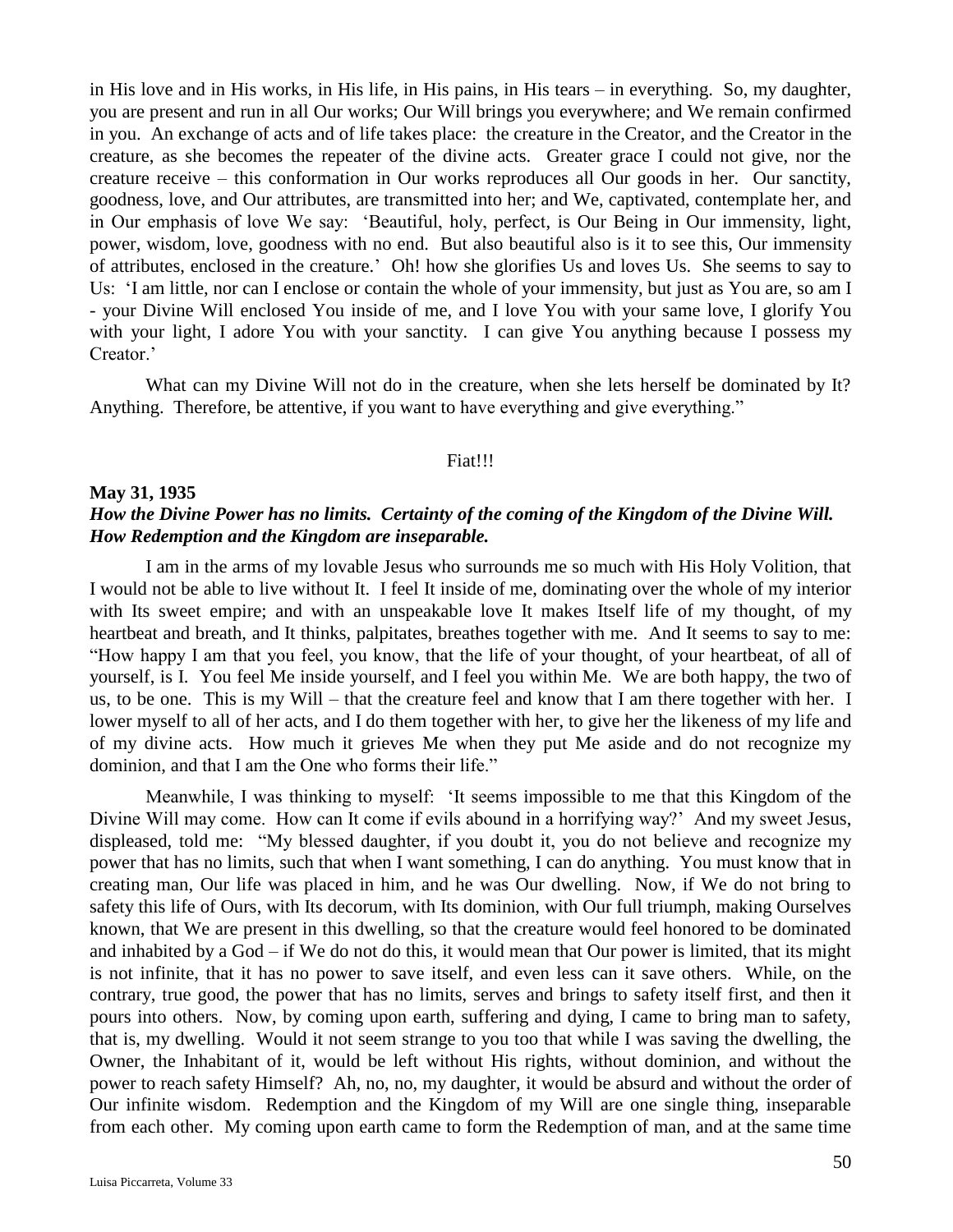in His love and in His works, in His life, in His pains, in His tears – in everything. So, my daughter, you are present and run in all Our works; Our Will brings you everywhere; and We remain confirmed in you. An exchange of acts and of life takes place: the creature in the Creator, and the Creator in the creature, as she becomes the repeater of the divine acts. Greater grace I could not give, nor the creature receive – this conformation in Our works reproduces all Our goods in her. Our sanctity, goodness, love, and Our attributes, are transmitted into her; and We, captivated, contemplate her, and in Our emphasis of love We say: 'Beautiful, holy, perfect, is Our Being in Our immensity, light, power, wisdom, love, goodness with no end. But also beautiful also is it to see this, Our immensity of attributes, enclosed in the creature.' Oh! how she glorifies Us and loves Us. She seems to say to Us: 'I am little, nor can I enclose or contain the whole of your immensity, but just as You are, so am I - your Divine Will enclosed You inside of me, and I love You with your same love, I glorify You with your light, I adore You with your sanctity. I can give You anything because I possess my Creator.'

What can my Divine Will not do in the creature, when she lets herself be dominated by It? Anything. Therefore, be attentive, if you want to have everything and give everything."

Fiat!!!

**May 31, 1935**
***How the Divine Power has no limits. Certainty of the coming of the Kingdom of the Divine Will. How Redemption and the Kingdom are inseparable.***

I am in the arms of my lovable Jesus who surrounds me so much with His Holy Volition, that I would not be able to live without It. I feel It inside of me, dominating over the whole of my interior with Its sweet empire; and with an unspeakable love It makes Itself life of my thought, of my heartbeat and breath, and It thinks, palpitates, breathes together with me. And It seems to say to me: "How happy I am that you feel, you know, that the life of your thought, of your heartbeat, of all of yourself, is I. You feel Me inside yourself, and I feel you within Me. We are both happy, the two of us, to be one. This is my Will – that the creature feel and know that I am there together with her. I lower myself to all of her acts, and I do them together with her, to give her the likeness of my life and of my divine acts. How much it grieves Me when they put Me aside and do not recognize my dominion, and that I am the One who forms their life."

Meanwhile, I was thinking to myself: 'It seems impossible to me that this Kingdom of the Divine Will may come. How can It come if evils abound in a horrifying way?' And my sweet Jesus, displeased, told me: "My blessed daughter, if you doubt it, you do not believe and recognize my power that has no limits, such that when I want something, I can do anything. You must know that in creating man, Our life was placed in him, and he was Our dwelling. Now, if We do not bring to safety this life of Ours, with Its decorum, with Its dominion, with Our full triumph, making Ourselves known, that We are present in this dwelling, so that the creature would feel honored to be dominated and inhabited by a God – if We do not do this, it would mean that Our power is limited, that its might is not infinite, that it has no power to save itself, and even less can it save others. While, on the contrary, true good, the power that has no limits, serves and brings to safety itself first, and then it pours into others. Now, by coming upon earth, suffering and dying, I came to bring man to safety, that is, my dwelling. Would it not seem strange to you too that while I was saving the dwelling, the Owner, the Inhabitant of it, would be left without His rights, without dominion, and without the power to reach safety Himself? Ah, no, no, my daughter, it would be absurd and without the order of Our infinite wisdom. Redemption and the Kingdom of my Will are one single thing, inseparable from each other. My coming upon earth came to form the Redemption of man, and at the same time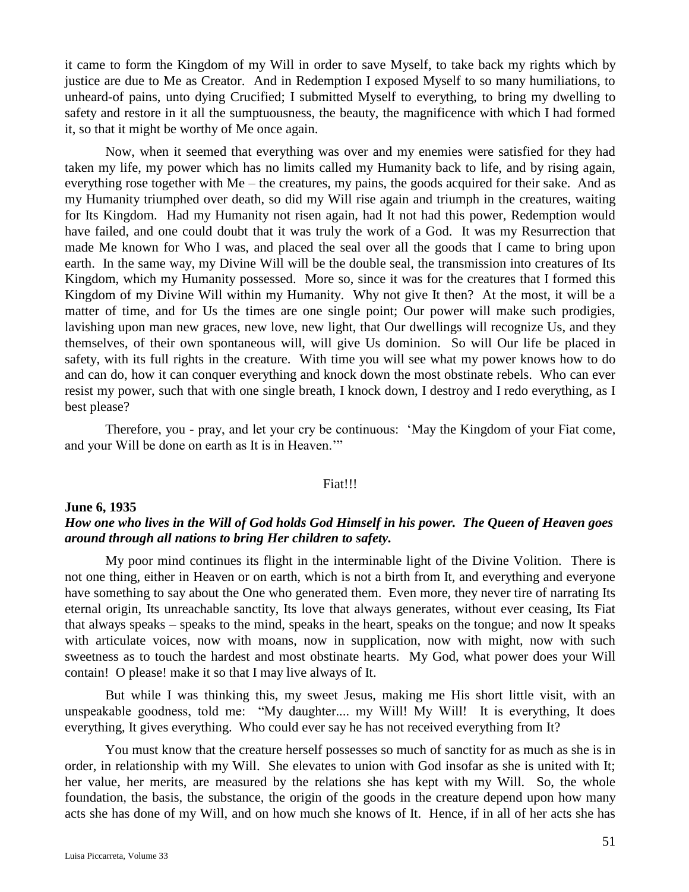it came to form the Kingdom of my Will in order to save Myself, to take back my rights which by justice are due to Me as Creator. And in Redemption I exposed Myself to so many humiliations, to unheard-of pains, unto dying Crucified; I submitted Myself to everything, to bring my dwelling to safety and restore in it all the sumptuousness, the beauty, the magnificence with which I had formed it, so that it might be worthy of Me once again.

Now, when it seemed that everything was over and my enemies were satisfied for they had taken my life, my power which has no limits called my Humanity back to life, and by rising again, everything rose together with Me – the creatures, my pains, the goods acquired for their sake. And as my Humanity triumphed over death, so did my Will rise again and triumph in the creatures, waiting for Its Kingdom. Had my Humanity not risen again, had It not had this power, Redemption would have failed, and one could doubt that it was truly the work of a God. It was my Resurrection that made Me known for Who I was, and placed the seal over all the goods that I came to bring upon earth. In the same way, my Divine Will will be the double seal, the transmission into creatures of Its Kingdom, which my Humanity possessed. More so, since it was for the creatures that I formed this Kingdom of my Divine Will within my Humanity. Why not give It then? At the most, it will be a matter of time, and for Us the times are one single point; Our power will make such prodigies, lavishing upon man new graces, new love, new light, that Our dwellings will recognize Us, and they themselves, of their own spontaneous will, will give Us dominion. So will Our life be placed in safety, with its full rights in the creature. With time you will see what my power knows how to do and can do, how it can conquer everything and knock down the most obstinate rebels. Who can ever resist my power, such that with one single breath, I knock down, I destroy and I redo everything, as I best please?

Therefore, you - pray, and let your cry be continuous: 'May the Kingdom of your Fiat come, and your Will be done on earth as It is in Heaven.'"

Fiat!!!

**June 6, 1935**

***How one who lives in the Will of God holds God Himself in his power. The Queen of Heaven goes around through all nations to bring Her children to safety.***

My poor mind continues its flight in the interminable light of the Divine Volition. There is not one thing, either in Heaven or on earth, which is not a birth from It, and everything and everyone have something to say about the One who generated them. Even more, they never tire of narrating Its eternal origin, Its unreachable sanctity, Its love that always generates, without ever ceasing, Its Fiat that always speaks – speaks to the mind, speaks in the heart, speaks on the tongue; and now It speaks with articulate voices, now with moans, now in supplication, now with might, now with such sweetness as to touch the hardest and most obstinate hearts. My God, what power does your Will contain! O please! make it so that I may live always of It.

But while I was thinking this, my sweet Jesus, making me His short little visit, with an unspeakable goodness, told me: "My daughter.... my Will! My Will! It is everything, It does everything, It gives everything. Who could ever say he has not received everything from It?

You must know that the creature herself possesses so much of sanctity for as much as she is in order, in relationship with my Will. She elevates to union with God insofar as she is united with It; her value, her merits, are measured by the relations she has kept with my Will. So, the whole foundation, the basis, the substance, the origin of the goods in the creature depend upon how many acts she has done of my Will, and on how much she knows of It. Hence, if in all of her acts she has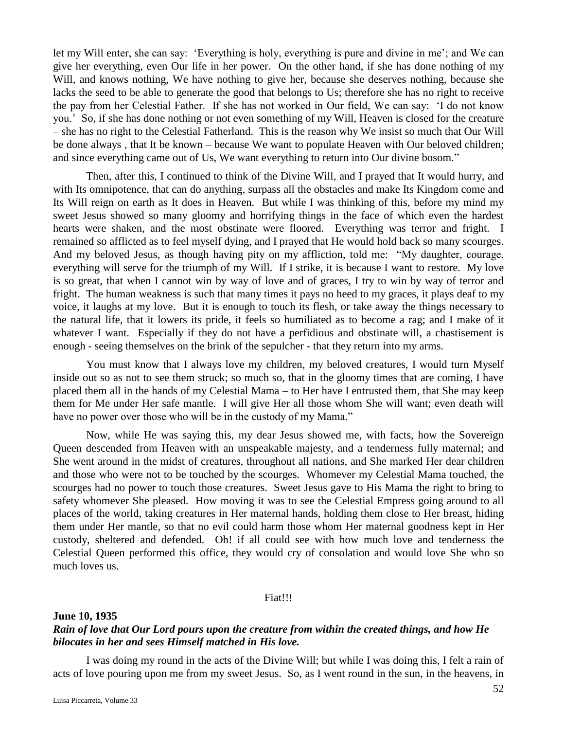let my Will enter, she can say: 'Everything is holy, everything is pure and divine in me'; and We can give her everything, even Our life in her power. On the other hand, if she has done nothing of my Will, and knows nothing, We have nothing to give her, because she deserves nothing, because she lacks the seed to be able to generate the good that belongs to Us; therefore she has no right to receive the pay from her Celestial Father. If she has not worked in Our field, We can say: 'I do not know you.' So, if she has done nothing or not even something of my Will, Heaven is closed for the creature – she has no right to the Celestial Fatherland. This is the reason why We insist so much that Our Will be done always , that It be known – because We want to populate Heaven with Our beloved children; and since everything came out of Us, We want everything to return into Our divine bosom."

Then, after this, I continued to think of the Divine Will, and I prayed that It would hurry, and with Its omnipotence, that can do anything, surpass all the obstacles and make Its Kingdom come and Its Will reign on earth as It does in Heaven. But while I was thinking of this, before my mind my sweet Jesus showed so many gloomy and horrifying things in the face of which even the hardest hearts were shaken, and the most obstinate were floored. Everything was terror and fright. I remained so afflicted as to feel myself dying, and I prayed that He would hold back so many scourges. And my beloved Jesus, as though having pity on my affliction, told me: "My daughter, courage, everything will serve for the triumph of my Will. If I strike, it is because I want to restore. My love is so great, that when I cannot win by way of love and of graces, I try to win by way of terror and fright. The human weakness is such that many times it pays no heed to my graces, it plays deaf to my voice, it laughs at my love. But it is enough to touch its flesh, or take away the things necessary to the natural life, that it lowers its pride, it feels so humiliated as to become a rag; and I make of it whatever I want. Especially if they do not have a perfidious and obstinate will, a chastisement is enough - seeing themselves on the brink of the sepulcher - that they return into my arms.

You must know that I always love my children, my beloved creatures, I would turn Myself inside out so as not to see them struck; so much so, that in the gloomy times that are coming, I have placed them all in the hands of my Celestial Mama – to Her have I entrusted them, that She may keep them for Me under Her safe mantle. I will give Her all those whom She will want; even death will have no power over those who will be in the custody of my Mama."

Now, while He was saying this, my dear Jesus showed me, with facts, how the Sovereign Queen descended from Heaven with an unspeakable majesty, and a tenderness fully maternal; and She went around in the midst of creatures, throughout all nations, and She marked Her dear children and those who were not to be touched by the scourges. Whomever my Celestial Mama touched, the scourges had no power to touch those creatures. Sweet Jesus gave to His Mama the right to bring to safety whomever She pleased. How moving it was to see the Celestial Empress going around to all places of the world, taking creatures in Her maternal hands, holding them close to Her breast, hiding them under Her mantle, so that no evil could harm those whom Her maternal goodness kept in Her custody, sheltered and defended. Oh! if all could see with how much love and tenderness the Celestial Queen performed this office, they would cry of consolation and would love She who so much loves us.

Fiat!!!

**June 10, 1935**

***Rain of love that Our Lord pours upon the creature from within the created things, and how He bilocates in her and sees Himself matched in His love.***

I was doing my round in the acts of the Divine Will; but while I was doing this, I felt a rain of acts of love pouring upon me from my sweet Jesus. So, as I went round in the sun, in the heavens, in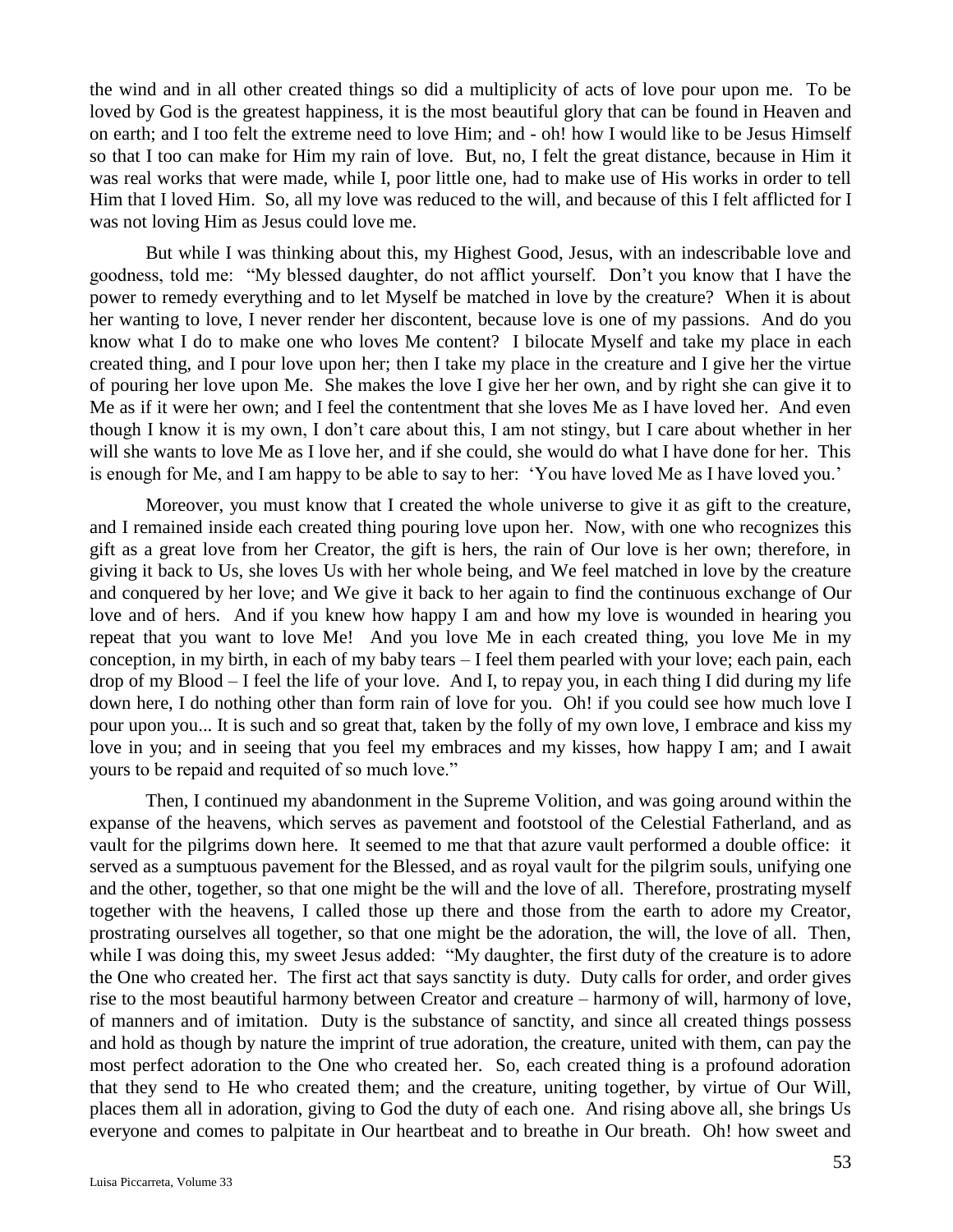the wind and in all other created things so did a multiplicity of acts of love pour upon me. To be loved by God is the greatest happiness, it is the most beautiful glory that can be found in Heaven and on earth; and I too felt the extreme need to love Him; and - oh! how I would like to be Jesus Himself so that I too can make for Him my rain of love. But, no, I felt the great distance, because in Him it was real works that were made, while I, poor little one, had to make use of His works in order to tell Him that I loved Him. So, all my love was reduced to the will, and because of this I felt afflicted for I was not loving Him as Jesus could love me.

But while I was thinking about this, my Highest Good, Jesus, with an indescribable love and goodness, told me: "My blessed daughter, do not afflict yourself. Don't you know that I have the power to remedy everything and to let Myself be matched in love by the creature? When it is about her wanting to love, I never render her discontent, because love is one of my passions. And do you know what I do to make one who loves Me content? I bilocate Myself and take my place in each created thing, and I pour love upon her; then I take my place in the creature and I give her the virtue of pouring her love upon Me. She makes the love I give her her own, and by right she can give it to Me as if it were her own; and I feel the contentment that she loves Me as I have loved her. And even though I know it is my own, I don't care about this, I am not stingy, but I care about whether in her will she wants to love Me as I love her, and if she could, she would do what I have done for her. This is enough for Me, and I am happy to be able to say to her: 'You have loved Me as I have loved you.'

Moreover, you must know that I created the whole universe to give it as gift to the creature, and I remained inside each created thing pouring love upon her. Now, with one who recognizes this gift as a great love from her Creator, the gift is hers, the rain of Our love is her own; therefore, in giving it back to Us, she loves Us with her whole being, and We feel matched in love by the creature and conquered by her love; and We give it back to her again to find the continuous exchange of Our love and of hers. And if you knew how happy I am and how my love is wounded in hearing you repeat that you want to love Me! And you love Me in each created thing, you love Me in my conception, in my birth, in each of my baby tears – I feel them pearled with your love; each pain, each drop of my Blood – I feel the life of your love. And I, to repay you, in each thing I did during my life down here, I do nothing other than form rain of love for you. Oh! if you could see how much love I pour upon you... It is such and so great that, taken by the folly of my own love, I embrace and kiss my love in you; and in seeing that you feel my embraces and my kisses, how happy I am; and I await yours to be repaid and requited of so much love."

Then, I continued my abandonment in the Supreme Volition, and was going around within the expanse of the heavens, which serves as pavement and footstool of the Celestial Fatherland, and as vault for the pilgrims down here. It seemed to me that that azure vault performed a double office: it served as a sumptuous pavement for the Blessed, and as royal vault for the pilgrim souls, unifying one and the other, together, so that one might be the will and the love of all. Therefore, prostrating myself together with the heavens, I called those up there and those from the earth to adore my Creator, prostrating ourselves all together, so that one might be the adoration, the will, the love of all. Then, while I was doing this, my sweet Jesus added: "My daughter, the first duty of the creature is to adore the One who created her. The first act that says sanctity is duty. Duty calls for order, and order gives rise to the most beautiful harmony between Creator and creature – harmony of will, harmony of love, of manners and of imitation. Duty is the substance of sanctity, and since all created things possess and hold as though by nature the imprint of true adoration, the creature, united with them, can pay the most perfect adoration to the One who created her. So, each created thing is a profound adoration that they send to He who created them; and the creature, uniting together, by virtue of Our Will, places them all in adoration, giving to God the duty of each one. And rising above all, she brings Us everyone and comes to palpitate in Our heartbeat and to breathe in Our breath. Oh! how sweet and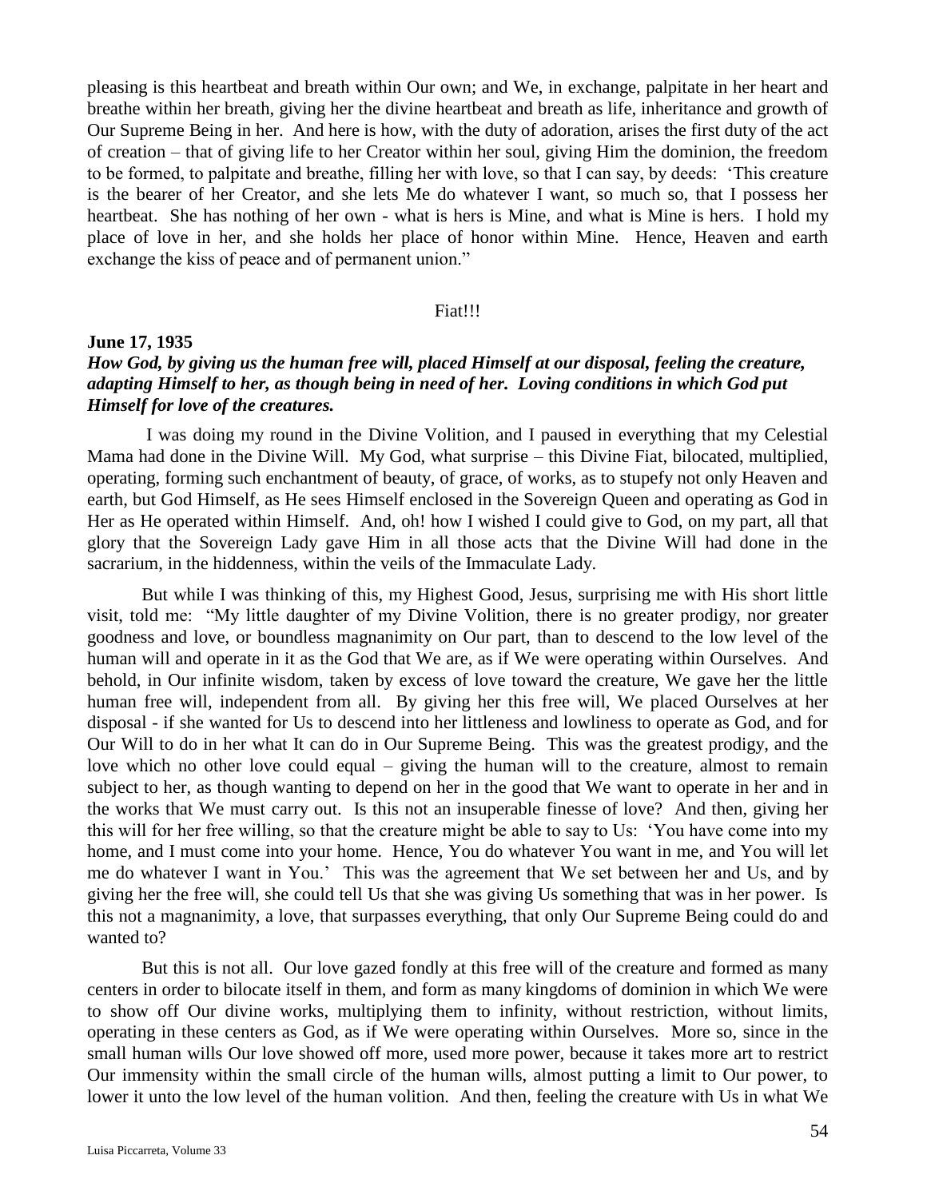pleasing is this heartbeat and breath within Our own; and We, in exchange, palpitate in her heart and breathe within her breath, giving her the divine heartbeat and breath as life, inheritance and growth of Our Supreme Being in her. And here is how, with the duty of adoration, arises the first duty of the act of creation – that of giving life to her Creator within her soul, giving Him the dominion, the freedom to be formed, to palpitate and breathe, filling her with love, so that I can say, by deeds: 'This creature is the bearer of her Creator, and she lets Me do whatever I want, so much so, that I possess her heartbeat. She has nothing of her own - what is hers is Mine, and what is Mine is hers. I hold my place of love in her, and she holds her place of honor within Mine. Hence, Heaven and earth exchange the kiss of peace and of permanent union."

Fiat!!!

**June 17, 1935**

***How God, by giving us the human free will, placed Himself at our disposal, feeling the creature, adapting Himself to her, as though being in need of her. Loving conditions in which God put Himself for love of the creatures.***

I was doing my round in the Divine Volition, and I paused in everything that my Celestial Mama had done in the Divine Will. My God, what surprise – this Divine Fiat, bilocated, multiplied, operating, forming such enchantment of beauty, of grace, of works, as to stupefy not only Heaven and earth, but God Himself, as He sees Himself enclosed in the Sovereign Queen and operating as God in Her as He operated within Himself. And, oh! how I wished I could give to God, on my part, all that glory that the Sovereign Lady gave Him in all those acts that the Divine Will had done in the sacrarium, in the hiddenness, within the veils of the Immaculate Lady.

But while I was thinking of this, my Highest Good, Jesus, surprising me with His short little visit, told me: "My little daughter of my Divine Volition, there is no greater prodigy, nor greater goodness and love, or boundless magnanimity on Our part, than to descend to the low level of the human will and operate in it as the God that We are, as if We were operating within Ourselves. And behold, in Our infinite wisdom, taken by excess of love toward the creature, We gave her the little human free will, independent from all. By giving her this free will, We placed Ourselves at her disposal - if she wanted for Us to descend into her littleness and lowliness to operate as God, and for Our Will to do in her what It can do in Our Supreme Being. This was the greatest prodigy, and the love which no other love could equal – giving the human will to the creature, almost to remain subject to her, as though wanting to depend on her in the good that We want to operate in her and in the works that We must carry out. Is this not an insuperable finesse of love? And then, giving her this will for her free willing, so that the creature might be able to say to Us: 'You have come into my home, and I must come into your home. Hence, You do whatever You want in me, and You will let me do whatever I want in You.' This was the agreement that We set between her and Us, and by giving her the free will, she could tell Us that she was giving Us something that was in her power. Is this not a magnanimity, a love, that surpasses everything, that only Our Supreme Being could do and wanted to?

But this is not all. Our love gazed fondly at this free will of the creature and formed as many centers in order to bilocate itself in them, and form as many kingdoms of dominion in which We were to show off Our divine works, multiplying them to infinity, without restriction, without limits, operating in these centers as God, as if We were operating within Ourselves. More so, since in the small human wills Our love showed off more, used more power, because it takes more art to restrict Our immensity within the small circle of the human wills, almost putting a limit to Our power, to lower it unto the low level of the human volition. And then, feeling the creature with Us in what We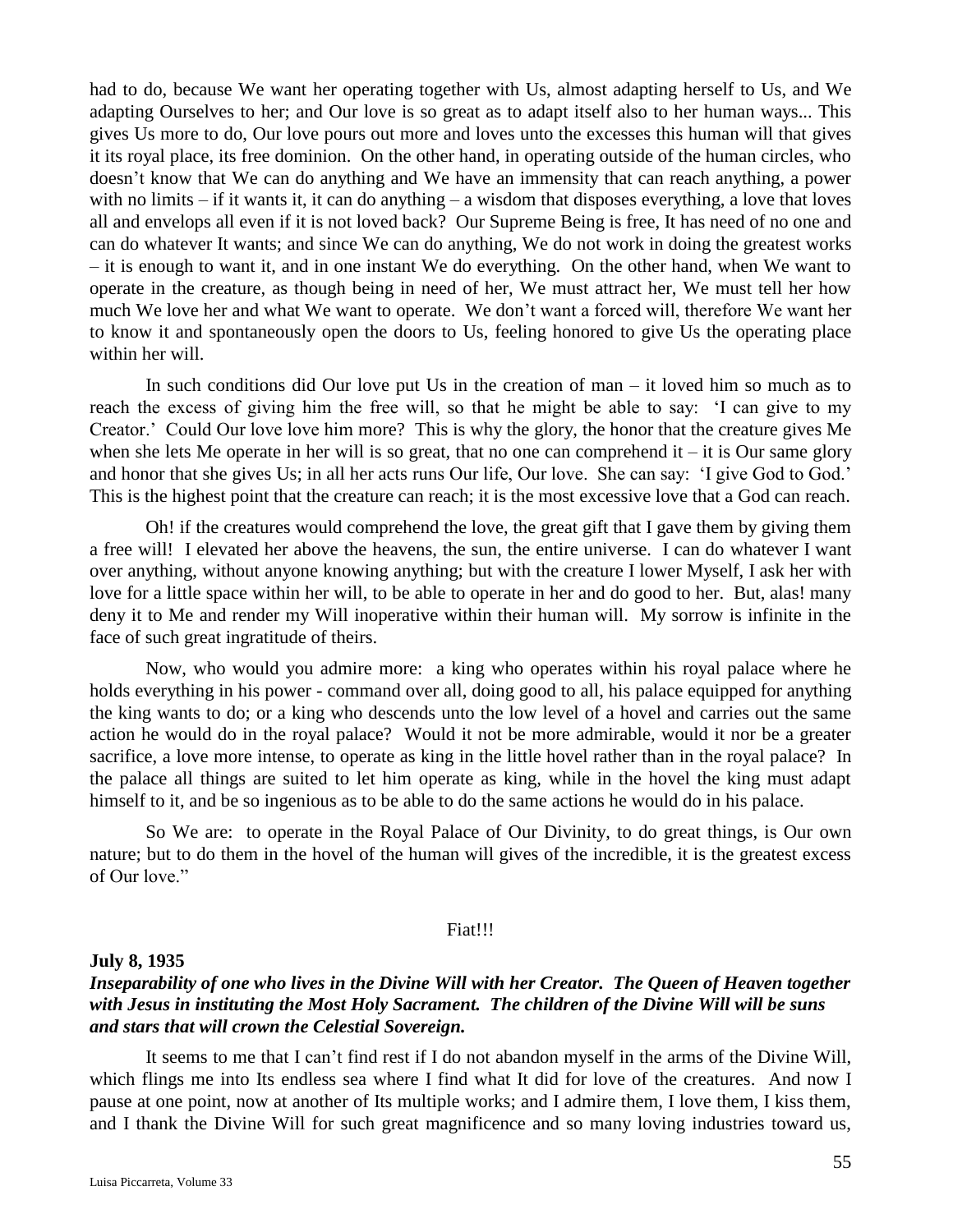had to do, because We want her operating together with Us, almost adapting herself to Us, and We adapting Ourselves to her; and Our love is so great as to adapt itself also to her human ways... This gives Us more to do, Our love pours out more and loves unto the excesses this human will that gives it its royal place, its free dominion. On the other hand, in operating outside of the human circles, who doesn't know that We can do anything and We have an immensity that can reach anything, a power with no limits – if it wants it, it can do anything – a wisdom that disposes everything, a love that loves all and envelops all even if it is not loved back? Our Supreme Being is free, It has need of no one and can do whatever It wants; and since We can do anything, We do not work in doing the greatest works – it is enough to want it, and in one instant We do everything. On the other hand, when We want to operate in the creature, as though being in need of her, We must attract her, We must tell her how much We love her and what We want to operate. We don't want a forced will, therefore We want her to know it and spontaneously open the doors to Us, feeling honored to give Us the operating place within her will.

In such conditions did Our love put Us in the creation of man – it loved him so much as to reach the excess of giving him the free will, so that he might be able to say: 'I can give to my Creator.' Could Our love love him more? This is why the glory, the honor that the creature gives Me when she lets Me operate in her will is so great, that no one can comprehend it – it is Our same glory and honor that she gives Us; in all her acts runs Our life, Our love. She can say: 'I give God to God.' This is the highest point that the creature can reach; it is the most excessive love that a God can reach.

Oh! if the creatures would comprehend the love, the great gift that I gave them by giving them a free will! I elevated her above the heavens, the sun, the entire universe. I can do whatever I want over anything, without anyone knowing anything; but with the creature I lower Myself, I ask her with love for a little space within her will, to be able to operate in her and do good to her. But, alas! many deny it to Me and render my Will inoperative within their human will. My sorrow is infinite in the face of such great ingratitude of theirs.

Now, who would you admire more: a king who operates within his royal palace where he holds everything in his power - command over all, doing good to all, his palace equipped for anything the king wants to do; or a king who descends unto the low level of a hovel and carries out the same action he would do in the royal palace? Would it not be more admirable, would it nor be a greater sacrifice, a love more intense, to operate as king in the little hovel rather than in the royal palace? In the palace all things are suited to let him operate as king, while in the hovel the king must adapt himself to it, and be so ingenious as to be able to do the same actions he would do in his palace.

So We are: to operate in the Royal Palace of Our Divinity, to do great things, is Our own nature; but to do them in the hovel of the human will gives of the incredible, it is the greatest excess of Our love."

Fiat!!!

**July 8, 1935**

***Inseparability of one who lives in the Divine Will with her Creator. The Queen of Heaven together with Jesus in instituting the Most Holy Sacrament. The children of the Divine Will will be suns and stars that will crown the Celestial Sovereign.***

It seems to me that I can't find rest if I do not abandon myself in the arms of the Divine Will, which flings me into Its endless sea where I find what It did for love of the creatures. And now I pause at one point, now at another of Its multiple works; and I admire them, I love them, I kiss them, and I thank the Divine Will for such great magnificence and so many loving industries toward us,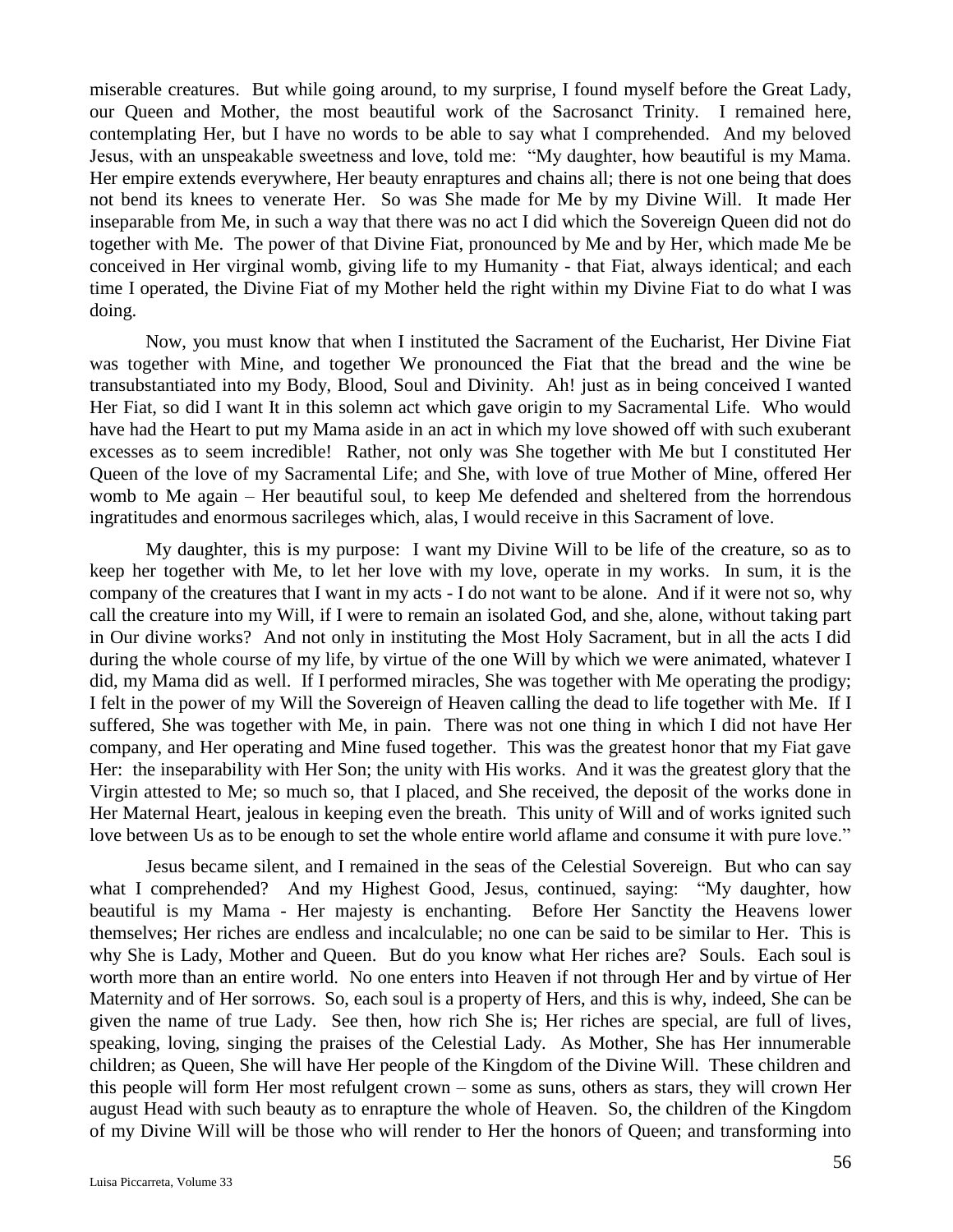miserable creatures. But while going around, to my surprise, I found myself before the Great Lady, our Queen and Mother, the most beautiful work of the Sacrosanct Trinity. I remained here, contemplating Her, but I have no words to be able to say what I comprehended. And my beloved Jesus, with an unspeakable sweetness and love, told me: "My daughter, how beautiful is my Mama. Her empire extends everywhere, Her beauty enraptures and chains all; there is not one being that does not bend its knees to venerate Her. So was She made for Me by my Divine Will. It made Her inseparable from Me, in such a way that there was no act I did which the Sovereign Queen did not do together with Me. The power of that Divine Fiat, pronounced by Me and by Her, which made Me be conceived in Her virginal womb, giving life to my Humanity - that Fiat, always identical; and each time I operated, the Divine Fiat of my Mother held the right within my Divine Fiat to do what I was doing.

Now, you must know that when I instituted the Sacrament of the Eucharist, Her Divine Fiat was together with Mine, and together We pronounced the Fiat that the bread and the wine be transubstantiated into my Body, Blood, Soul and Divinity. Ah! just as in being conceived I wanted Her Fiat, so did I want It in this solemn act which gave origin to my Sacramental Life. Who would have had the Heart to put my Mama aside in an act in which my love showed off with such exuberant excesses as to seem incredible! Rather, not only was She together with Me but I constituted Her Queen of the love of my Sacramental Life; and She, with love of true Mother of Mine, offered Her womb to Me again – Her beautiful soul, to keep Me defended and sheltered from the horrendous ingratitudes and enormous sacrileges which, alas, I would receive in this Sacrament of love.

My daughter, this is my purpose: I want my Divine Will to be life of the creature, so as to keep her together with Me, to let her love with my love, operate in my works. In sum, it is the company of the creatures that I want in my acts - I do not want to be alone. And if it were not so, why call the creature into my Will, if I were to remain an isolated God, and she, alone, without taking part in Our divine works? And not only in instituting the Most Holy Sacrament, but in all the acts I did during the whole course of my life, by virtue of the one Will by which we were animated, whatever I did, my Mama did as well. If I performed miracles, She was together with Me operating the prodigy; I felt in the power of my Will the Sovereign of Heaven calling the dead to life together with Me. If I suffered, She was together with Me, in pain. There was not one thing in which I did not have Her company, and Her operating and Mine fused together. This was the greatest honor that my Fiat gave Her: the inseparability with Her Son; the unity with His works. And it was the greatest glory that the Virgin attested to Me; so much so, that I placed, and She received, the deposit of the works done in Her Maternal Heart, jealous in keeping even the breath. This unity of Will and of works ignited such love between Us as to be enough to set the whole entire world aflame and consume it with pure love."

Jesus became silent, and I remained in the seas of the Celestial Sovereign. But who can say what I comprehended? And my Highest Good, Jesus, continued, saying: "My daughter, how beautiful is my Mama - Her majesty is enchanting. Before Her Sanctity the Heavens lower themselves; Her riches are endless and incalculable; no one can be said to be similar to Her. This is why She is Lady, Mother and Queen. But do you know what Her riches are? Souls. Each soul is worth more than an entire world. No one enters into Heaven if not through Her and by virtue of Her Maternity and of Her sorrows. So, each soul is a property of Hers, and this is why, indeed, She can be given the name of true Lady. See then, how rich She is; Her riches are special, are full of lives, speaking, loving, singing the praises of the Celestial Lady. As Mother, She has Her innumerable children; as Queen, She will have Her people of the Kingdom of the Divine Will. These children and this people will form Her most refulgent crown – some as suns, others as stars, they will crown Her august Head with such beauty as to enrapture the whole of Heaven. So, the children of the Kingdom of my Divine Will will be those who will render to Her the honors of Queen; and transforming into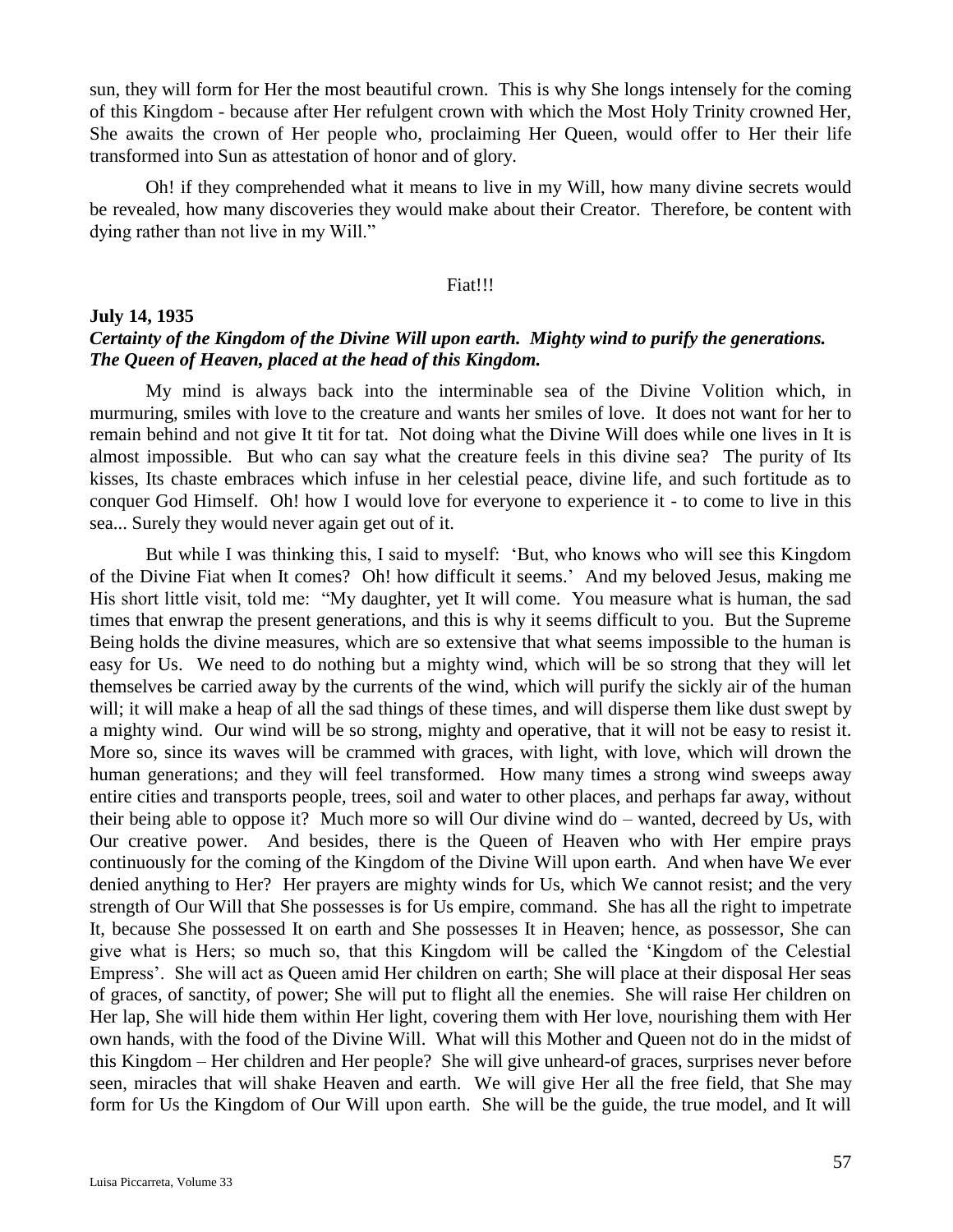sun, they will form for Her the most beautiful crown. This is why She longs intensely for the coming of this Kingdom - because after Her refulgent crown with which the Most Holy Trinity crowned Her, She awaits the crown of Her people who, proclaiming Her Queen, would offer to Her their life transformed into Sun as attestation of honor and of glory.

Oh! if they comprehended what it means to live in my Will, how many divine secrets would be revealed, how many discoveries they would make about their Creator. Therefore, be content with dying rather than not live in my Will."

Fiat!!!

**July 14, 1935**
***Certainty of the Kingdom of the Divine Will upon earth. Mighty wind to purify the generations. The Queen of Heaven, placed at the head of this Kingdom.***

My mind is always back into the interminable sea of the Divine Volition which, in murmuring, smiles with love to the creature and wants her smiles of love. It does not want for her to remain behind and not give It tit for tat. Not doing what the Divine Will does while one lives in It is almost impossible. But who can say what the creature feels in this divine sea? The purity of Its kisses, Its chaste embraces which infuse in her celestial peace, divine life, and such fortitude as to conquer God Himself. Oh! how I would love for everyone to experience it - to come to live in this sea... Surely they would never again get out of it.

But while I was thinking this, I said to myself: 'But, who knows who will see this Kingdom of the Divine Fiat when It comes? Oh! how difficult it seems.' And my beloved Jesus, making me His short little visit, told me: "My daughter, yet It will come. You measure what is human, the sad times that enwrap the present generations, and this is why it seems difficult to you. But the Supreme Being holds the divine measures, which are so extensive that what seems impossible to the human is easy for Us. We need to do nothing but a mighty wind, which will be so strong that they will let themselves be carried away by the currents of the wind, which will purify the sickly air of the human will; it will make a heap of all the sad things of these times, and will disperse them like dust swept by a mighty wind. Our wind will be so strong, mighty and operative, that it will not be easy to resist it. More so, since its waves will be crammed with graces, with light, with love, which will drown the human generations; and they will feel transformed. How many times a strong wind sweeps away entire cities and transports people, trees, soil and water to other places, and perhaps far away, without their being able to oppose it? Much more so will Our divine wind do – wanted, decreed by Us, with Our creative power. And besides, there is the Queen of Heaven who with Her empire prays continuously for the coming of the Kingdom of the Divine Will upon earth. And when have We ever denied anything to Her? Her prayers are mighty winds for Us, which We cannot resist; and the very strength of Our Will that She possesses is for Us empire, command. She has all the right to impetrate It, because She possessed It on earth and She possesses It in Heaven; hence, as possessor, She can give what is Hers; so much so, that this Kingdom will be called the 'Kingdom of the Celestial Empress'. She will act as Queen amid Her children on earth; She will place at their disposal Her seas of graces, of sanctity, of power; She will put to flight all the enemies. She will raise Her children on Her lap, She will hide them within Her light, covering them with Her love, nourishing them with Her own hands, with the food of the Divine Will. What will this Mother and Queen not do in the midst of this Kingdom – Her children and Her people? She will give unheard-of graces, surprises never before seen, miracles that will shake Heaven and earth. We will give Her all the free field, that She may form for Us the Kingdom of Our Will upon earth. She will be the guide, the true model, and It will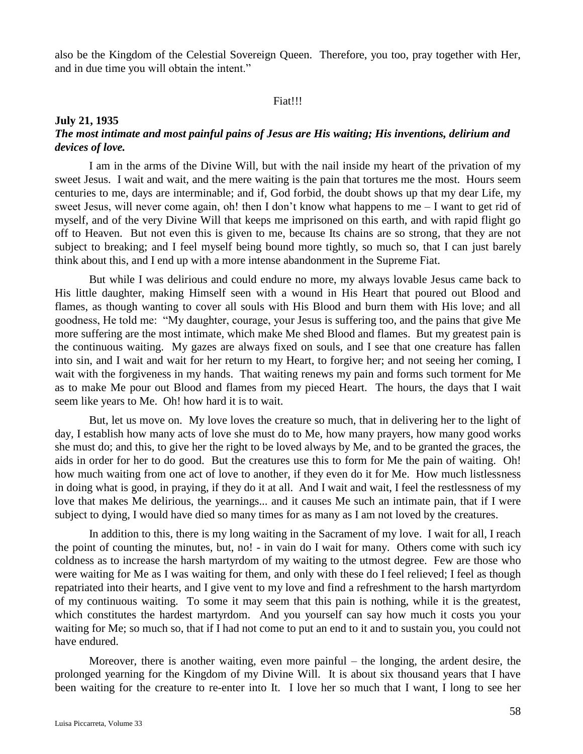also be the Kingdom of the Celestial Sovereign Queen. Therefore, you too, pray together with Her, and in due time you will obtain the intent."

Fiat!!!

**July 21, 1935**

***The most intimate and most painful pains of Jesus are His waiting; His inventions, delirium and devices of love.***

I am in the arms of the Divine Will, but with the nail inside my heart of the privation of my sweet Jesus. I wait and wait, and the mere waiting is the pain that tortures me the most. Hours seem centuries to me, days are interminable; and if, God forbid, the doubt shows up that my dear Life, my sweet Jesus, will never come again, oh! then I don't know what happens to me – I want to get rid of myself, and of the very Divine Will that keeps me imprisoned on this earth, and with rapid flight go off to Heaven. But not even this is given to me, because Its chains are so strong, that they are not subject to breaking; and I feel myself being bound more tightly, so much so, that I can just barely think about this, and I end up with a more intense abandonment in the Supreme Fiat.

But while I was delirious and could endure no more, my always lovable Jesus came back to His little daughter, making Himself seen with a wound in His Heart that poured out Blood and flames, as though wanting to cover all souls with His Blood and burn them with His love; and all goodness, He told me: "My daughter, courage, your Jesus is suffering too, and the pains that give Me more suffering are the most intimate, which make Me shed Blood and flames. But my greatest pain is the continuous waiting. My gazes are always fixed on souls, and I see that one creature has fallen into sin, and I wait and wait for her return to my Heart, to forgive her; and not seeing her coming, I wait with the forgiveness in my hands. That waiting renews my pain and forms such torment for Me as to make Me pour out Blood and flames from my pieced Heart. The hours, the days that I wait seem like years to Me. Oh! how hard it is to wait.

But, let us move on. My love loves the creature so much, that in delivering her to the light of day, I establish how many acts of love she must do to Me, how many prayers, how many good works she must do; and this, to give her the right to be loved always by Me, and to be granted the graces, the aids in order for her to do good. But the creatures use this to form for Me the pain of waiting. Oh! how much waiting from one act of love to another, if they even do it for Me. How much listlessness in doing what is good, in praying, if they do it at all. And I wait and wait, I feel the restlessness of my love that makes Me delirious, the yearnings... and it causes Me such an intimate pain, that if I were subject to dying, I would have died so many times for as many as I am not loved by the creatures.

In addition to this, there is my long waiting in the Sacrament of my love. I wait for all, I reach the point of counting the minutes, but, no! - in vain do I wait for many. Others come with such icy coldness as to increase the harsh martyrdom of my waiting to the utmost degree. Few are those who were waiting for Me as I was waiting for them, and only with these do I feel relieved; I feel as though repatriated into their hearts, and I give vent to my love and find a refreshment to the harsh martyrdom of my continuous waiting. To some it may seem that this pain is nothing, while it is the greatest, which constitutes the hardest martyrdom. And you yourself can say how much it costs you your waiting for Me; so much so, that if I had not come to put an end to it and to sustain you, you could not have endured.

Moreover, there is another waiting, even more painful – the longing, the ardent desire, the prolonged yearning for the Kingdom of my Divine Will. It is about six thousand years that I have been waiting for the creature to re-enter into It. I love her so much that I want, I long to see her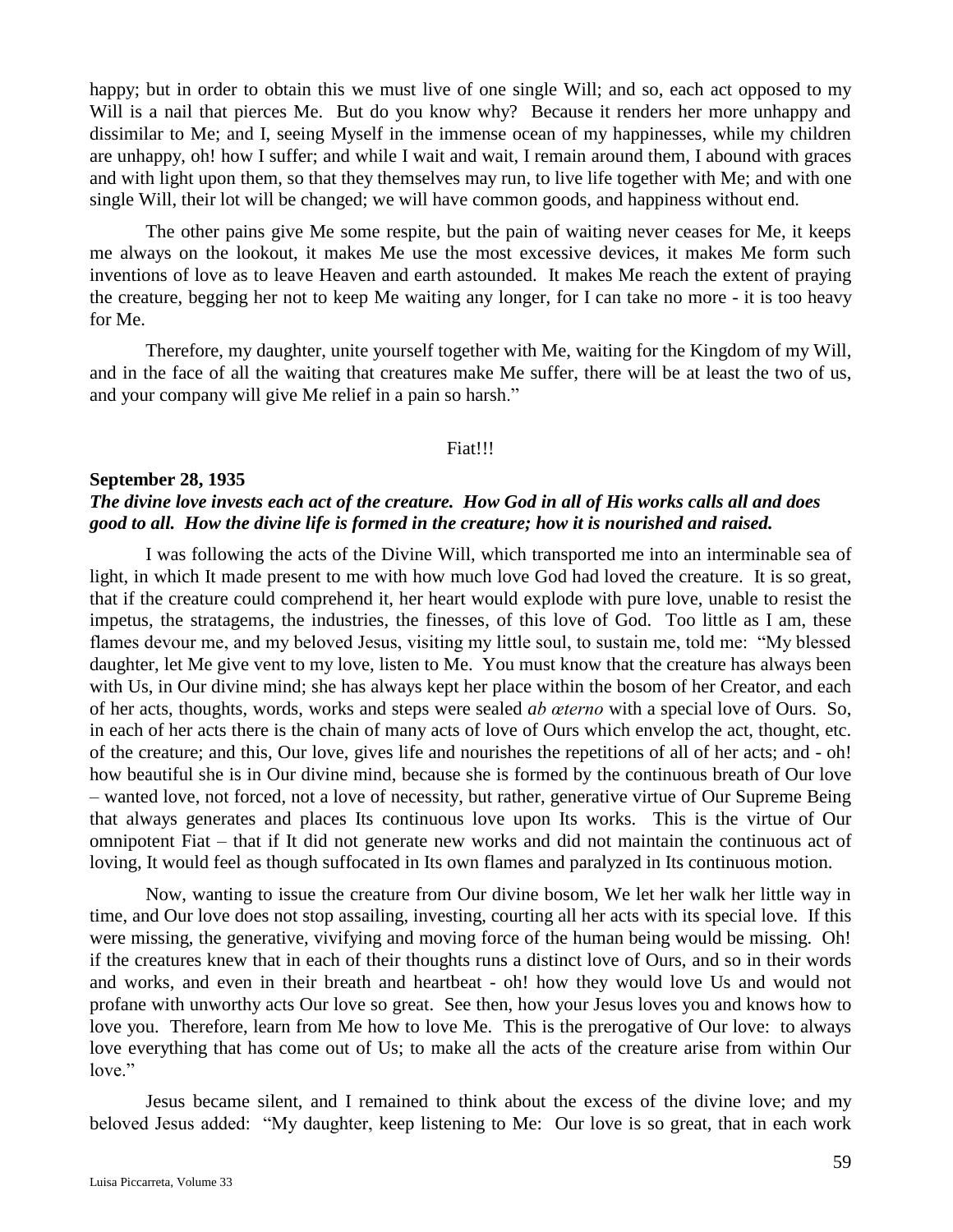happy; but in order to obtain this we must live of one single Will; and so, each act opposed to my Will is a nail that pierces Me. But do you know why? Because it renders her more unhappy and dissimilar to Me; and I, seeing Myself in the immense ocean of my happinesses, while my children are unhappy, oh! how I suffer; and while I wait and wait, I remain around them, I abound with graces and with light upon them, so that they themselves may run, to live life together with Me; and with one single Will, their lot will be changed; we will have common goods, and happiness without end.

The other pains give Me some respite, but the pain of waiting never ceases for Me, it keeps me always on the lookout, it makes Me use the most excessive devices, it makes Me form such inventions of love as to leave Heaven and earth astounded. It makes Me reach the extent of praying the creature, begging her not to keep Me waiting any longer, for I can take no more - it is too heavy for Me.

Therefore, my daughter, unite yourself together with Me, waiting for the Kingdom of my Will, and in the face of all the waiting that creatures make Me suffer, there will be at least the two of us, and your company will give Me relief in a pain so harsh."

Fiat!!!

**September 28, 1935**

***The divine love invests each act of the creature. How God in all of His works calls all and does good to all. How the divine life is formed in the creature; how it is nourished and raised.***

I was following the acts of the Divine Will, which transported me into an interminable sea of light, in which It made present to me with how much love God had loved the creature. It is so great, that if the creature could comprehend it, her heart would explode with pure love, unable to resist the impetus, the stratagems, the industries, the finesses, of this love of God. Too little as I am, these flames devour me, and my beloved Jesus, visiting my little soul, to sustain me, told me: "My blessed daughter, let Me give vent to my love, listen to Me. You must know that the creature has always been with Us, in Our divine mind; she has always kept her place within the bosom of her Creator, and each of her acts, thoughts, words, works and steps were sealed *ab æterno* with a special love of Ours. So, in each of her acts there is the chain of many acts of love of Ours which envelop the act, thought, etc. of the creature; and this, Our love, gives life and nourishes the repetitions of all of her acts; and - oh! how beautiful she is in Our divine mind, because she is formed by the continuous breath of Our love – wanted love, not forced, not a love of necessity, but rather, generative virtue of Our Supreme Being that always generates and places Its continuous love upon Its works. This is the virtue of Our omnipotent Fiat – that if It did not generate new works and did not maintain the continuous act of loving, It would feel as though suffocated in Its own flames and paralyzed in Its continuous motion.

Now, wanting to issue the creature from Our divine bosom, We let her walk her little way in time, and Our love does not stop assailing, investing, courting all her acts with its special love. If this were missing, the generative, vivifying and moving force of the human being would be missing. Oh! if the creatures knew that in each of their thoughts runs a distinct love of Ours, and so in their words and works, and even in their breath and heartbeat - oh! how they would love Us and would not profane with unworthy acts Our love so great. See then, how your Jesus loves you and knows how to love you. Therefore, learn from Me how to love Me. This is the prerogative of Our love: to always love everything that has come out of Us; to make all the acts of the creature arise from within Our love."

Jesus became silent, and I remained to think about the excess of the divine love; and my beloved Jesus added: "My daughter, keep listening to Me: Our love is so great, that in each work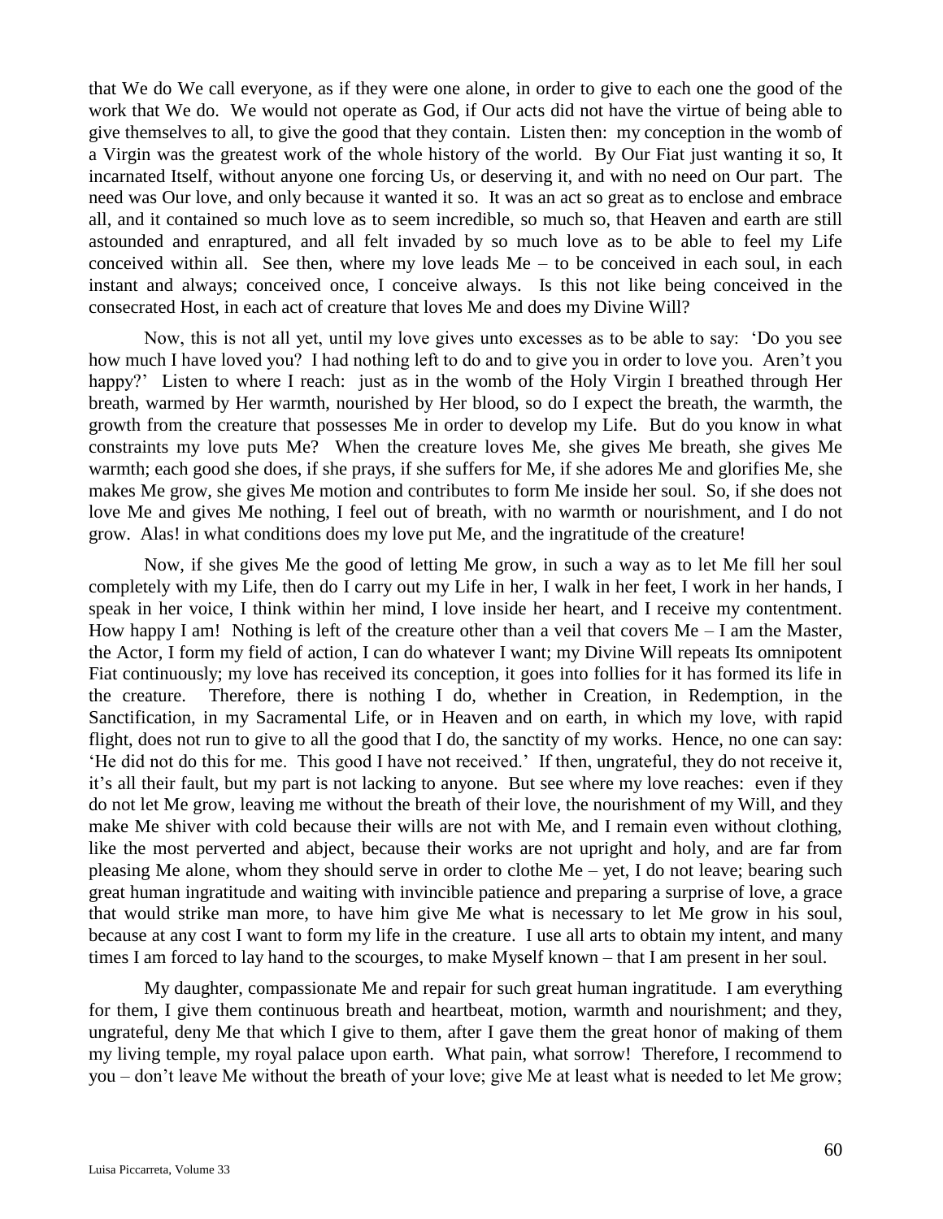that We do We call everyone, as if they were one alone, in order to give to each one the good of the work that We do. We would not operate as God, if Our acts did not have the virtue of being able to give themselves to all, to give the good that they contain. Listen then: my conception in the womb of a Virgin was the greatest work of the whole history of the world. By Our Fiat just wanting it so, It incarnated Itself, without anyone one forcing Us, or deserving it, and with no need on Our part. The need was Our love, and only because it wanted it so. It was an act so great as to enclose and embrace all, and it contained so much love as to seem incredible, so much so, that Heaven and earth are still astounded and enraptured, and all felt invaded by so much love as to be able to feel my Life conceived within all. See then, where my love leads Me – to be conceived in each soul, in each instant and always; conceived once, I conceive always. Is this not like being conceived in the consecrated Host, in each act of creature that loves Me and does my Divine Will?

Now, this is not all yet, until my love gives unto excesses as to be able to say: 'Do you see how much I have loved you? I had nothing left to do and to give you in order to love you. Aren't you happy?' Listen to where I reach: just as in the womb of the Holy Virgin I breathed through Her breath, warmed by Her warmth, nourished by Her blood, so do I expect the breath, the warmth, the growth from the creature that possesses Me in order to develop my Life. But do you know in what constraints my love puts Me? When the creature loves Me, she gives Me breath, she gives Me warmth; each good she does, if she prays, if she suffers for Me, if she adores Me and glorifies Me, she makes Me grow, she gives Me motion and contributes to form Me inside her soul. So, if she does not love Me and gives Me nothing, I feel out of breath, with no warmth or nourishment, and I do not grow. Alas! in what conditions does my love put Me, and the ingratitude of the creature!

Now, if she gives Me the good of letting Me grow, in such a way as to let Me fill her soul completely with my Life, then do I carry out my Life in her, I walk in her feet, I work in her hands, I speak in her voice, I think within her mind, I love inside her heart, and I receive my contentment. How happy I am! Nothing is left of the creature other than a veil that covers Me – I am the Master, the Actor, I form my field of action, I can do whatever I want; my Divine Will repeats Its omnipotent Fiat continuously; my love has received its conception, it goes into follies for it has formed its life in the creature. Therefore, there is nothing I do, whether in Creation, in Redemption, in the Sanctification, in my Sacramental Life, or in Heaven and on earth, in which my love, with rapid flight, does not run to give to all the good that I do, the sanctity of my works. Hence, no one can say: 'He did not do this for me. This good I have not received.' If then, ungrateful, they do not receive it, it's all their fault, but my part is not lacking to anyone. But see where my love reaches: even if they do not let Me grow, leaving me without the breath of their love, the nourishment of my Will, and they make Me shiver with cold because their wills are not with Me, and I remain even without clothing, like the most perverted and abject, because their works are not upright and holy, and are far from pleasing Me alone, whom they should serve in order to clothe Me – yet, I do not leave; bearing such great human ingratitude and waiting with invincible patience and preparing a surprise of love, a grace that would strike man more, to have him give Me what is necessary to let Me grow in his soul, because at any cost I want to form my life in the creature. I use all arts to obtain my intent, and many times I am forced to lay hand to the scourges, to make Myself known – that I am present in her soul.

My daughter, compassionate Me and repair for such great human ingratitude. I am everything for them, I give them continuous breath and heartbeat, motion, warmth and nourishment; and they, ungrateful, deny Me that which I give to them, after I gave them the great honor of making of them my living temple, my royal palace upon earth. What pain, what sorrow! Therefore, I recommend to you – don't leave Me without the breath of your love; give Me at least what is needed to let Me grow;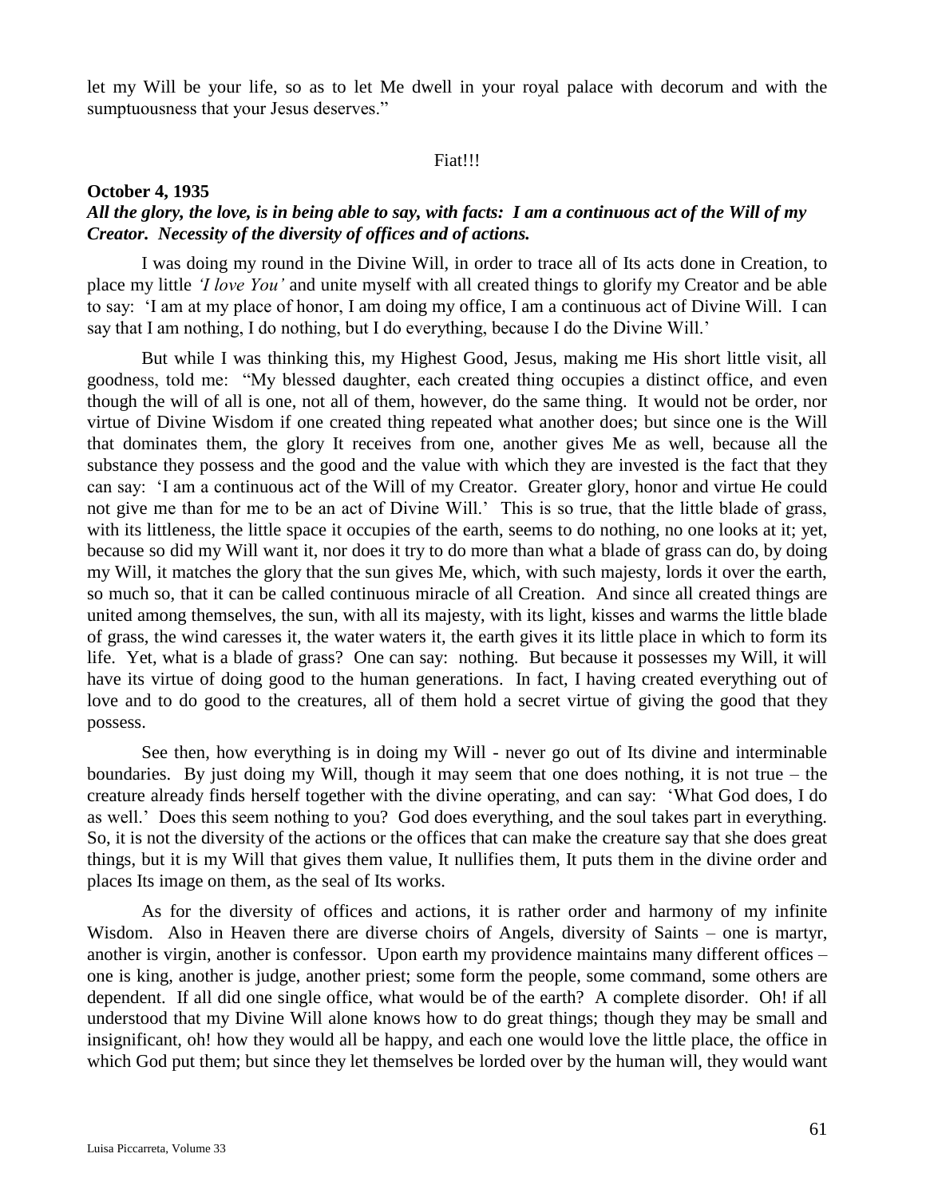let my Will be your life, so as to let Me dwell in your royal palace with decorum and with the sumptuousness that your Jesus deserves."

Fiat!!!

**October 4, 1935**

***All the glory, the love, is in being able to say, with facts: I am a continuous act of the Will of my Creator. Necessity of the diversity of offices and of actions.***

I was doing my round in the Divine Will, in order to trace all of Its acts done in Creation, to place my little *'I love You'* and unite myself with all created things to glorify my Creator and be able to say: 'I am at my place of honor, I am doing my office, I am a continuous act of Divine Will. I can say that I am nothing, I do nothing, but I do everything, because I do the Divine Will.'

But while I was thinking this, my Highest Good, Jesus, making me His short little visit, all goodness, told me: "My blessed daughter, each created thing occupies a distinct office, and even though the will of all is one, not all of them, however, do the same thing. It would not be order, nor virtue of Divine Wisdom if one created thing repeated what another does; but since one is the Will that dominates them, the glory It receives from one, another gives Me as well, because all the substance they possess and the good and the value with which they are invested is the fact that they can say: 'I am a continuous act of the Will of my Creator. Greater glory, honor and virtue He could not give me than for me to be an act of Divine Will.' This is so true, that the little blade of grass, with its littleness, the little space it occupies of the earth, seems to do nothing, no one looks at it; yet, because so did my Will want it, nor does it try to do more than what a blade of grass can do, by doing my Will, it matches the glory that the sun gives Me, which, with such majesty, lords it over the earth, so much so, that it can be called continuous miracle of all Creation. And since all created things are united among themselves, the sun, with all its majesty, with its light, kisses and warms the little blade of grass, the wind caresses it, the water waters it, the earth gives it its little place in which to form its life. Yet, what is a blade of grass? One can say: nothing. But because it possesses my Will, it will have its virtue of doing good to the human generations. In fact, I having created everything out of love and to do good to the creatures, all of them hold a secret virtue of giving the good that they possess.

See then, how everything is in doing my Will - never go out of Its divine and interminable boundaries. By just doing my Will, though it may seem that one does nothing, it is not true – the creature already finds herself together with the divine operating, and can say: 'What God does, I do as well.' Does this seem nothing to you? God does everything, and the soul takes part in everything. So, it is not the diversity of the actions or the offices that can make the creature say that she does great things, but it is my Will that gives them value, It nullifies them, It puts them in the divine order and places Its image on them, as the seal of Its works.

As for the diversity of offices and actions, it is rather order and harmony of my infinite Wisdom. Also in Heaven there are diverse choirs of Angels, diversity of Saints – one is martyr, another is virgin, another is confessor. Upon earth my providence maintains many different offices – one is king, another is judge, another priest; some form the people, some command, some others are dependent. If all did one single office, what would be of the earth? A complete disorder. Oh! if all understood that my Divine Will alone knows how to do great things; though they may be small and insignificant, oh! how they would all be happy, and each one would love the little place, the office in which God put them; but since they let themselves be lorded over by the human will, they would want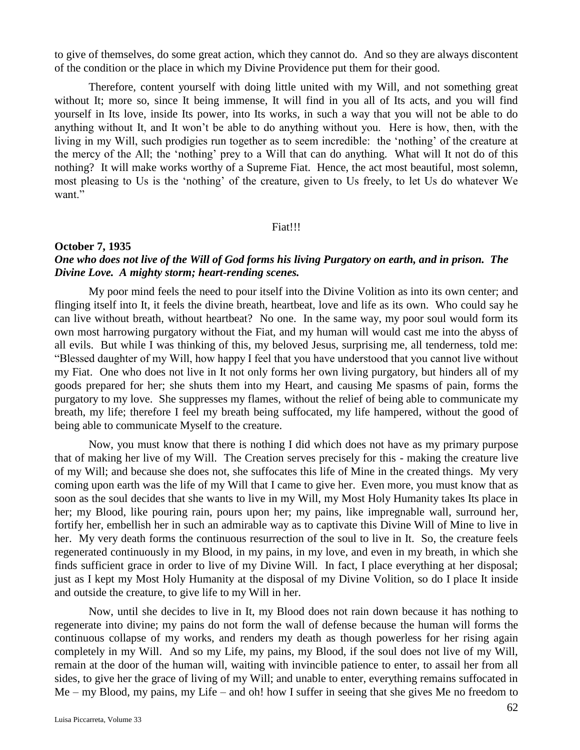to give of themselves, do some great action, which they cannot do. And so they are always discontent of the condition or the place in which my Divine Providence put them for their good.

Therefore, content yourself with doing little united with my Will, and not something great without It; more so, since It being immense, It will find in you all of Its acts, and you will find yourself in Its love, inside Its power, into Its works, in such a way that you will not be able to do anything without It, and It won't be able to do anything without you. Here is how, then, with the living in my Will, such prodigies run together as to seem incredible: the 'nothing' of the creature at the mercy of the All; the 'nothing' prey to a Will that can do anything. What will It not do of this nothing? It will make works worthy of a Supreme Fiat. Hence, the act most beautiful, most solemn, most pleasing to Us is the 'nothing' of the creature, given to Us freely, to let Us do whatever We want."

Fiat!!!

**October 7, 1935**

***One who does not live of the Will of God forms his living Purgatory on earth, and in prison. The Divine Love. A mighty storm; heart-rending scenes.***

My poor mind feels the need to pour itself into the Divine Volition as into its own center; and flinging itself into It, it feels the divine breath, heartbeat, love and life as its own. Who could say he can live without breath, without heartbeat? No one. In the same way, my poor soul would form its own most harrowing purgatory without the Fiat, and my human will would cast me into the abyss of all evils. But while I was thinking of this, my beloved Jesus, surprising me, all tenderness, told me: "Blessed daughter of my Will, how happy I feel that you have understood that you cannot live without my Fiat. One who does not live in It not only forms her own living purgatory, but hinders all of my goods prepared for her; she shuts them into my Heart, and causing Me spasms of pain, forms the purgatory to my love. She suppresses my flames, without the relief of being able to communicate my breath, my life; therefore I feel my breath being suffocated, my life hampered, without the good of being able to communicate Myself to the creature.

Now, you must know that there is nothing I did which does not have as my primary purpose that of making her live of my Will. The Creation serves precisely for this - making the creature live of my Will; and because she does not, she suffocates this life of Mine in the created things. My very coming upon earth was the life of my Will that I came to give her. Even more, you must know that as soon as the soul decides that she wants to live in my Will, my Most Holy Humanity takes Its place in her; my Blood, like pouring rain, pours upon her; my pains, like impregnable wall, surround her, fortify her, embellish her in such an admirable way as to captivate this Divine Will of Mine to live in her. My very death forms the continuous resurrection of the soul to live in It. So, the creature feels regenerated continuously in my Blood, in my pains, in my love, and even in my breath, in which she finds sufficient grace in order to live of my Divine Will. In fact, I place everything at her disposal; just as I kept my Most Holy Humanity at the disposal of my Divine Volition, so do I place It inside and outside the creature, to give life to my Will in her.

Now, until she decides to live in It, my Blood does not rain down because it has nothing to regenerate into divine; my pains do not form the wall of defense because the human will forms the continuous collapse of my works, and renders my death as though powerless for her rising again completely in my Will. And so my Life, my pains, my Blood, if the soul does not live of my Will, remain at the door of the human will, waiting with invincible patience to enter, to assail her from all sides, to give her the grace of living of my Will; and unable to enter, everything remains suffocated in Me – my Blood, my pains, my Life – and oh! how I suffer in seeing that she gives Me no freedom to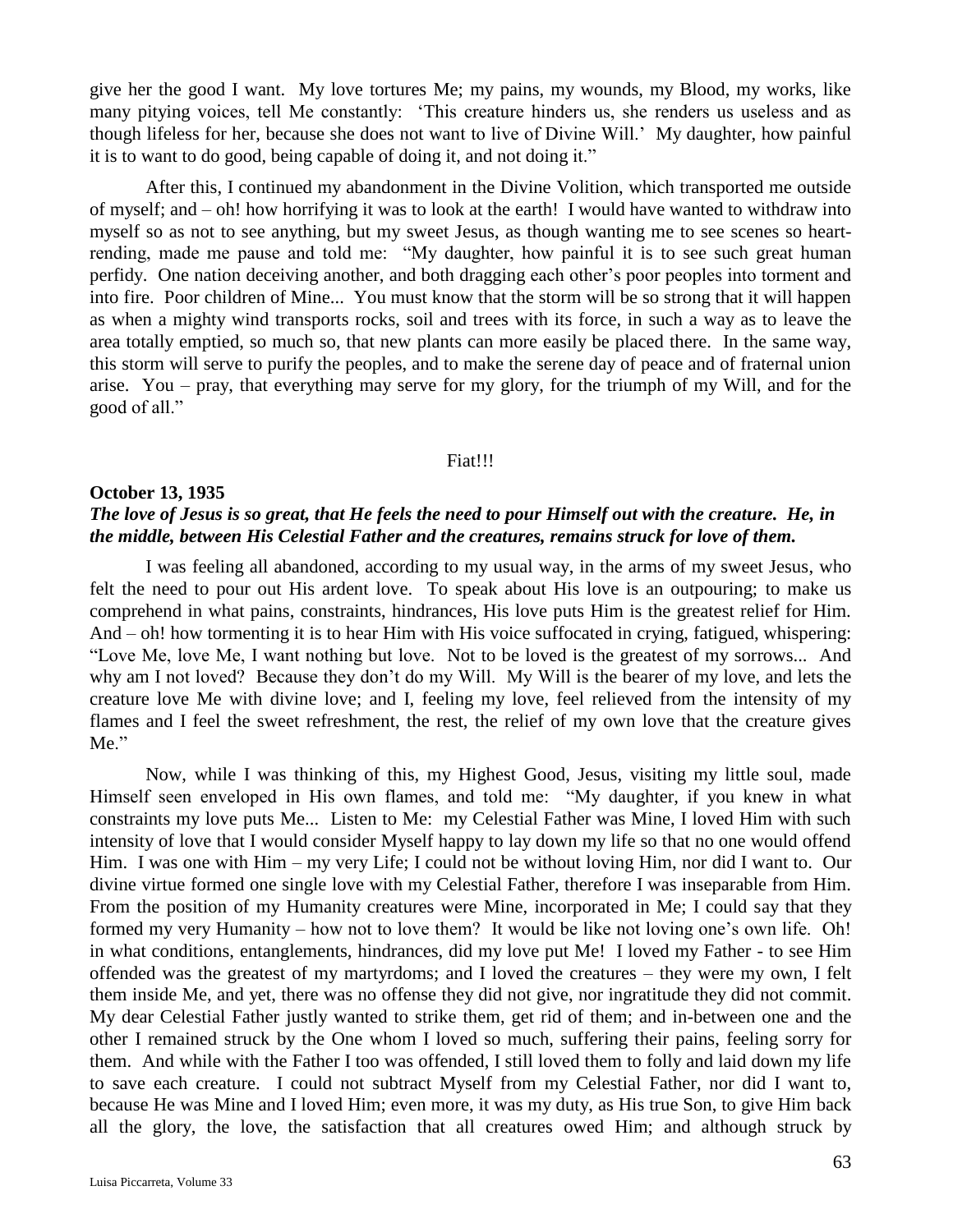give her the good I want. My love tortures Me; my pains, my wounds, my Blood, my works, like many pitying voices, tell Me constantly: 'This creature hinders us, she renders us useless and as though lifeless for her, because she does not want to live of Divine Will.' My daughter, how painful it is to want to do good, being capable of doing it, and not doing it."

After this, I continued my abandonment in the Divine Volition, which transported me outside of myself; and – oh! how horrifying it was to look at the earth! I would have wanted to withdraw into myself so as not to see anything, but my sweet Jesus, as though wanting me to see scenes so heart-rending, made me pause and told me: "My daughter, how painful it is to see such great human perfidy. One nation deceiving another, and both dragging each other's poor peoples into torment and into fire. Poor children of Mine... You must know that the storm will be so strong that it will happen as when a mighty wind transports rocks, soil and trees with its force, in such a way as to leave the area totally emptied, so much so, that new plants can more easily be placed there. In the same way, this storm will serve to purify the peoples, and to make the serene day of peace and of fraternal union arise. You – pray, that everything may serve for my glory, for the triumph of my Will, and for the good of all."

Fiat!!!

**October 13, 1935**

***The love of Jesus is so great, that He feels the need to pour Himself out with the creature. He, in the middle, between His Celestial Father and the creatures, remains struck for love of them.***

I was feeling all abandoned, according to my usual way, in the arms of my sweet Jesus, who felt the need to pour out His ardent love. To speak about His love is an outpouring; to make us comprehend in what pains, constraints, hindrances, His love puts Him is the greatest relief for Him. And – oh! how tormenting it is to hear Him with His voice suffocated in crying, fatigued, whispering: "Love Me, love Me, I want nothing but love. Not to be loved is the greatest of my sorrows... And why am I not loved? Because they don't do my Will. My Will is the bearer of my love, and lets the creature love Me with divine love; and I, feeling my love, feel relieved from the intensity of my flames and I feel the sweet refreshment, the rest, the relief of my own love that the creature gives Me."

Now, while I was thinking of this, my Highest Good, Jesus, visiting my little soul, made Himself seen enveloped in His own flames, and told me: "My daughter, if you knew in what constraints my love puts Me... Listen to Me: my Celestial Father was Mine, I loved Him with such intensity of love that I would consider Myself happy to lay down my life so that no one would offend Him. I was one with Him – my very Life; I could not be without loving Him, nor did I want to. Our divine virtue formed one single love with my Celestial Father, therefore I was inseparable from Him. From the position of my Humanity creatures were Mine, incorporated in Me; I could say that they formed my very Humanity – how not to love them? It would be like not loving one's own life. Oh! in what conditions, entanglements, hindrances, did my love put Me! I loved my Father - to see Him offended was the greatest of my martyrdoms; and I loved the creatures – they were my own, I felt them inside Me, and yet, there was no offense they did not give, nor ingratitude they did not commit. My dear Celestial Father justly wanted to strike them, get rid of them; and in-between one and the other I remained struck by the One whom I loved so much, suffering their pains, feeling sorry for them. And while with the Father I too was offended, I still loved them to folly and laid down my life to save each creature. I could not subtract Myself from my Celestial Father, nor did I want to, because He was Mine and I loved Him; even more, it was my duty, as His true Son, to give Him back all the glory, the love, the satisfaction that all creatures owed Him; and although struck by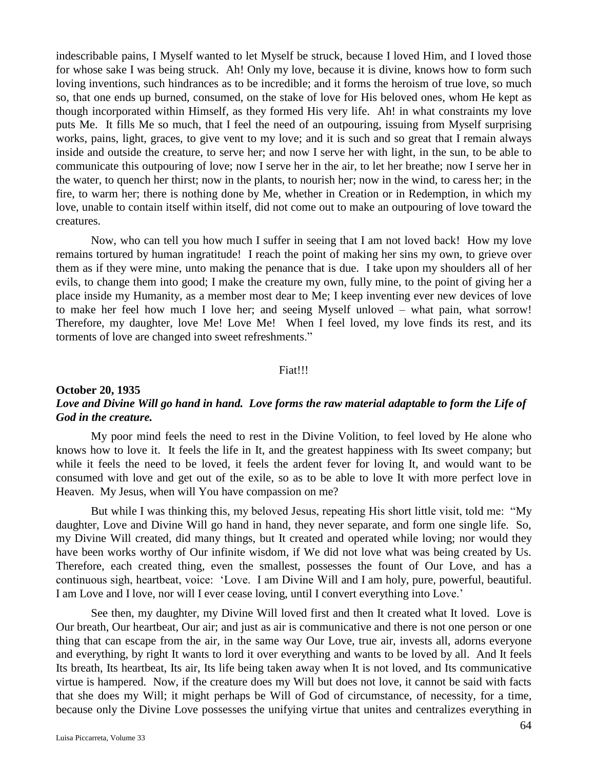indescribable pains, I Myself wanted to let Myself be struck, because I loved Him, and I loved those for whose sake I was being struck. Ah! Only my love, because it is divine, knows how to form such loving inventions, such hindrances as to be incredible; and it forms the heroism of true love, so much so, that one ends up burned, consumed, on the stake of love for His beloved ones, whom He kept as though incorporated within Himself, as they formed His very life. Ah! in what constraints my love puts Me. It fills Me so much, that I feel the need of an outpouring, issuing from Myself surprising works, pains, light, graces, to give vent to my love; and it is such and so great that I remain always inside and outside the creature, to serve her; and now I serve her with light, in the sun, to be able to communicate this outpouring of love; now I serve her in the air, to let her breathe; now I serve her in the water, to quench her thirst; now in the plants, to nourish her; now in the wind, to caress her; in the fire, to warm her; there is nothing done by Me, whether in Creation or in Redemption, in which my love, unable to contain itself within itself, did not come out to make an outpouring of love toward the creatures.

Now, who can tell you how much I suffer in seeing that I am not loved back! How my love remains tortured by human ingratitude! I reach the point of making her sins my own, to grieve over them as if they were mine, unto making the penance that is due. I take upon my shoulders all of her evils, to change them into good; I make the creature my own, fully mine, to the point of giving her a place inside my Humanity, as a member most dear to Me; I keep inventing ever new devices of love to make her feel how much I love her; and seeing Myself unloved – what pain, what sorrow! Therefore, my daughter, love Me! Love Me! When I feel loved, my love finds its rest, and its torments of love are changed into sweet refreshments."

Fiat!!!

**October 20, 1935**

***Love and Divine Will go hand in hand. Love forms the raw material adaptable to form the Life of God in the creature.***

My poor mind feels the need to rest in the Divine Volition, to feel loved by He alone who knows how to love it. It feels the life in It, and the greatest happiness with Its sweet company; but while it feels the need to be loved, it feels the ardent fever for loving It, and would want to be consumed with love and get out of the exile, so as to be able to love It with more perfect love in Heaven. My Jesus, when will You have compassion on me?

But while I was thinking this, my beloved Jesus, repeating His short little visit, told me: "My daughter, Love and Divine Will go hand in hand, they never separate, and form one single life. So, my Divine Will created, did many things, but It created and operated while loving; nor would they have been works worthy of Our infinite wisdom, if We did not love what was being created by Us. Therefore, each created thing, even the smallest, possesses the fount of Our Love, and has a continuous sigh, heartbeat, voice: 'Love. I am Divine Will and I am holy, pure, powerful, beautiful. I am Love and I love, nor will I ever cease loving, until I convert everything into Love.'

See then, my daughter, my Divine Will loved first and then It created what It loved. Love is Our breath, Our heartbeat, Our air; and just as air is communicative and there is not one person or one thing that can escape from the air, in the same way Our Love, true air, invests all, adorns everyone and everything, by right It wants to lord it over everything and wants to be loved by all. And It feels Its breath, Its heartbeat, Its air, Its life being taken away when It is not loved, and Its communicative virtue is hampered. Now, if the creature does my Will but does not love, it cannot be said with facts that she does my Will; it might perhaps be Will of God of circumstance, of necessity, for a time, because only the Divine Love possesses the unifying virtue that unites and centralizes everything in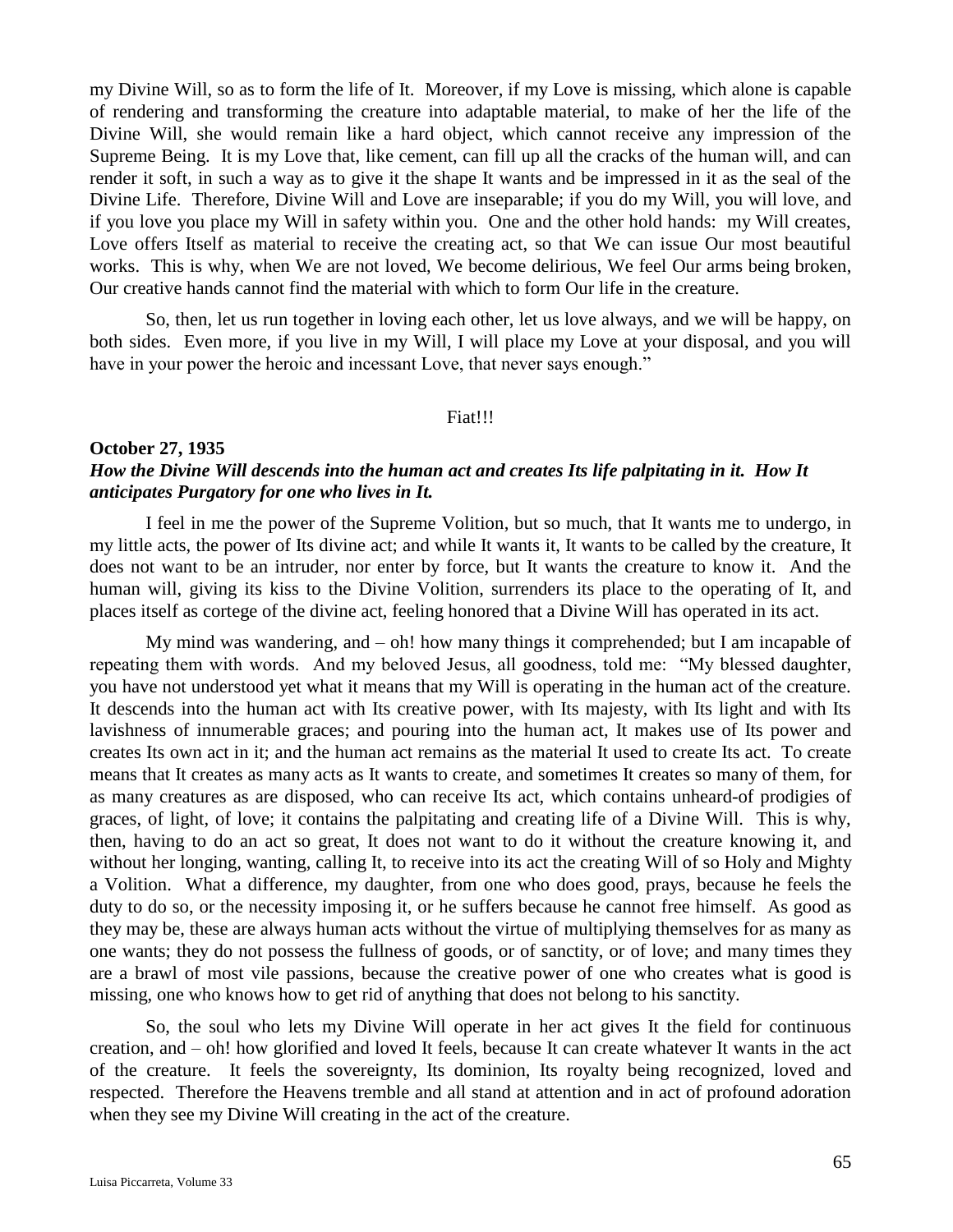my Divine Will, so as to form the life of It. Moreover, if my Love is missing, which alone is capable of rendering and transforming the creature into adaptable material, to make of her the life of the Divine Will, she would remain like a hard object, which cannot receive any impression of the Supreme Being. It is my Love that, like cement, can fill up all the cracks of the human will, and can render it soft, in such a way as to give it the shape It wants and be impressed in it as the seal of the Divine Life. Therefore, Divine Will and Love are inseparable; if you do my Will, you will love, and if you love you place my Will in safety within you. One and the other hold hands: my Will creates, Love offers Itself as material to receive the creating act, so that We can issue Our most beautiful works. This is why, when We are not loved, We become delirious, We feel Our arms being broken, Our creative hands cannot find the material with which to form Our life in the creature.

So, then, let us run together in loving each other, let us love always, and we will be happy, on both sides. Even more, if you live in my Will, I will place my Love at your disposal, and you will have in your power the heroic and incessant Love, that never says enough."

Fiat!!!

**October 27, 1935**

***How the Divine Will descends into the human act and creates Its life palpitating in it. How It anticipates Purgatory for one who lives in It.***

I feel in me the power of the Supreme Volition, but so much, that It wants me to undergo, in my little acts, the power of Its divine act; and while It wants it, It wants to be called by the creature, It does not want to be an intruder, nor enter by force, but It wants the creature to know it. And the human will, giving its kiss to the Divine Volition, surrenders its place to the operating of It, and places itself as cortege of the divine act, feeling honored that a Divine Will has operated in its act.

My mind was wandering, and – oh! how many things it comprehended; but I am incapable of repeating them with words. And my beloved Jesus, all goodness, told me: "My blessed daughter, you have not understood yet what it means that my Will is operating in the human act of the creature. It descends into the human act with Its creative power, with Its majesty, with Its light and with Its lavishness of innumerable graces; and pouring into the human act, It makes use of Its power and creates Its own act in it; and the human act remains as the material It used to create Its act. To create means that It creates as many acts as It wants to create, and sometimes It creates so many of them, for as many creatures as are disposed, who can receive Its act, which contains unheard-of prodigies of graces, of light, of love; it contains the palpitating and creating life of a Divine Will. This is why, then, having to do an act so great, It does not want to do it without the creature knowing it, and without her longing, wanting, calling It, to receive into its act the creating Will of so Holy and Mighty a Volition. What a difference, my daughter, from one who does good, prays, because he feels the duty to do so, or the necessity imposing it, or he suffers because he cannot free himself. As good as they may be, these are always human acts without the virtue of multiplying themselves for as many as one wants; they do not possess the fullness of goods, or of sanctity, or of love; and many times they are a brawl of most vile passions, because the creative power of one who creates what is good is missing, one who knows how to get rid of anything that does not belong to his sanctity.

So, the soul who lets my Divine Will operate in her act gives It the field for continuous creation, and – oh! how glorified and loved It feels, because It can create whatever It wants in the act of the creature. It feels the sovereignty, Its dominion, Its royalty being recognized, loved and respected. Therefore the Heavens tremble and all stand at attention and in act of profound adoration when they see my Divine Will creating in the act of the creature.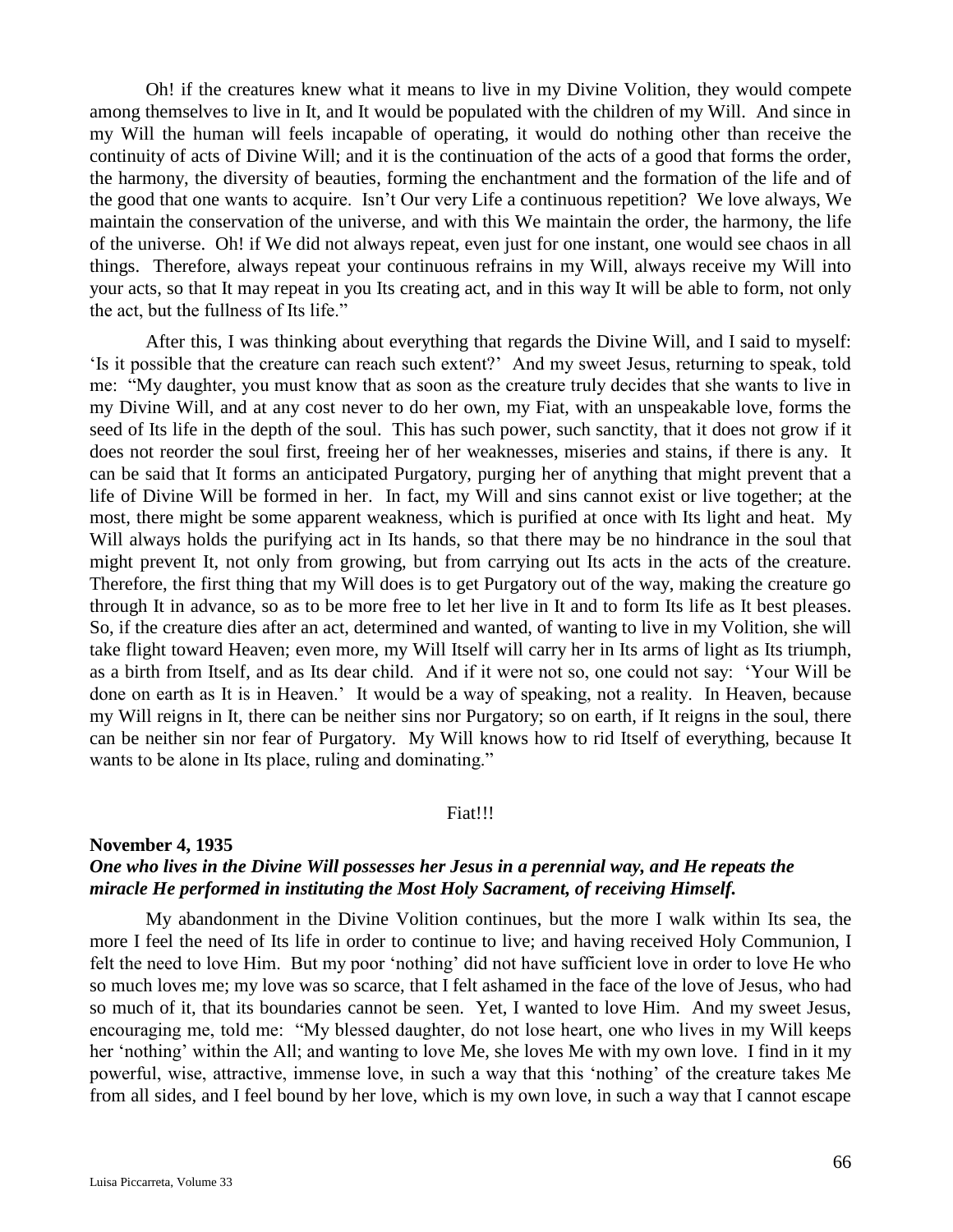Oh! if the creatures knew what it means to live in my Divine Volition, they would compete among themselves to live in It, and It would be populated with the children of my Will. And since in my Will the human will feels incapable of operating, it would do nothing other than receive the continuity of acts of Divine Will; and it is the continuation of the acts of a good that forms the order, the harmony, the diversity of beauties, forming the enchantment and the formation of the life and of the good that one wants to acquire. Isn't Our very Life a continuous repetition? We love always, We maintain the conservation of the universe, and with this We maintain the order, the harmony, the life of the universe. Oh! if We did not always repeat, even just for one instant, one would see chaos in all things. Therefore, always repeat your continuous refrains in my Will, always receive my Will into your acts, so that It may repeat in you Its creating act, and in this way It will be able to form, not only the act, but the fullness of Its life."

After this, I was thinking about everything that regards the Divine Will, and I said to myself: 'Is it possible that the creature can reach such extent?' And my sweet Jesus, returning to speak, told me: "My daughter, you must know that as soon as the creature truly decides that she wants to live in my Divine Will, and at any cost never to do her own, my Fiat, with an unspeakable love, forms the seed of Its life in the depth of the soul. This has such power, such sanctity, that it does not grow if it does not reorder the soul first, freeing her of her weaknesses, miseries and stains, if there is any. It can be said that It forms an anticipated Purgatory, purging her of anything that might prevent that a life of Divine Will be formed in her. In fact, my Will and sins cannot exist or live together; at the most, there might be some apparent weakness, which is purified at once with Its light and heat. My Will always holds the purifying act in Its hands, so that there may be no hindrance in the soul that might prevent It, not only from growing, but from carrying out Its acts in the acts of the creature. Therefore, the first thing that my Will does is to get Purgatory out of the way, making the creature go through It in advance, so as to be more free to let her live in It and to form Its life as It best pleases. So, if the creature dies after an act, determined and wanted, of wanting to live in my Volition, she will take flight toward Heaven; even more, my Will Itself will carry her in Its arms of light as Its triumph, as a birth from Itself, and as Its dear child. And if it were not so, one could not say: 'Your Will be done on earth as It is in Heaven.' It would be a way of speaking, not a reality. In Heaven, because my Will reigns in It, there can be neither sins nor Purgatory; so on earth, if It reigns in the soul, there can be neither sin nor fear of Purgatory. My Will knows how to rid Itself of everything, because It wants to be alone in Its place, ruling and dominating."

Fiat!!!

**November 4, 1935**

***One who lives in the Divine Will possesses her Jesus in a perennial way, and He repeats the miracle He performed in instituting the Most Holy Sacrament, of receiving Himself.***

My abandonment in the Divine Volition continues, but the more I walk within Its sea, the more I feel the need of Its life in order to continue to live; and having received Holy Communion, I felt the need to love Him. But my poor 'nothing' did not have sufficient love in order to love He who so much loves me; my love was so scarce, that I felt ashamed in the face of the love of Jesus, who had so much of it, that its boundaries cannot be seen. Yet, I wanted to love Him. And my sweet Jesus, encouraging me, told me: "My blessed daughter, do not lose heart, one who lives in my Will keeps her 'nothing' within the All; and wanting to love Me, she loves Me with my own love. I find in it my powerful, wise, attractive, immense love, in such a way that this 'nothing' of the creature takes Me from all sides, and I feel bound by her love, which is my own love, in such a way that I cannot escape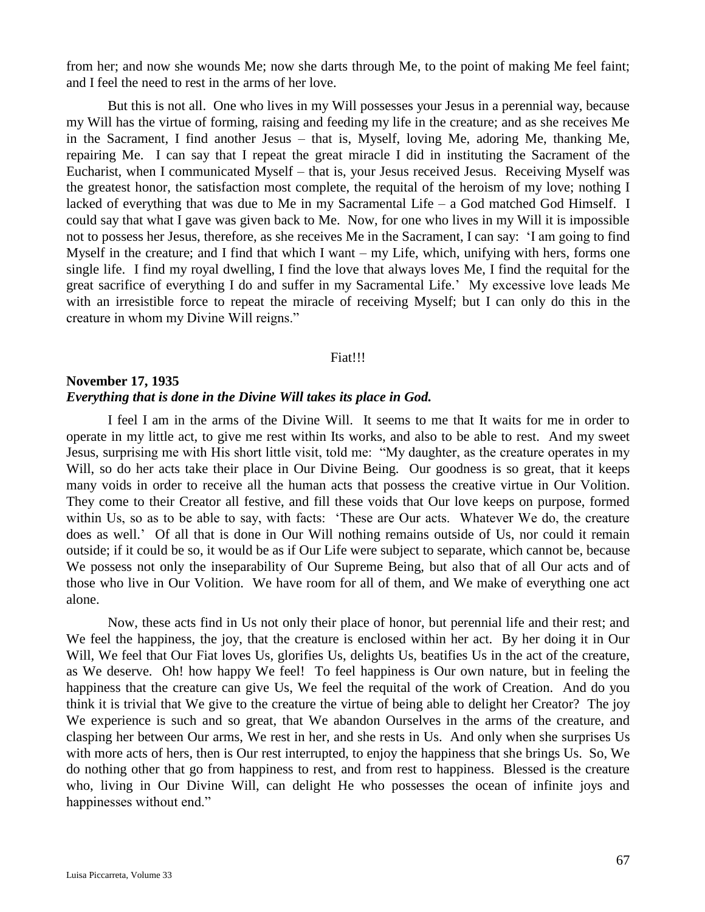from her; and now she wounds Me; now she darts through Me, to the point of making Me feel faint; and I feel the need to rest in the arms of her love.

But this is not all. One who lives in my Will possesses your Jesus in a perennial way, because my Will has the virtue of forming, raising and feeding my life in the creature; and as she receives Me in the Sacrament, I find another Jesus – that is, Myself, loving Me, adoring Me, thanking Me, repairing Me. I can say that I repeat the great miracle I did in instituting the Sacrament of the Eucharist, when I communicated Myself – that is, your Jesus received Jesus. Receiving Myself was the greatest honor, the satisfaction most complete, the requital of the heroism of my love; nothing I lacked of everything that was due to Me in my Sacramental Life – a God matched God Himself. I could say that what I gave was given back to Me. Now, for one who lives in my Will it is impossible not to possess her Jesus, therefore, as she receives Me in the Sacrament, I can say: 'I am going to find Myself in the creature; and I find that which I want – my Life, which, unifying with hers, forms one single life. I find my royal dwelling, I find the love that always loves Me, I find the requital for the great sacrifice of everything I do and suffer in my Sacramental Life.' My excessive love leads Me with an irresistible force to repeat the miracle of receiving Myself; but I can only do this in the creature in whom my Divine Will reigns."

Fiat!!!

**November 17, 1935**
***Everything that is done in the Divine Will takes its place in God.***

I feel I am in the arms of the Divine Will. It seems to me that It waits for me in order to operate in my little act, to give me rest within Its works, and also to be able to rest. And my sweet Jesus, surprising me with His short little visit, told me: "My daughter, as the creature operates in my Will, so do her acts take their place in Our Divine Being. Our goodness is so great, that it keeps many voids in order to receive all the human acts that possess the creative virtue in Our Volition. They come to their Creator all festive, and fill these voids that Our love keeps on purpose, formed within Us, so as to be able to say, with facts: 'These are Our acts. Whatever We do, the creature does as well.' Of all that is done in Our Will nothing remains outside of Us, nor could it remain outside; if it could be so, it would be as if Our Life were subject to separate, which cannot be, because We possess not only the inseparability of Our Supreme Being, but also that of all Our acts and of those who live in Our Volition. We have room for all of them, and We make of everything one act alone.

Now, these acts find in Us not only their place of honor, but perennial life and their rest; and We feel the happiness, the joy, that the creature is enclosed within her act. By her doing it in Our Will, We feel that Our Fiat loves Us, glorifies Us, delights Us, beatifies Us in the act of the creature, as We deserve. Oh! how happy We feel! To feel happiness is Our own nature, but in feeling the happiness that the creature can give Us, We feel the requital of the work of Creation. And do you think it is trivial that We give to the creature the virtue of being able to delight her Creator? The joy We experience is such and so great, that We abandon Ourselves in the arms of the creature, and clasping her between Our arms, We rest in her, and she rests in Us. And only when she surprises Us with more acts of hers, then is Our rest interrupted, to enjoy the happiness that she brings Us. So, We do nothing other that go from happiness to rest, and from rest to happiness. Blessed is the creature who, living in Our Divine Will, can delight He who possesses the ocean of infinite joys and happinesses without end."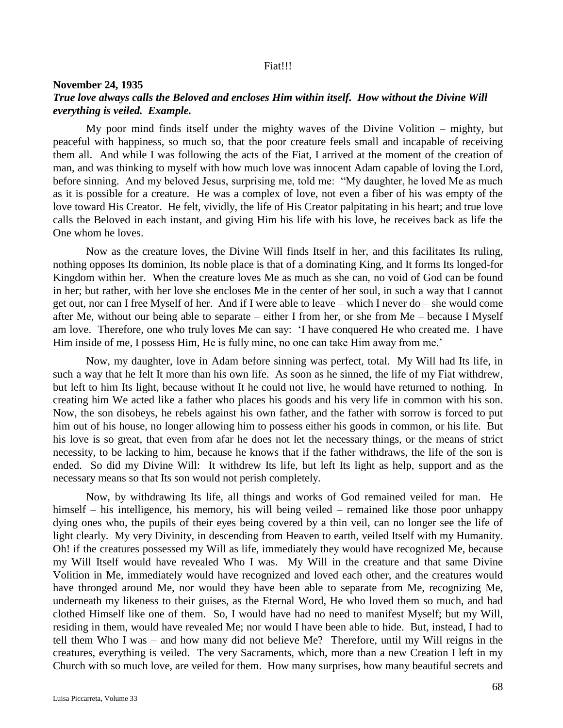Fiat!!!

**November 24, 1935**

***True love always calls the Beloved and encloses Him within itself. How without the Divine Will everything is veiled. Example.***

My poor mind finds itself under the mighty waves of the Divine Volition – mighty, but peaceful with happiness, so much so, that the poor creature feels small and incapable of receiving them all. And while I was following the acts of the Fiat, I arrived at the moment of the creation of man, and was thinking to myself with how much love was innocent Adam capable of loving the Lord, before sinning. And my beloved Jesus, surprising me, told me: "My daughter, he loved Me as much as it is possible for a creature. He was a complex of love, not even a fiber of his was empty of the love toward His Creator. He felt, vividly, the life of His Creator palpitating in his heart; and true love calls the Beloved in each instant, and giving Him his life with his love, he receives back as life the One whom he loves.

Now as the creature loves, the Divine Will finds Itself in her, and this facilitates Its ruling, nothing opposes Its dominion, Its noble place is that of a dominating King, and It forms Its longed-for Kingdom within her. When the creature loves Me as much as she can, no void of God can be found in her; but rather, with her love she encloses Me in the center of her soul, in such a way that I cannot get out, nor can I free Myself of her. And if I were able to leave – which I never do – she would come after Me, without our being able to separate – either I from her, or she from Me – because I Myself am love. Therefore, one who truly loves Me can say: 'I have conquered He who created me. I have Him inside of me, I possess Him, He is fully mine, no one can take Him away from me.'

Now, my daughter, love in Adam before sinning was perfect, total. My Will had Its life, in such a way that he felt It more than his own life. As soon as he sinned, the life of my Fiat withdrew, but left to him Its light, because without It he could not live, he would have returned to nothing. In creating him We acted like a father who places his goods and his very life in common with his son. Now, the son disobeys, he rebels against his own father, and the father with sorrow is forced to put him out of his house, no longer allowing him to possess either his goods in common, or his life. But his love is so great, that even from afar he does not let the necessary things, or the means of strict necessity, to be lacking to him, because he knows that if the father withdraws, the life of the son is ended. So did my Divine Will: It withdrew Its life, but left Its light as help, support and as the necessary means so that Its son would not perish completely.

Now, by withdrawing Its life, all things and works of God remained veiled for man. He himself – his intelligence, his memory, his will being veiled – remained like those poor unhappy dying ones who, the pupils of their eyes being covered by a thin veil, can no longer see the life of light clearly. My very Divinity, in descending from Heaven to earth, veiled Itself with my Humanity. Oh! if the creatures possessed my Will as life, immediately they would have recognized Me, because my Will Itself would have revealed Who I was. My Will in the creature and that same Divine Volition in Me, immediately would have recognized and loved each other, and the creatures would have thronged around Me, nor would they have been able to separate from Me, recognizing Me, underneath my likeness to their guises, as the Eternal Word, He who loved them so much, and had clothed Himself like one of them. So, I would have had no need to manifest Myself; but my Will, residing in them, would have revealed Me; nor would I have been able to hide. But, instead, I had to tell them Who I was – and how many did not believe Me? Therefore, until my Will reigns in the creatures, everything is veiled. The very Sacraments, which, more than a new Creation I left in my Church with so much love, are veiled for them. How many surprises, how many beautiful secrets and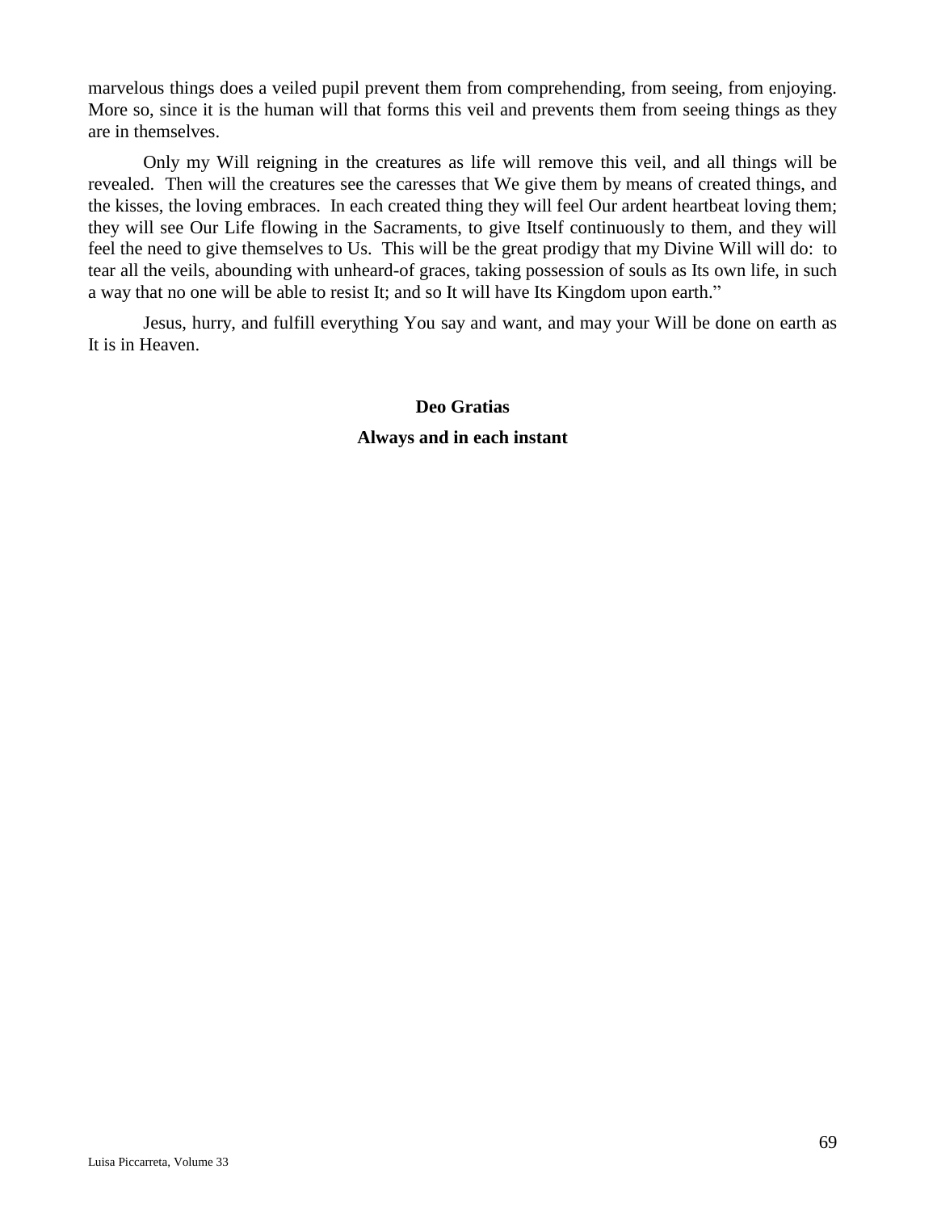marvelous things does a veiled pupil prevent them from comprehending, from seeing, from enjoying. More so, since it is the human will that forms this veil and prevents them from seeing things as they are in themselves.

Only my Will reigning in the creatures as life will remove this veil, and all things will be revealed. Then will the creatures see the caresses that We give them by means of created things, and the kisses, the loving embraces. In each created thing they will feel Our ardent heartbeat loving them; they will see Our Life flowing in the Sacraments, to give Itself continuously to them, and they will feel the need to give themselves to Us. This will be the great prodigy that my Divine Will will do: to tear all the veils, abounding with unheard-of graces, taking possession of souls as Its own life, in such a way that no one will be able to resist It; and so It will have Its Kingdom upon earth."

Jesus, hurry, and fulfill everything You say and want, and may your Will be done on earth as It is in Heaven.

**Deo Gratias**

**Always and in each instant**